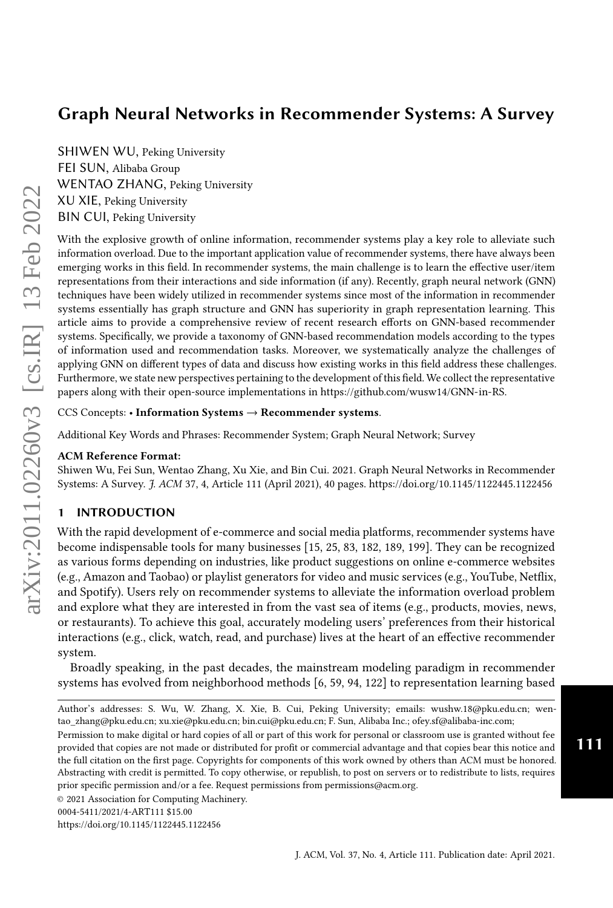# Graph Neural Networks in Recommender Systems: A Survey

SHIWEN WU, Peking University
FEI SUN, Alibaba Group
WENTAO ZHANG, Peking University
XU XIE, Peking University
BIN CUI, Peking University

With the explosive growth of online information, recommender systems play a key role to alleviate such information overload. Due to the important application value of recommender systems, there have always been emerging works in this field. In recommender systems, the main challenge is to learn the effective user/item representations from their interactions and side information (if any). Recently, graph neural network (GNN) techniques have been widely utilized in recommender systems since most of the information in recommender systems essentially has graph structure and GNN has superiority in graph representation learning. This article aims to provide a comprehensive review of recent research efforts on GNN-based recommender systems. Specifically, we provide a taxonomy of GNN-based recommendation models according to the types of information used and recommendation tasks. Moreover, we systematically analyze the challenges of applying GNN on different types of data and discuss how existing works in this field address these challenges. Furthermore, we state new perspectives pertaining to the development of this field. We collect the representative papers along with their open-source implementations in https://github.com/wusw14/GNN-in-RS.

CCS Concepts: • **Information Systems → Recommender systems**.

Additional Key Words and Phrases: Recommender System; Graph Neural Network; Survey

**ACM Reference Format:**
Shiwen Wu, Fei Sun, Wentao Zhang, Xu Xie, and Bin Cui. 2021. Graph Neural Networks in Recommender Systems: A Survey. *J. ACM* 37, 4, Article 111 (April 2021), 40 pages. https://doi.org/10.1145/1122445.1122456

## 1 INTRODUCTION

With the rapid development of e-commerce and social media platforms, recommender systems have become indispensable tools for many businesses [15, 25, 83, 182, 189, 199]. They can be recognized as various forms depending on industries, like product suggestions on online e-commerce websites (e.g., Amazon and Taobao) or playlist generators for video and music services (e.g., YouTube, Netflix, and Spotify). Users rely on recommender systems to alleviate the information overload problem and explore what they are interested in from the vast sea of items (e.g., products, movies, news, or restaurants). To achieve this goal, accurately modeling users' preferences from their historical interactions (e.g., click, watch, read, and purchase) lives at the heart of an effective recommender system.

Broadly speaking, in the past decades, the mainstream modeling paradigm in recommender systems has evolved from neighborhood methods [6, 59, 94, 122] to representation learning based

---

Author's addresses: S. Wu, W. Zhang, X. Xie, B. Cui, Peking University; emails: wushw.18@pku.edu.cn; wentao_zhang@pku.edu.cn; xu.xie@pku.edu.cn; bin.cui@pku.edu.cn; F. Sun, Alibaba Inc.; ofey.sf@alibaba-inc.com;

Permission to make digital or hard copies of all or part of this work for personal or classroom use is granted without fee provided that copies are not made or distributed for profit or commercial advantage and that copies bear this notice and the full citation on the first page. Copyrights for components of this work owned by others than ACM must be honored. Abstracting with credit is permitted. To copy otherwise, or republish, to post on servers or to redistribute to lists, requires prior specific permission and/or a fee. Request permissions from permissions@acm.org.

© 2021 Association for Computing Machinery.
0004-5411/2021/4-ART111 $15.00
https://doi.org/10.1145/1122445.1122456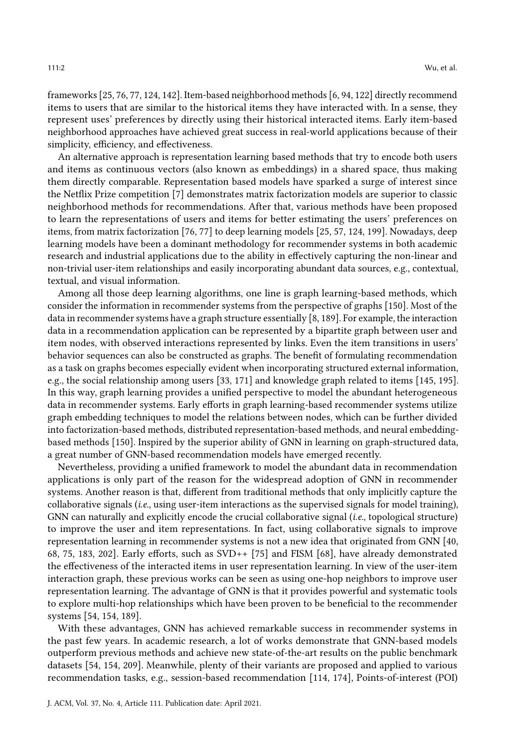frameworks [25, 76, 77, 124, 142]. Item-based neighborhood methods [6, 94, 122] directly recommend items to users that are similar to the historical items they have interacted with. In a sense, they represent uses' preferences by directly using their historical interacted items. Early item-based neighborhood approaches have achieved great success in real-world applications because of their simplicity, efficiency, and effectiveness.

An alternative approach is representation learning based methods that try to encode both users and items as continuous vectors (also known as embeddings) in a shared space, thus making them directly comparable. Representation based models have sparked a surge of interest since the Netflix Prize competition [7] demonstrates matrix factorization models are superior to classic neighborhood methods for recommendations. After that, various methods have been proposed to learn the representations of users and items for better estimating the users' preferences on items, from matrix factorization [76, 77] to deep learning models [25, 57, 124, 199]. Nowadays, deep learning models have been a dominant methodology for recommender systems in both academic research and industrial applications due to the ability in effectively capturing the non-linear and non-trivial user-item relationships and easily incorporating abundant data sources, e.g., contextual, textual, and visual information.

Among all those deep learning algorithms, one line is graph learning-based methods, which consider the information in recommender systems from the perspective of graphs [150]. Most of the data in recommender systems have a graph structure essentially [8, 189]. For example, the interaction data in a recommendation application can be represented by a bipartite graph between user and item nodes, with observed interactions represented by links. Even the item transitions in users' behavior sequences can also be constructed as graphs. The benefit of formulating recommendation as a task on graphs becomes especially evident when incorporating structured external information, e.g., the social relationship among users [33, 171] and knowledge graph related to items [145, 195]. In this way, graph learning provides a unified perspective to model the abundant heterogeneous data in recommender systems. Early efforts in graph learning-based recommender systems utilize graph embedding techniques to model the relations between nodes, which can be further divided into factorization-based methods, distributed representation-based methods, and neural embedding-based methods [150]. Inspired by the superior ability of GNN in learning on graph-structured data, a great number of GNN-based recommendation models have emerged recently.

Nevertheless, providing a unified framework to model the abundant data in recommendation applications is only part of the reason for the widespread adoption of GNN in recommender systems. Another reason is that, different from traditional methods that only implicitly capture the collaborative signals (*i.e.*, using user-item interactions as the supervised signals for model training), GNN can naturally and explicitly encode the crucial collaborative signal (*i.e.*, topological structure) to improve the user and item representations. In fact, using collaborative signals to improve representation learning in recommender systems is not a new idea that originated from GNN [40, 68, 75, 183, 202]. Early efforts, such as SVD++ [75] and FISM [68], have already demonstrated the effectiveness of the interacted items in user representation learning. In view of the user-item interaction graph, these previous works can be seen as using one-hop neighbors to improve user representation learning. The advantage of GNN is that it provides powerful and systematic tools to explore multi-hop relationships which have been proven to be beneficial to the recommender systems [54, 154, 189].

With these advantages, GNN has achieved remarkable success in recommender systems in the past few years. In academic research, a lot of works demonstrate that GNN-based models outperform previous methods and achieve new state-of-the-art results on the public benchmark datasets [54, 154, 209]. Meanwhile, plenty of their variants are proposed and applied to various recommendation tasks, e.g., session-based recommendation [114, 174], Points-of-interest (POI)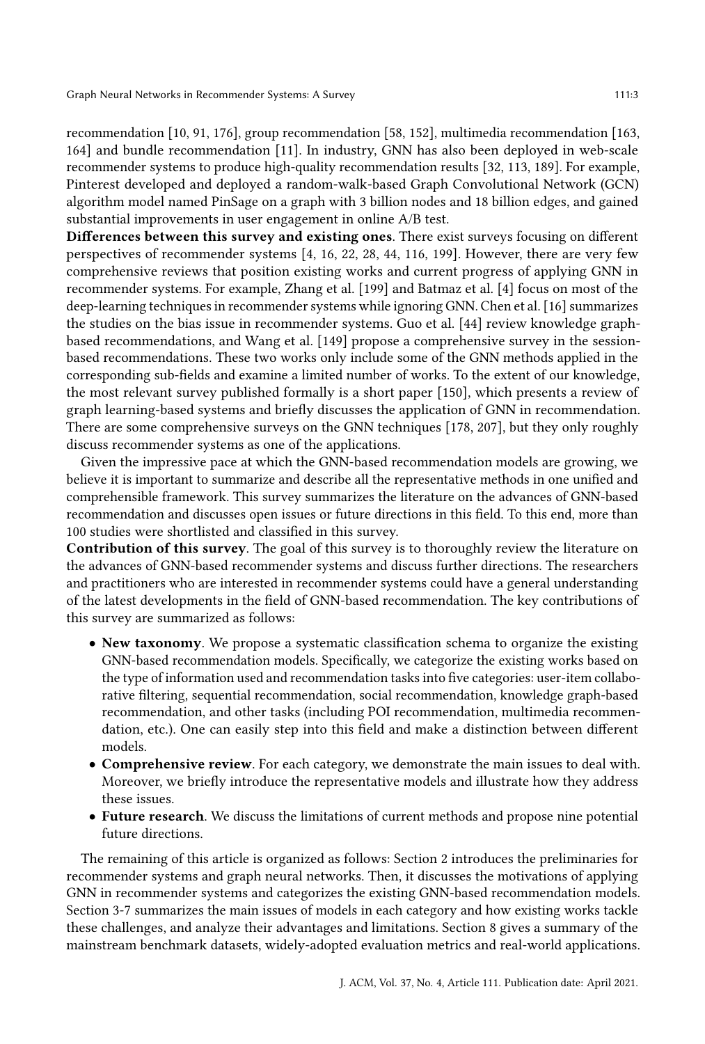recommendation [10, 91, 176], group recommendation [58, 152], multimedia recommendation [163, 164] and bundle recommendation [11]. In industry, GNN has also been deployed in web-scale recommender systems to produce high-quality recommendation results [32, 113, 189]. For example, Pinterest developed and deployed a random-walk-based Graph Convolutional Network (GCN) algorithm model named PinSage on a graph with 3 billion nodes and 18 billion edges, and gained substantial improvements in user engagement in online A/B test.

**Differences between this survey and existing ones**. There exist surveys focusing on different perspectives of recommender systems [4, 16, 22, 28, 44, 116, 199]. However, there are very few comprehensive reviews that position existing works and current progress of applying GNN in recommender systems. For example, Zhang et al. [199] and Batmaz et al. [4] focus on most of the deep-learning techniques in recommender systems while ignoring GNN. Chen et al. [16] summarizes the studies on the bias issue in recommender systems. Guo et al. [44] review knowledge graph-based recommendations, and Wang et al. [149] propose a comprehensive survey in the session-based recommendations. These two works only include some of the GNN methods applied in the corresponding sub-fields and examine a limited number of works. To the extent of our knowledge, the most relevant survey published formally is a short paper [150], which presents a review of graph learning-based systems and briefly discusses the application of GNN in recommendation. There are some comprehensive surveys on the GNN techniques [178, 207], but they only roughly discuss recommender systems as one of the applications.

Given the impressive pace at which the GNN-based recommendation models are growing, we believe it is important to summarize and describe all the representative methods in one unified and comprehensible framework. This survey summarizes the literature on the advances of GNN-based recommendation and discusses open issues or future directions in this field. To this end, more than 100 studies were shortlisted and classified in this survey.

**Contribution of this survey**. The goal of this survey is to thoroughly review the literature on the advances of GNN-based recommender systems and discuss further directions. The researchers and practitioners who are interested in recommender systems could have a general understanding of the latest developments in the field of GNN-based recommendation. The key contributions of this survey are summarized as follows:

- **New taxonomy**. We propose a systematic classification schema to organize the existing GNN-based recommendation models. Specifically, we categorize the existing works based on the type of information used and recommendation tasks into five categories: user-item collaborative filtering, sequential recommendation, social recommendation, knowledge graph-based recommendation, and other tasks (including POI recommendation, multimedia recommendation, etc.). One can easily step into this field and make a distinction between different models.
- **Comprehensive review**. For each category, we demonstrate the main issues to deal with. Moreover, we briefly introduce the representative models and illustrate how they address these issues.
- **Future research**. We discuss the limitations of current methods and propose nine potential future directions.

The remaining of this article is organized as follows: Section 2 introduces the preliminaries for recommender systems and graph neural networks. Then, it discusses the motivations of applying GNN in recommender systems and categorizes the existing GNN-based recommendation models. Section 3-7 summarizes the main issues of models in each category and how existing works tackle these challenges, and analyze their advantages and limitations. Section 8 gives a summary of the mainstream benchmark datasets, widely-adopted evaluation metrics and real-world applications.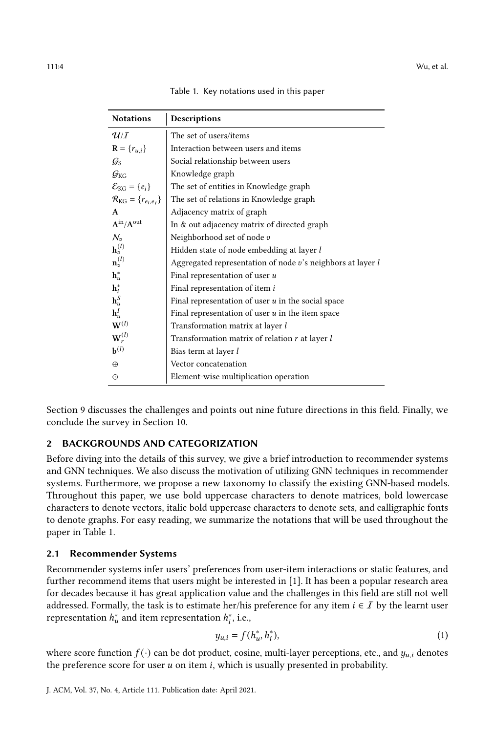Table 1. Key notations used in this paper

| Notations | Descriptions |
|---|---|
| $\mathcal{U}/\mathcal{I}$ | The set of users/items |
| $\mathbf{R} = \{r_{u,i}\}$ | Interaction between users and items |
| $\mathcal{G}_{\mathrm{S}}$ | Social relationship between users |
| $\mathcal{G}_{\mathrm{KG}}$ | Knowledge graph |
| $\mathcal{E}_{\mathrm{KG}} = \{e_i\}$ | The set of entities in Knowledge graph |
| $\mathcal{R}_{\mathrm{KG}} = \{r_{e_i,e_j}\}$ | The set of relations in Knowledge graph |
| $\mathbf{A}$ | Adjacency matrix of graph |
| $\mathbf{A}^{\mathrm{in}}/\mathbf{A}^{\mathrm{out}}$ | In & out adjacency matrix of directed graph |
| $\mathcal{N}_v$ | Neighborhood set of node $v$ |
| $\mathbf{h}_v^{(l)}$ | Hidden state of node embedding at layer $l$ |
| $\mathbf{n}_v^{(l)}$ | Aggregated representation of node $v$'s neighbors at layer $l$ |
| $\mathbf{h}_u^*$ | Final representation of user $u$ |
| $\mathbf{h}_i^*$ | Final representation of item $i$ |
| $\mathbf{h}_u^S$ | Final representation of user $u$ in the social space |
| $\mathbf{h}_u^I$ | Final representation of user $u$ in the item space |
| $\mathbf{W}^{(l)}$ | Transformation matrix at layer $l$ |
| $\mathbf{W}_r^{(l)}$ | Transformation matrix of relation $r$ at layer $l$ |
| $\mathbf{b}^{(l)}$ | Bias term at layer $l$ |
| $\oplus$ | Vector concatenation |
| $\odot$ | Element-wise multiplication operation |

Section 9 discusses the challenges and points out nine future directions in this field. Finally, we conclude the survey in Section 10.

## 2 BACKGROUNDS AND CATEGORIZATION

Before diving into the details of this survey, we give a brief introduction to recommender systems and GNN techniques. We also discuss the motivation of utilizing GNN techniques in recommender systems. Furthermore, we propose a new taxonomy to classify the existing GNN-based models. Throughout this paper, we use bold uppercase characters to denote matrices, bold lowercase characters to denote vectors, italic bold uppercase characters to denote sets, and calligraphic fonts to denote graphs. For easy reading, we summarize the notations that will be used throughout the paper in Table 1.

### 2.1 Recommender Systems

Recommender systems infer users' preferences from user-item interactions or static features, and further recommend items that users might be interested in [1]. It has been a popular research area for decades because it has great application value and the challenges in this field are still not well addressed. Formally, the task is to estimate her/his preference for any item $i \in \mathcal{I}$ by the learnt user representation $h_u^*$ and item representation $h_i^*$, i.e.,

$$y_{u,i} = f(h_u^*, h_i^*), \tag{1}$$

where score function $f(\cdot)$ can be dot product, cosine, multi-layer perceptions, etc., and $y_{u,i}$ denotes the preference score for user $u$ on item $i$, which is usually presented in probability.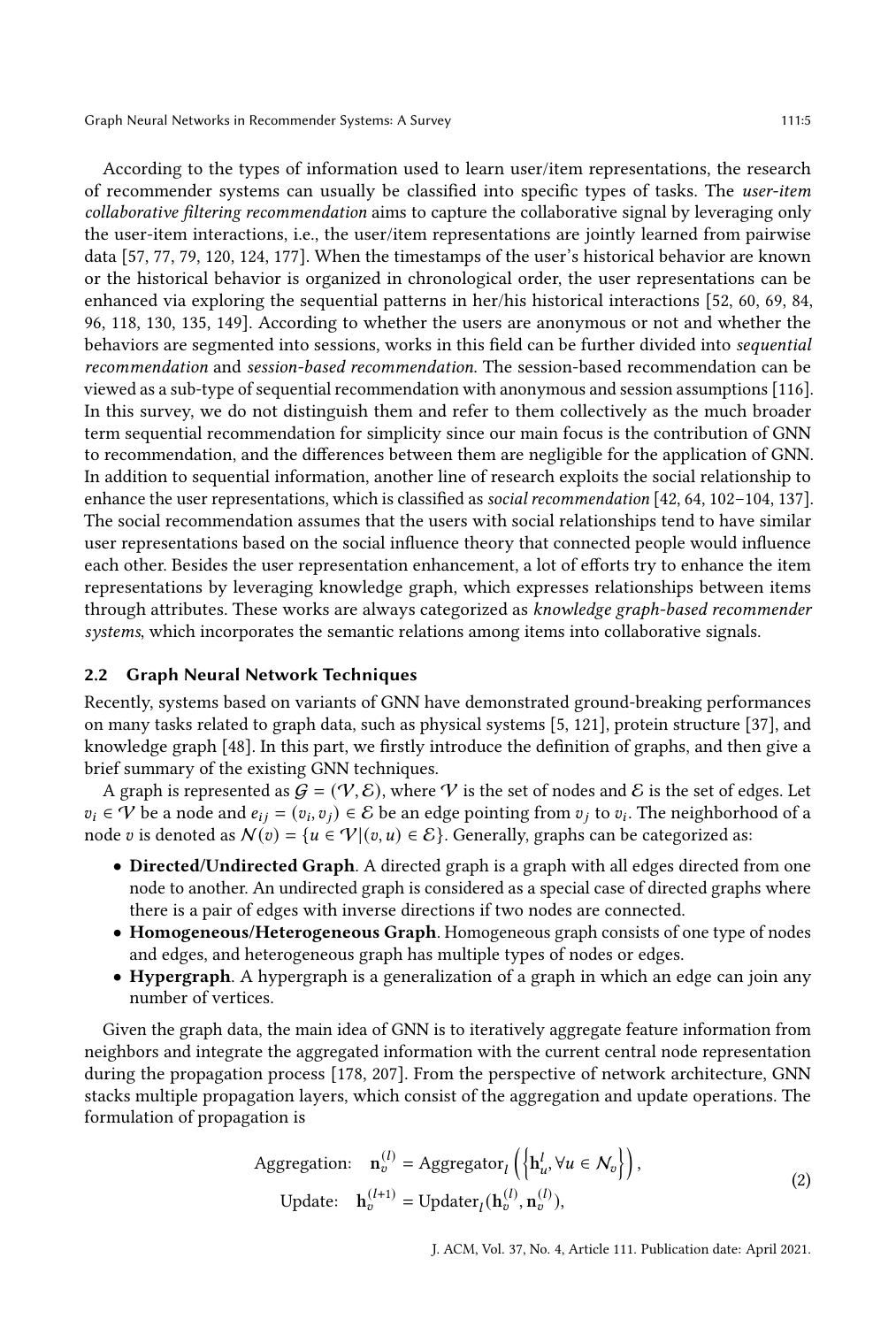According to the types of information used to learn user/item representations, the research of recommender systems can usually be classified into specific types of tasks. The *user-item collaborative filtering recommendation* aims to capture the collaborative signal by leveraging only the user-item interactions, i.e., the user/item representations are jointly learned from pairwise data [57, 77, 79, 120, 124, 177]. When the timestamps of the user's historical behavior are known or the historical behavior is organized in chronological order, the user representations can be enhanced via exploring the sequential patterns in her/his historical interactions [52, 60, 69, 84, 96, 118, 130, 135, 149]. According to whether the users are anonymous or not and whether the behaviors are segmented into sessions, works in this field can be further divided into *sequential recommendation* and *session-based recommendation*. The session-based recommendation can be viewed as a sub-type of sequential recommendation with anonymous and session assumptions [116]. In this survey, we do not distinguish them and refer to them collectively as the much broader term sequential recommendation for simplicity since our main focus is the contribution of GNN to recommendation, and the differences between them are negligible for the application of GNN. In addition to sequential information, another line of research exploits the social relationship to enhance the user representations, which is classified as *social recommendation* [42, 64, 102–104, 137]. The social recommendation assumes that the users with social relationships tend to have similar user representations based on the social influence theory that connected people would influence each other. Besides the user representation enhancement, a lot of efforts try to enhance the item representations by leveraging knowledge graph, which expresses relationships between items through attributes. These works are always categorized as *knowledge graph-based recommender systems*, which incorporates the semantic relations among items into collaborative signals.

## 2.2 Graph Neural Network Techniques

Recently, systems based on variants of GNN have demonstrated ground-breaking performances on many tasks related to graph data, such as physical systems [5, 121], protein structure [37], and knowledge graph [48]. In this part, we firstly introduce the definition of graphs, and then give a brief summary of the existing GNN techniques.

A graph is represented as $\mathcal{G} = (\mathcal{V}, \mathcal{E})$, where $\mathcal{V}$ is the set of nodes and $\mathcal{E}$ is the set of edges. Let $v_i \in \mathcal{V}$ be a node and $e_{ij} = (v_i, v_j) \in \mathcal{E}$ be an edge pointing from $v_j$ to $v_i$. The neighborhood of a node $v$ is denoted as $\mathcal{N}(v) = \{u \in \mathcal{V} | (v, u) \in \mathcal{E}\}$. Generally, graphs can be categorized as:

- **Directed/Undirected Graph**. A directed graph is a graph with all edges directed from one node to another. An undirected graph is considered as a special case of directed graphs where there is a pair of edges with inverse directions if two nodes are connected.
- **Homogeneous/Heterogeneous Graph**. Homogeneous graph consists of one type of nodes and edges, and heterogeneous graph has multiple types of nodes or edges.
- **Hypergraph**. A hypergraph is a generalization of a graph in which an edge can join any number of vertices.

Given the graph data, the main idea of GNN is to iteratively aggregate feature information from neighbors and integrate the aggregated information with the current central node representation during the propagation process [178, 207]. From the perspective of network architecture, GNN stacks multiple propagation layers, which consist of the aggregation and update operations. The formulation of propagation is

$$
\begin{aligned}
\text{Aggregation:} \quad & \mathbf{n}_v^{(l)} = \text{Aggregator}_l \left( \left\{ \mathbf{h}_u^l, \forall u \in \mathcal{N}_v \right\} \right), \\
\text{Update:} \quad & \mathbf{h}_v^{(l+1)} = \text{Updater}_l (\mathbf{h}_v^{(l)}, \mathbf{n}_v^{(l)}),
\end{aligned}
\tag{2}
$$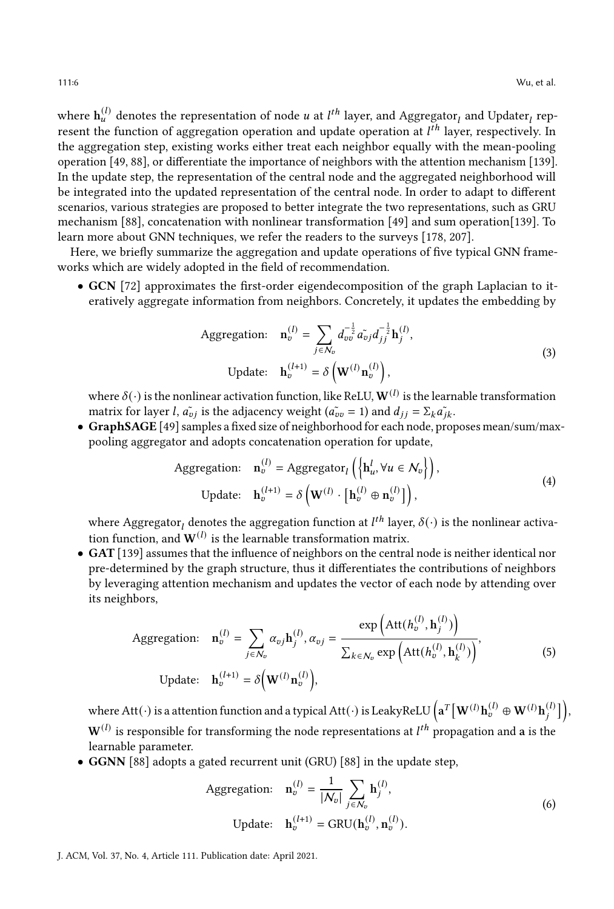where $\mathbf{h}_u^{(l)}$ denotes the representation of node $u$ at $l^{th}$ layer, and Aggregator$_l$ and Updater$_l$ represent the function of aggregation operation and update operation at $l^{th}$ layer, respectively. In the aggregation step, existing works either treat each neighbor equally with the mean-pooling operation [49, 88], or differentiate the importance of neighbors with the attention mechanism [139]. In the update step, the representation of the central node and the aggregated neighborhood will be integrated into the updated representation of the central node. In order to adapt to different scenarios, various strategies are proposed to better integrate the two representations, such as GRU mechanism [88], concatenation with nonlinear transformation [49] and sum operation[139]. To learn more about GNN techniques, we refer the readers to the surveys [178, 207].

Here, we briefly summarize the aggregation and update operations of five typical GNN frameworks which are widely adopted in the field of recommendation.

- **GCN** [72] approximates the first-order eigendecomposition of the graph Laplacian to iteratively aggregate information from neighbors. Concretely, it updates the embedding by

$$
\begin{aligned}
\text{Aggregation:} \quad & \mathbf{n}_v^{(l)} = \sum_{j \in \mathcal{N}_v} d_{vv}^{-\frac{1}{2}} \tilde{a_{vj}} d_{jj}^{-\frac{1}{2}} \mathbf{h}_j^{(l)}, \\
\text{Update:} \quad & \mathbf{h}_v^{(l+1)} = \delta\left(\mathbf{W}^{(l)} \mathbf{n}_v^{(l)}\right),
\end{aligned}
\tag{3}
$$

  where $\delta(\cdot)$ is the nonlinear activation function, like ReLU, $\mathbf{W}^{(l)}$ is the learnable transformation matrix for layer $l$, $\tilde{a_{vj}}$ is the adjacency weight ($\tilde{a_{vv}} = 1$) and $d_{jj} = \Sigma_k \tilde{a_{jk}}$.

- **GraphSAGE** [49] samples a fixed size of neighborhood for each node, proposes mean/sum/max-pooling aggregator and adopts concatenation operation for update,

$$
\begin{aligned}
\text{Aggregation:} \quad & \mathbf{n}_v^{(l)} = \text{Aggregator}_l\left(\left\{\mathbf{h}_u^l, \forall u \in \mathcal{N}_v\right\}\right), \\
\text{Update:} \quad & \mathbf{h}_v^{(l+1)} = \delta\left(\mathbf{W}^{(l)} \cdot \left[\mathbf{h}_v^{(l)} \oplus \mathbf{n}_v^{(l)}\right]\right),
\end{aligned}
\tag{4}
$$

  where Aggregator$_l$ denotes the aggregation function at $l^{th}$ layer, $\delta(\cdot)$ is the nonlinear activation function, and $\mathbf{W}^{(l)}$ is the learnable transformation matrix.

- **GAT** [139] assumes that the influence of neighbors on the central node is neither identical nor pre-determined by the graph structure, thus it differentiates the contributions of neighbors by leveraging attention mechanism and updates the vector of each node by attending over its neighbors,

$$
\begin{aligned}
\text{Aggregation:} \quad & \mathbf{n}_v^{(l)} = \sum_{j \in \mathcal{N}_v} \alpha_{vj} \mathbf{h}_j^{(l)}, \alpha_{vj} = \frac{\exp\left(\text{Att}(h_v^{(l)}, \mathbf{h}_j^{(l)})\right)}{\sum_{k \in \mathcal{N}_v} \exp\left(\text{Att}(h_v^{(l)}, \mathbf{h}_k^{(l)})\right)}, \\
\text{Update:} \quad & \mathbf{h}_v^{(l+1)} = \delta\Big(\mathbf{W}^{(l)} \mathbf{n}_v^{(l)}\Big),
\end{aligned}
\tag{5}
$$

  where Att$(\cdot)$ is a attention function and a typical Att$(\cdot)$ is LeakyReLU$\left(\mathbf{a}^T\left[\mathbf{W}^{(l)}\mathbf{h}_v^{(l)} \oplus \mathbf{W}^{(l)}\mathbf{h}_j^{(l)}\right]\right)$, $\mathbf{W}^{(l)}$ is responsible for transforming the node representations at $l^{th}$ propagation and $\mathbf{a}$ is the learnable parameter.

- **GGNN** [88] adopts a gated recurrent unit (GRU) [88] in the update step,

$$
\begin{aligned}
\text{Aggregation:} \quad & \mathbf{n}_v^{(l)} = \frac{1}{|\mathcal{N}_v|} \sum_{j \in \mathcal{N}_v} \mathbf{h}_j^{(l)}, \\
\text{Update:} \quad & \mathbf{h}_v^{(l+1)} = \text{GRU}(\mathbf{h}_v^{(l)}, \mathbf{n}_v^{(l)}).
\end{aligned}
\tag{6}
$$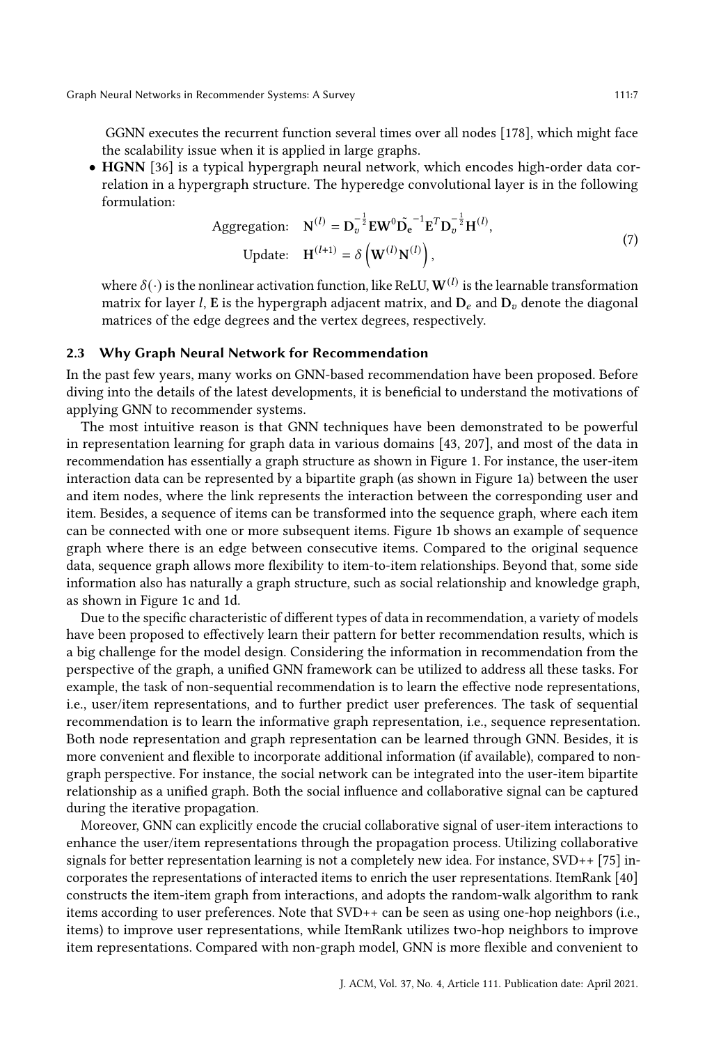GGNN executes the recurrent function several times over all nodes [178], which might face the scalability issue when it is applied in large graphs.

- **HGNN** [36] is a typical hypergraph neural network, which encodes high-order data correlation in a hypergraph structure. The hyperedge convolutional layer is in the following formulation:

$$
\begin{aligned}
\text{Aggregation:} \quad & \mathbf{N}^{(l)} = \mathbf{D}_v^{-\frac{1}{2}} \mathbf{E} \mathbf{W}^0 \tilde{\mathbf{D}_e}^{-1} \mathbf{E}^T \mathbf{D}_v^{-\frac{1}{2}} \mathbf{H}^{(l)}, \\
\text{Update:} \quad & \mathbf{H}^{(l+1)} = \delta\left(\mathbf{W}^{(l)} \mathbf{N}^{(l)}\right),
\end{aligned} \tag{7}
$$

where $\delta(\cdot)$ is the nonlinear activation function, like ReLU, $\mathbf{W}^{(l)}$ is the learnable transformation matrix for layer $l$, $\mathbf{E}$ is the hypergraph adjacent matrix, and $\mathbf{D}_e$ and $\mathbf{D}_v$ denote the diagonal matrices of the edge degrees and the vertex degrees, respectively.

### 2.3 Why Graph Neural Network for Recommendation

In the past few years, many works on GNN-based recommendation have been proposed. Before diving into the details of the latest developments, it is beneficial to understand the motivations of applying GNN to recommender systems.

The most intuitive reason is that GNN techniques have been demonstrated to be powerful in representation learning for graph data in various domains [43, 207], and most of the data in recommendation has essentially a graph structure as shown in Figure 1. For instance, the user-item interaction data can be represented by a bipartite graph (as shown in Figure 1a) between the user and item nodes, where the link represents the interaction between the corresponding user and item. Besides, a sequence of items can be transformed into the sequence graph, where each item can be connected with one or more subsequent items. Figure 1b shows an example of sequence graph where there is an edge between consecutive items. Compared to the original sequence data, sequence graph allows more flexibility to item-to-item relationships. Beyond that, some side information also has naturally a graph structure, such as social relationship and knowledge graph, as shown in Figure 1c and 1d.

Due to the specific characteristic of different types of data in recommendation, a variety of models have been proposed to effectively learn their pattern for better recommendation results, which is a big challenge for the model design. Considering the information in recommendation from the perspective of the graph, a unified GNN framework can be utilized to address all these tasks. For example, the task of non-sequential recommendation is to learn the effective node representations, i.e., user/item representations, and to further predict user preferences. The task of sequential recommendation is to learn the informative graph representation, i.e., sequence representation. Both node representation and graph representation can be learned through GNN. Besides, it is more convenient and flexible to incorporate additional information (if available), compared to non-graph perspective. For instance, the social network can be integrated into the user-item bipartite relationship as a unified graph. Both the social influence and collaborative signal can be captured during the iterative propagation.

Moreover, GNN can explicitly encode the crucial collaborative signal of user-item interactions to enhance the user/item representations through the propagation process. Utilizing collaborative signals for better representation learning is not a completely new idea. For instance, SVD++ [75] incorporates the representations of interacted items to enrich the user representations. ItemRank [40] constructs the item-item graph from interactions, and adopts the random-walk algorithm to rank items according to user preferences. Note that SVD++ can be seen as using one-hop neighbors (i.e., items) to improve user representations, while ItemRank utilizes two-hop neighbors to improve item representations. Compared with non-graph model, GNN is more flexible and convenient to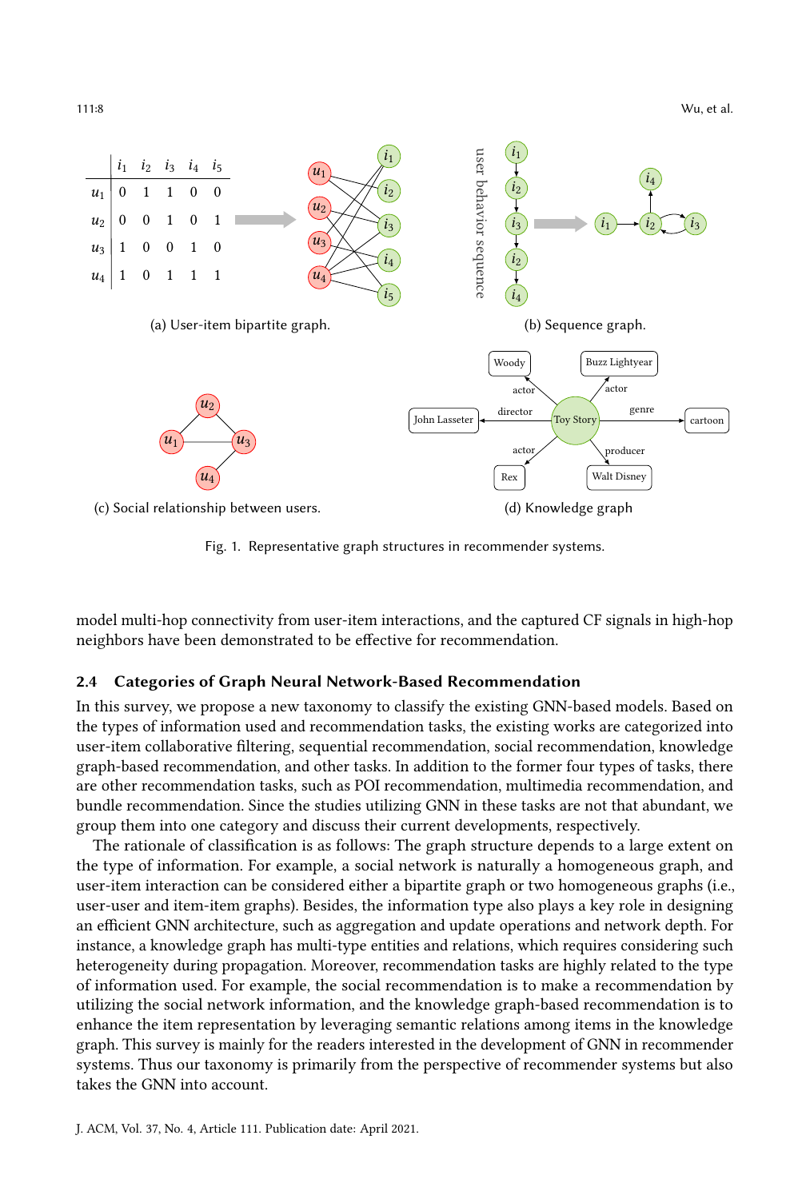|  | $i_1$ | $i_2$ | $i_3$ | $i_4$ | $i_5$ |
|---|---|---|---|---|---|
| $u_1$ | 0 | 1 | 1 | 0 | 0 |
| $u_2$ | 0 | 0 | 1 | 0 | 1 |
| $u_3$ | 1 | 0 | 0 | 1 | 0 |
| $u_4$ | 1 | 0 | 1 | 1 | 1 |

(a) User-item bipartite graph.

(b) Sequence graph.

(c) Social relationship between users.

(d) Knowledge graph

Fig. 1. Representative graph structures in recommender systems.

model multi-hop connectivity from user-item interactions, and the captured CF signals in high-hop neighbors have been demonstrated to be effective for recommendation.

## 2.4 Categories of Graph Neural Network-Based Recommendation

In this survey, we propose a new taxonomy to classify the existing GNN-based models. Based on the types of information used and recommendation tasks, the existing works are categorized into user-item collaborative filtering, sequential recommendation, social recommendation, knowledge graph-based recommendation, and other tasks. In addition to the former four types of tasks, there are other recommendation tasks, such as POI recommendation, multimedia recommendation, and bundle recommendation. Since the studies utilizing GNN in these tasks are not that abundant, we group them into one category and discuss their current developments, respectively.

The rationale of classification is as follows: The graph structure depends to a large extent on the type of information. For example, a social network is naturally a homogeneous graph, and user-item interaction can be considered either a bipartite graph or two homogeneous graphs (i.e., user-user and item-item graphs). Besides, the information type also plays a key role in designing an efficient GNN architecture, such as aggregation and update operations and network depth. For instance, a knowledge graph has multi-type entities and relations, which requires considering such heterogeneity during propagation. Moreover, recommendation tasks are highly related to the type of information used. For example, the social recommendation is to make a recommendation by utilizing the social network information, and the knowledge graph-based recommendation is to enhance the item representation by leveraging semantic relations among items in the knowledge graph. This survey is mainly for the readers interested in the development of GNN in recommender systems. Thus our taxonomy is primarily from the perspective of recommender systems but also takes the GNN into account.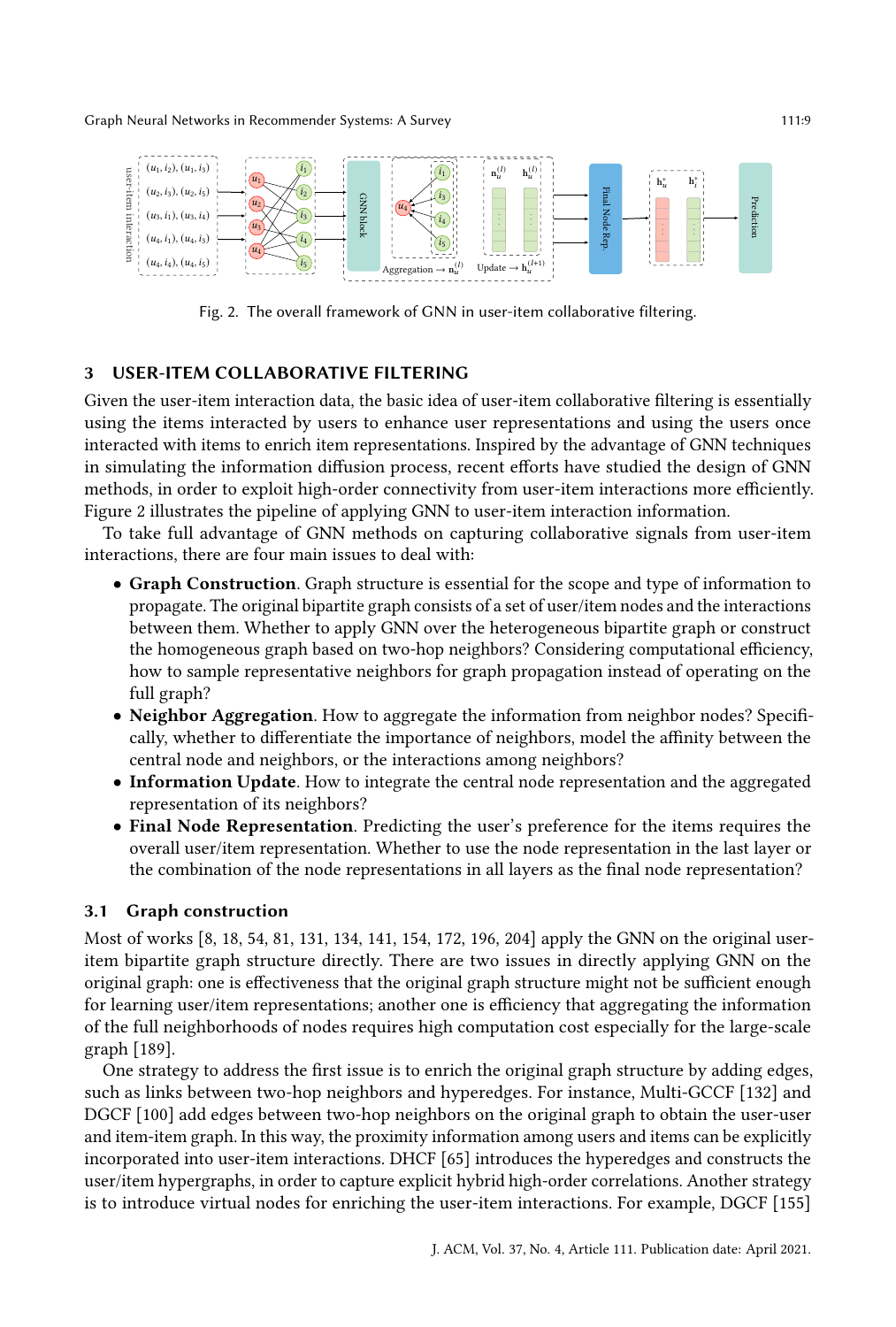Fig. 2. The overall framework of GNN in user-item collaborative filtering.

## 3 USER-ITEM COLLABORATIVE FILTERING

Given the user-item interaction data, the basic idea of user-item collaborative filtering is essentially using the items interacted by users to enhance user representations and using the users once interacted with items to enrich item representations. Inspired by the advantage of GNN techniques in simulating the information diffusion process, recent efforts have studied the design of GNN methods, in order to exploit high-order connectivity from user-item interactions more efficiently. Figure 2 illustrates the pipeline of applying GNN to user-item interaction information.

To take full advantage of GNN methods on capturing collaborative signals from user-item interactions, there are four main issues to deal with:

- **Graph Construction**. Graph structure is essential for the scope and type of information to propagate. The original bipartite graph consists of a set of user/item nodes and the interactions between them. Whether to apply GNN over the heterogeneous bipartite graph or construct the homogeneous graph based on two-hop neighbors? Considering computational efficiency, how to sample representative neighbors for graph propagation instead of operating on the full graph?
- **Neighbor Aggregation**. How to aggregate the information from neighbor nodes? Specifically, whether to differentiate the importance of neighbors, model the affinity between the central node and neighbors, or the interactions among neighbors?
- **Information Update**. How to integrate the central node representation and the aggregated representation of its neighbors?
- **Final Node Representation**. Predicting the user's preference for the items requires the overall user/item representation. Whether to use the node representation in the last layer or the combination of the node representations in all layers as the final node representation?

### 3.1 Graph construction

Most of works [8, 18, 54, 81, 131, 134, 141, 154, 172, 196, 204] apply the GNN on the original user-item bipartite graph structure directly. There are two issues in directly applying GNN on the original graph: one is effectiveness that the original graph structure might not be sufficient enough for learning user/item representations; another one is efficiency that aggregating the information of the full neighborhoods of nodes requires high computation cost especially for the large-scale graph [189].

One strategy to address the first issue is to enrich the original graph structure by adding edges, such as links between two-hop neighbors and hyperedges. For instance, Multi-GCCF [132] and DGCF [100] add edges between two-hop neighbors on the original graph to obtain the user-user and item-item graph. In this way, the proximity information among users and items can be explicitly incorporated into user-item interactions. DHCF [65] introduces the hyperedges and constructs the user/item hypergraphs, in order to capture explicit hybrid high-order correlations. Another strategy is to introduce virtual nodes for enriching the user-item interactions. For example, DGCF [155]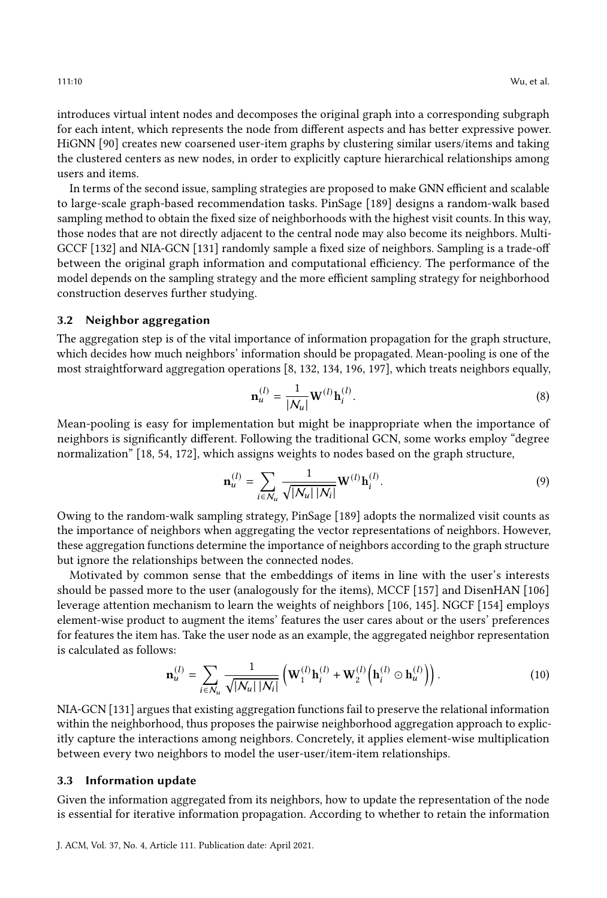introduces virtual intent nodes and decomposes the original graph into a corresponding subgraph for each intent, which represents the node from different aspects and has better expressive power. HiGNN [90] creates new coarsened user-item graphs by clustering similar users/items and taking the clustered centers as new nodes, in order to explicitly capture hierarchical relationships among users and items.

In terms of the second issue, sampling strategies are proposed to make GNN efficient and scalable to large-scale graph-based recommendation tasks. PinSage [189] designs a random-walk based sampling method to obtain the fixed size of neighborhoods with the highest visit counts. In this way, those nodes that are not directly adjacent to the central node may also become its neighbors. Multi-GCCF [132] and NIA-GCN [131] randomly sample a fixed size of neighbors. Sampling is a trade-off between the original graph information and computational efficiency. The performance of the model depends on the sampling strategy and the more efficient sampling strategy for neighborhood construction deserves further studying.

### 3.2 Neighbor aggregation

The aggregation step is of the vital importance of information propagation for the graph structure, which decides how much neighbors' information should be propagated. Mean-pooling is one of the most straightforward aggregation operations [8, 132, 134, 196, 197], which treats neighbors equally,

$$\mathbf{n}_u^{(l)} = \frac{1}{|\mathcal{N}_u|}\mathbf{W}^{(l)}\mathbf{h}_i^{(l)}. \tag{8}$$

Mean-pooling is easy for implementation but might be inappropriate when the importance of neighbors is significantly different. Following the traditional GCN, some works employ "degree normalization" [18, 54, 172], which assigns weights to nodes based on the graph structure,

$$\mathbf{n}_u^{(l)} = \sum_{i \in \mathcal{N}_u} \frac{1}{\sqrt{|\mathcal{N}_u|\,|\mathcal{N}_i|}}\mathbf{W}^{(l)}\mathbf{h}_i^{(l)}. \tag{9}$$

Owing to the random-walk sampling strategy, PinSage [189] adopts the normalized visit counts as the importance of neighbors when aggregating the vector representations of neighbors. However, these aggregation functions determine the importance of neighbors according to the graph structure but ignore the relationships between the connected nodes.

Motivated by common sense that the embeddings of items in line with the user's interests should be passed more to the user (analogously for the items), MCCF [157] and DisenHAN [106] leverage attention mechanism to learn the weights of neighbors [106, 145]. NGCF [154] employs element-wise product to augment the items' features the user cares about or the users' preferences for features the item has. Take the user node as an example, the aggregated neighbor representation is calculated as follows:

$$\mathbf{n}_u^{(l)} = \sum_{i \in \mathcal{N}_u} \frac{1}{\sqrt{|\mathcal{N}_u|\,|\mathcal{N}_i|}}\left(\mathbf{W}_1^{(l)}\mathbf{h}_i^{(l)} + \mathbf{W}_2^{(l)}\left(\mathbf{h}_i^{(l)} \odot \mathbf{h}_u^{(l)}\right)\right). \tag{10}$$

NIA-GCN [131] argues that existing aggregation functions fail to preserve the relational information within the neighborhood, thus proposes the pairwise neighborhood aggregation approach to explicitly capture the interactions among neighbors. Concretely, it applies element-wise multiplication between every two neighbors to model the user-user/item-item relationships.

### 3.3 Information update

Given the information aggregated from its neighbors, how to update the representation of the node is essential for iterative information propagation. According to whether to retain the information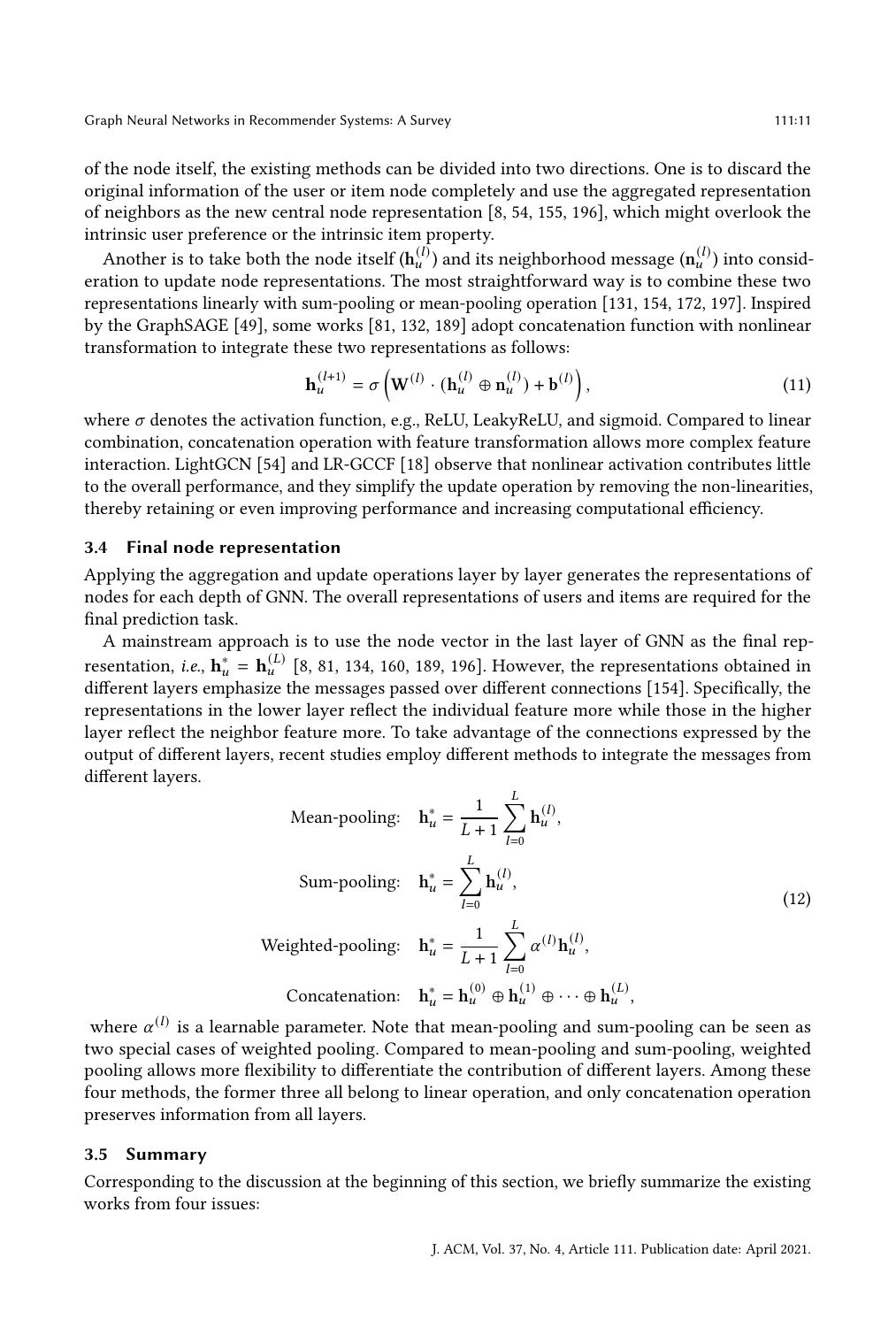of the node itself, the existing methods can be divided into two directions. One is to discard the original information of the user or item node completely and use the aggregated representation of neighbors as the new central node representation [8, 54, 155, 196], which might overlook the intrinsic user preference or the intrinsic item property.

Another is to take both the node itself ($\mathbf{h}_u^{(l)}$) and its neighborhood message ($\mathbf{n}_u^{(l)}$) into consideration to update node representations. The most straightforward way is to combine these two representations linearly with sum-pooling or mean-pooling operation [131, 154, 172, 197]. Inspired by the GraphSAGE [49], some works [81, 132, 189] adopt concatenation function with nonlinear transformation to integrate these two representations as follows:

$$\mathbf{h}_u^{(l+1)} = \sigma\left(\mathbf{W}^{(l)} \cdot (\mathbf{h}_u^{(l)} \oplus \mathbf{n}_u^{(l)}) + \mathbf{b}^{(l)}\right), \tag{11}$$

where $\sigma$ denotes the activation function, e.g., ReLU, LeakyReLU, and sigmoid. Compared to linear combination, concatenation operation with feature transformation allows more complex feature interaction. LightGCN [54] and LR-GCCF [18] observe that nonlinear activation contributes little to the overall performance, and they simplify the update operation by removing the non-linearities, thereby retaining or even improving performance and increasing computational efficiency.

### 3.4 Final node representation

Applying the aggregation and update operations layer by layer generates the representations of nodes for each depth of GNN. The overall representations of users and items are required for the final prediction task.

A mainstream approach is to use the node vector in the last layer of GNN as the final representation, *i.e.*, $\mathbf{h}_u^* = \mathbf{h}_u^{(L)}$ [8, 81, 134, 160, 189, 196]. However, the representations obtained in different layers emphasize the messages passed over different connections [154]. Specifically, the representations in the lower layer reflect the individual feature more while those in the higher layer reflect the neighbor feature more. To take advantage of the connections expressed by the output of different layers, recent studies employ different methods to integrate the messages from different layers.

$$\begin{aligned}
\text{Mean-pooling:} \quad & \mathbf{h}_u^* = \frac{1}{L+1}\sum_{l=0}^{L} \mathbf{h}_u^{(l)}, \\
\text{Sum-pooling:} \quad & \mathbf{h}_u^* = \sum_{l=0}^{L} \mathbf{h}_u^{(l)}, \\
\text{Weighted-pooling:} \quad & \mathbf{h}_u^* = \frac{1}{L+1}\sum_{l=0}^{L} \alpha^{(l)} \mathbf{h}_u^{(l)}, \\
\text{Concatenation:} \quad & \mathbf{h}_u^* = \mathbf{h}_u^{(0)} \oplus \mathbf{h}_u^{(1)} \oplus \cdots \oplus \mathbf{h}_u^{(L)},
\end{aligned} \tag{12}$$

where $\alpha^{(l)}$ is a learnable parameter. Note that mean-pooling and sum-pooling can be seen as two special cases of weighted pooling. Compared to mean-pooling and sum-pooling, weighted pooling allows more flexibility to differentiate the contribution of different layers. Among these four methods, the former three all belong to linear operation, and only concatenation operation preserves information from all layers.

### 3.5 Summary

Corresponding to the discussion at the beginning of this section, we briefly summarize the existing works from four issues: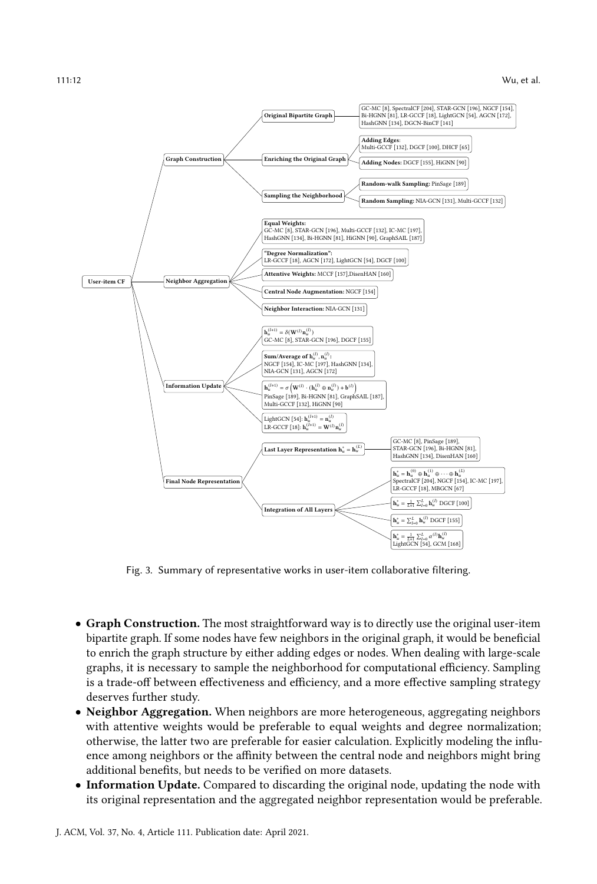- User-item CF
  - Graph Construction
    - Original Bipartite Graph
      - GC-MC [8], SpectralCF [204], STAR-GCN [196], NGCF [154], Bi-HGNN [81], LR-GCCF [18], LightGCN [54], AGCN [172], HashGNN [134], DGCN-BinCF [141]
    - Enriching the Original Graph
      - **Adding Edges**: Multi-GCCF [132], DGCF [100], DHCF [65]
      - **Adding Nodes:** DGCF [155], HiGNN [90]
    - Sampling the Neighborhood
      - **Random-walk Sampling:** PinSage [189]
      - **Random Sampling:** NIA-GCN [131], Multi-GCCF [132]
  - Neighbor Aggregation
    - **Equal Weights:** GC-MC [8], STAR-GCN [196], Multi-GCCF [132], IC-MC [197], HashGNN [134], Bi-HGNN [81], HiGNN [90], GraphSAIL [187]
    - **"Degree Normalization":** LR-GCCF [18], AGCN [172], LightGCN [54], DGCF [100]
    - **Attentive Weights:** MCCF [157], DisenHAN [160]
    - **Central Node Augmentation:** NGCF [154]
    - **Neighbor Interaction:** NIA-GCN [131]
  - Information Update
    - $\mathbf{h}_u^{(l+1)} = \delta(\mathbf{W}^{(l)}\mathbf{n}_u^{(l)})$: GC-MC [8], STAR-GCN [196], DGCF [155]
    - **Sum/Average of $\mathbf{h}_u^{(l)}, \mathbf{n}_u^{(l)}$:** NGCF [154], IC-MC [197], HashGNN [134], NIA-GCN [131], AGCN [172]
    - $\mathbf{h}_u^{(l+1)} = \sigma\left(\mathbf{W}^{(l)} \cdot (\mathbf{h}_u^{(l)} \oplus \mathbf{n}_u^{(l)}) + \mathbf{b}^{(l)}\right)$: PinSage [189], Bi-HGNN [81], GraphSAIL [187], Multi-GCCF [132], HiGNN [90]
    - LightGCN [54]: $\mathbf{h}_u^{(l+1)} = \mathbf{n}_u^{(l)}$; LR-GCCF [18]: $\mathbf{h}_u^{(l+1)} = \mathbf{W}^{(l)}\mathbf{n}_u^{(l)}$
  - Final Node Representation
    - Last Layer Representation $\mathbf{h}_u^* = \mathbf{h}_u^{(L)}$
      - GC-MC [8], PinSage [189], STAR-GCN [196], Bi-HGNN [81], HashGNN [134], DisenHAN [160]
    - Integration of All Layers
      - $\mathbf{h}_u^* = \mathbf{h}_u^{(0)} \oplus \mathbf{h}_u^{(1)} \oplus \cdots \oplus \mathbf{h}_u^{(L)}$: SpectralCF [204], NGCF [154], IC-MC [197], LR-GCCF [18], MBGCN [67]
      - $\mathbf{h}_u^* = \frac{1}{L+1}\sum_{l=0}^{L}\mathbf{h}_u^{(l)}$ DGCF [100]
      - $\mathbf{h}_u^* = \sum_{l=0}^{L}\mathbf{h}_u^{(l)}$ DGCF [155]
      - $\mathbf{h}_u^* = \frac{1}{L+1}\sum_{l=0}^{L}\alpha^{(l)}\mathbf{h}_u^{(l)}$ LightGCN [54], GCM [168]

Fig. 3. Summary of representative works in user-item collaborative filtering.

- **Graph Construction.** The most straightforward way is to directly use the original user-item bipartite graph. If some nodes have few neighbors in the original graph, it would be beneficial to enrich the graph structure by either adding edges or nodes. When dealing with large-scale graphs, it is necessary to sample the neighborhood for computational efficiency. Sampling is a trade-off between effectiveness and efficiency, and a more effective sampling strategy deserves further study.
- **Neighbor Aggregation.** When neighbors are more heterogeneous, aggregating neighbors with attentive weights would be preferable to equal weights and degree normalization; otherwise, the latter two are preferable for easier calculation. Explicitly modeling the influence among neighbors or the affinity between the central node and neighbors might bring additional benefits, but needs to be verified on more datasets.
- **Information Update.** Compared to discarding the original node, updating the node with its original representation and the aggregated neighbor representation would be preferable.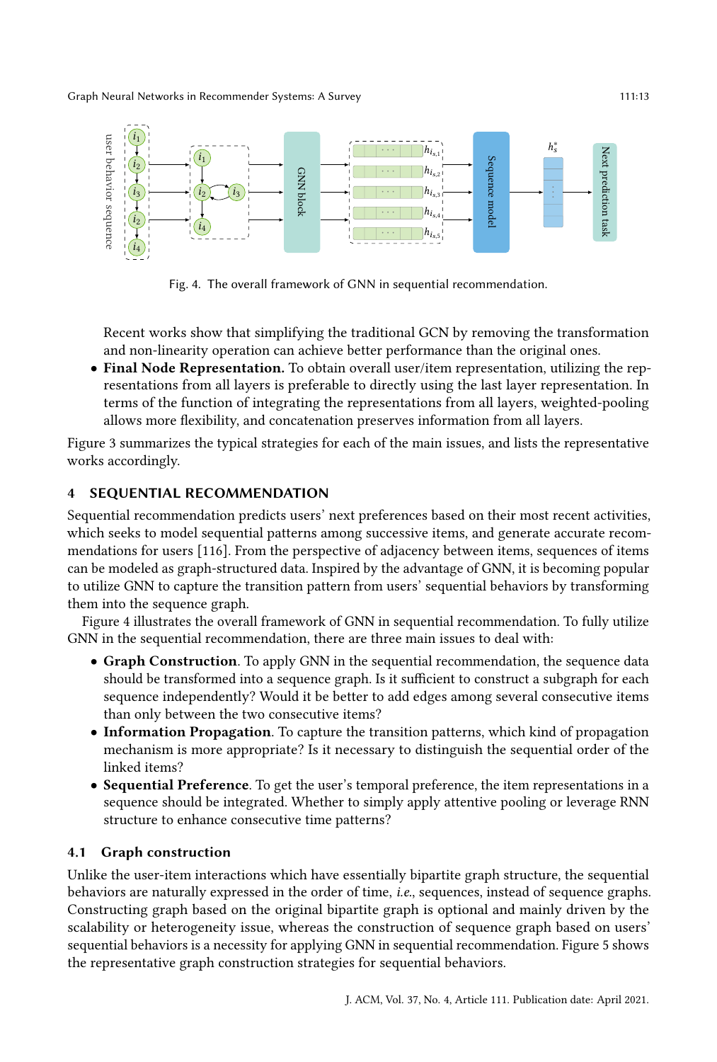Fig. 4. The overall framework of GNN in sequential recommendation.

Recent works show that simplifying the traditional GCN by removing the transformation and non-linearity operation can achieve better performance than the original ones.

- **Final Node Representation.** To obtain overall user/item representation, utilizing the representations from all layers is preferable to directly using the last layer representation. In terms of the function of integrating the representations from all layers, weighted-pooling allows more flexibility, and concatenation preserves information from all layers.

Figure 3 summarizes the typical strategies for each of the main issues, and lists the representative works accordingly.

## 4 SEQUENTIAL RECOMMENDATION

Sequential recommendation predicts users' next preferences based on their most recent activities, which seeks to model sequential patterns among successive items, and generate accurate recommendations for users [116]. From the perspective of adjacency between items, sequences of items can be modeled as graph-structured data. Inspired by the advantage of GNN, it is becoming popular to utilize GNN to capture the transition pattern from users' sequential behaviors by transforming them into the sequence graph.

Figure 4 illustrates the overall framework of GNN in sequential recommendation. To fully utilize GNN in the sequential recommendation, there are three main issues to deal with:

- **Graph Construction**. To apply GNN in the sequential recommendation, the sequence data should be transformed into a sequence graph. Is it sufficient to construct a subgraph for each sequence independently? Would it be better to add edges among several consecutive items than only between the two consecutive items?
- **Information Propagation**. To capture the transition patterns, which kind of propagation mechanism is more appropriate? Is it necessary to distinguish the sequential order of the linked items?
- **Sequential Preference**. To get the user's temporal preference, the item representations in a sequence should be integrated. Whether to simply apply attentive pooling or leverage RNN structure to enhance consecutive time patterns?

### 4.1 Graph construction

Unlike the user-item interactions which have essentially bipartite graph structure, the sequential behaviors are naturally expressed in the order of time, *i.e.*, sequences, instead of sequence graphs. Constructing graph based on the original bipartite graph is optional and mainly driven by the scalability or heterogeneity issue, whereas the construction of sequence graph based on users' sequential behaviors is a necessity for applying GNN in sequential recommendation. Figure 5 shows the representative graph construction strategies for sequential behaviors.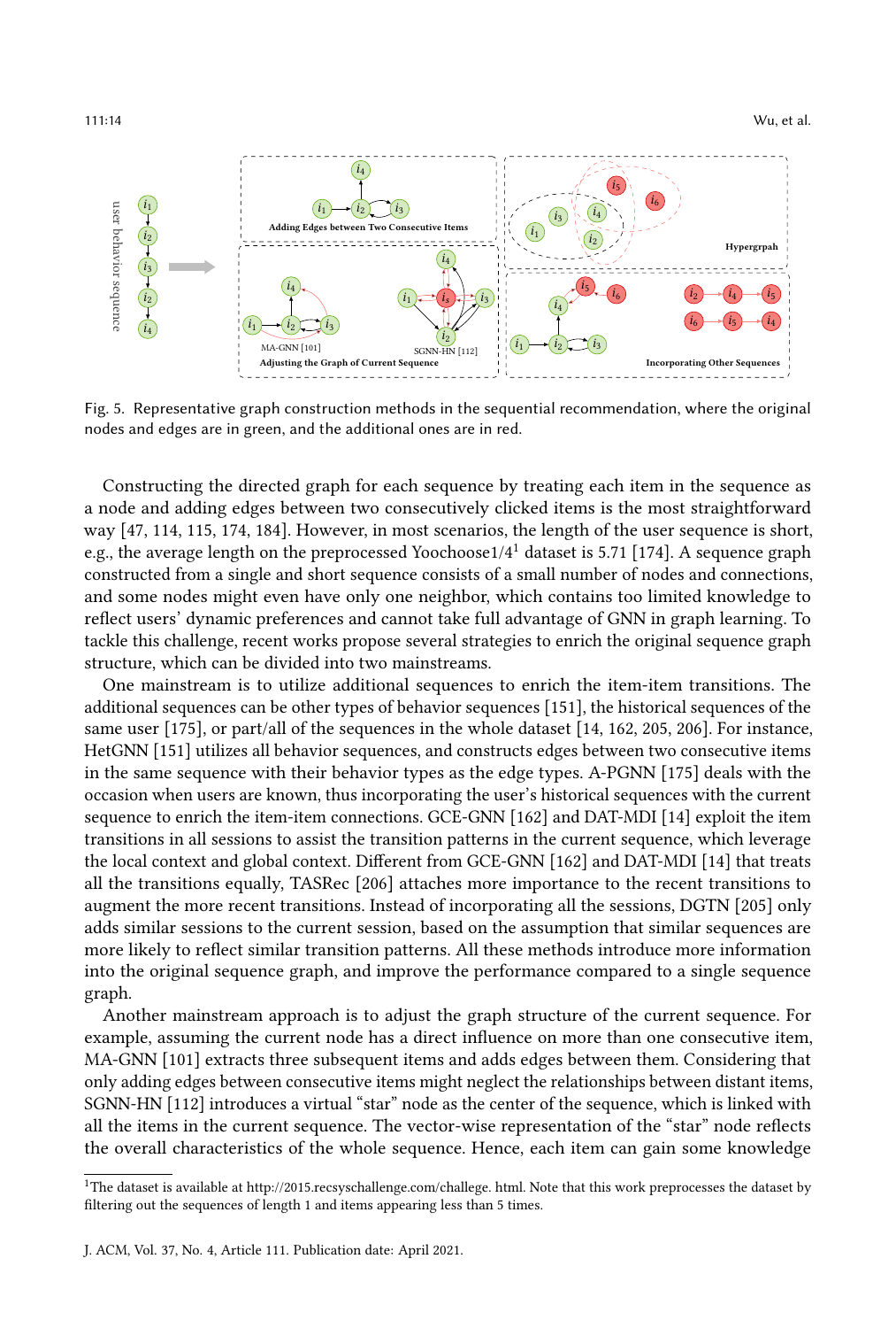Fig. 5. Representative graph construction methods in the sequential recommendation, where the original nodes and edges are in green, and the additional ones are in red.

Constructing the directed graph for each sequence by treating each item in the sequence as a node and adding edges between two consecutively clicked items is the most straightforward way [47, 114, 115, 174, 184]. However, in most scenarios, the length of the user sequence is short, e.g., the average length on the preprocessed Yoochoose1/4[1] dataset is 5.71 [174]. A sequence graph constructed from a single and short sequence consists of a small number of nodes and connections, and some nodes might even have only one neighbor, which contains too limited knowledge to reflect users' dynamic preferences and cannot take full advantage of GNN in graph learning. To tackle this challenge, recent works propose several strategies to enrich the original sequence graph structure, which can be divided into two mainstreams.

One mainstream is to utilize additional sequences to enrich the item-item transitions. The additional sequences can be other types of behavior sequences [151], the historical sequences of the same user [175], or part/all of the sequences in the whole dataset [14, 162, 205, 206]. For instance, HetGNN [151] utilizes all behavior sequences, and constructs edges between two consecutive items in the same sequence with their behavior types as the edge types. A-PGNN [175] deals with the occasion when users are known, thus incorporating the user's historical sequences with the current sequence to enrich the item-item connections. GCE-GNN [162] and DAT-MDI [14] exploit the item transitions in all sessions to assist the transition patterns in the current sequence, which leverage the local context and global context. Different from GCE-GNN [162] and DAT-MDI [14] that treats all the transitions equally, TASRec [206] attaches more importance to the recent transitions to augment the more recent transitions. Instead of incorporating all the sessions, DGTN [205] only adds similar sessions to the current session, based on the assumption that similar sequences are more likely to reflect similar transition patterns. All these methods introduce more information into the original sequence graph, and improve the performance compared to a single sequence graph.

Another mainstream approach is to adjust the graph structure of the current sequence. For example, assuming the current node has a direct influence on more than one consecutive item, MA-GNN [101] extracts three subsequent items and adds edges between them. Considering that only adding edges between consecutive items might neglect the relationships between distant items, SGNN-HN [112] introduces a virtual "star" node as the center of the sequence, which is linked with all the items in the current sequence. The vector-wise representation of the "star" node reflects the overall characteristics of the whole sequence. Hence, each item can gain some knowledge

[1] The dataset is available at http://2015.recsyschallenge.com/challege. html. Note that this work preprocesses the dataset by filtering out the sequences of length 1 and items appearing less than 5 times.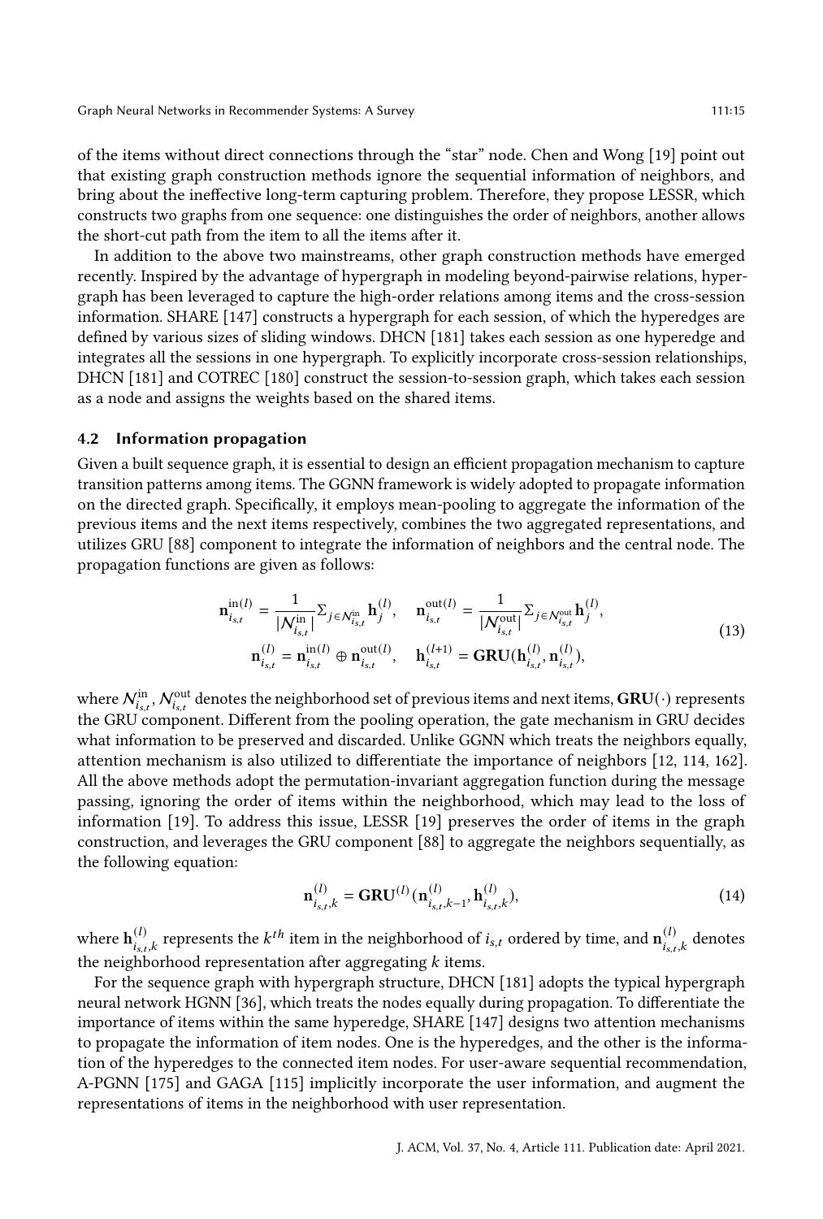of the items without direct connections through the "star" node. Chen and Wong [19] point out that existing graph construction methods ignore the sequential information of neighbors, and bring about the ineffective long-term capturing problem. Therefore, they propose LESSR, which constructs two graphs from one sequence: one distinguishes the order of neighbors, another allows the short-cut path from the item to all the items after it.

In addition to the above two mainstreams, other graph construction methods have emerged recently. Inspired by the advantage of hypergraph in modeling beyond-pairwise relations, hypergraph has been leveraged to capture the high-order relations among items and the cross-session information. SHARE [147] constructs a hypergraph for each session, of which the hyperedges are defined by various sizes of sliding windows. DHCN [181] takes each session as one hyperedge and integrates all the sessions in one hypergraph. To explicitly incorporate cross-session relationships, DHCN [181] and COTREC [180] construct the session-to-session graph, which takes each session as a node and assigns the weights based on the shared items.

### 4.2 Information propagation

Given a built sequence graph, it is essential to design an efficient propagation mechanism to capture transition patterns among items. The GGNN framework is widely adopted to propagate information on the directed graph. Specifically, it employs mean-pooling to aggregate the information of the previous items and the next items respectively, combines the two aggregated representations, and utilizes GRU [88] component to integrate the information of neighbors and the central node. The propagation functions are given as follows:

$$
\begin{aligned}
\mathbf{n}_{i_{s,t}}^{\text{in}(l)} &= \frac{1}{|\mathcal{N}_{i_{s,t}}^{\text{in}}|}\Sigma_{j \in \mathcal{N}_{i_{s,t}}^{\text{in}}} \mathbf{h}_j^{(l)}, \quad \mathbf{n}_{i_{s,t}}^{\text{out}(l)} = \frac{1}{|\mathcal{N}_{i_{s,t}}^{\text{out}}|}\Sigma_{j \in \mathcal{N}_{i_{s,t}}^{\text{out}}} \mathbf{h}_j^{(l)}, \\
\mathbf{n}_{i_{s,t}}^{(l)} &= \mathbf{n}_{i_{s,t}}^{\text{in}(l)} \oplus \mathbf{n}_{i_{s,t}}^{\text{out}(l)}, \quad \mathbf{h}_{i_{s,t}}^{(l+1)} = \mathbf{GRU}(\mathbf{h}_{i_{s,t}}^{(l)}, \mathbf{n}_{i_{s,t}}^{(l)}),
\end{aligned}
\tag{13}
$$

where $\mathcal{N}_{i_{s,t}}^{\text{in}}, \mathcal{N}_{i_{s,t}}^{\text{out}}$ denotes the neighborhood set of previous items and next items, $\mathbf{GRU}(\cdot)$ represents the GRU component. Different from the pooling operation, the gate mechanism in GRU decides what information to be preserved and discarded. Unlike GGNN which treats the neighbors equally, attention mechanism is also utilized to differentiate the importance of neighbors [12, 114, 162]. All the above methods adopt the permutation-invariant aggregation function during the message passing, ignoring the order of items within the neighborhood, which may lead to the loss of information [19]. To address this issue, LESSR [19] preserves the order of items in the graph construction, and leverages the GRU component [88] to aggregate the neighbors sequentially, as the following equation:

$$
\mathbf{n}_{i_{s,t},k}^{(l)} = \mathbf{GRU}^{(l)}(\mathbf{n}_{i_{s,t},k-1}^{(l)}, \mathbf{h}_{i_{s,t},k}^{(l)}),
\tag{14}
$$

where $\mathbf{h}_{i_{s,t},k}^{(l)}$ represents the $k^{th}$ item in the neighborhood of $i_{s,t}$ ordered by time, and $\mathbf{n}_{i_{s,t},k}^{(l)}$ denotes the neighborhood representation after aggregating $k$ items.

For the sequence graph with hypergraph structure, DHCN [181] adopts the typical hypergraph neural network HGNN [36], which treats the nodes equally during propagation. To differentiate the importance of items within the same hyperedge, SHARE [147] designs two attention mechanisms to propagate the information of item nodes. One is the hyperedges, and the other is the information of the hyperedges to the connected item nodes. For user-aware sequential recommendation, A-PGNN [175] and GAGA [115] implicitly incorporate the user information, and augment the representations of items in the neighborhood with user representation.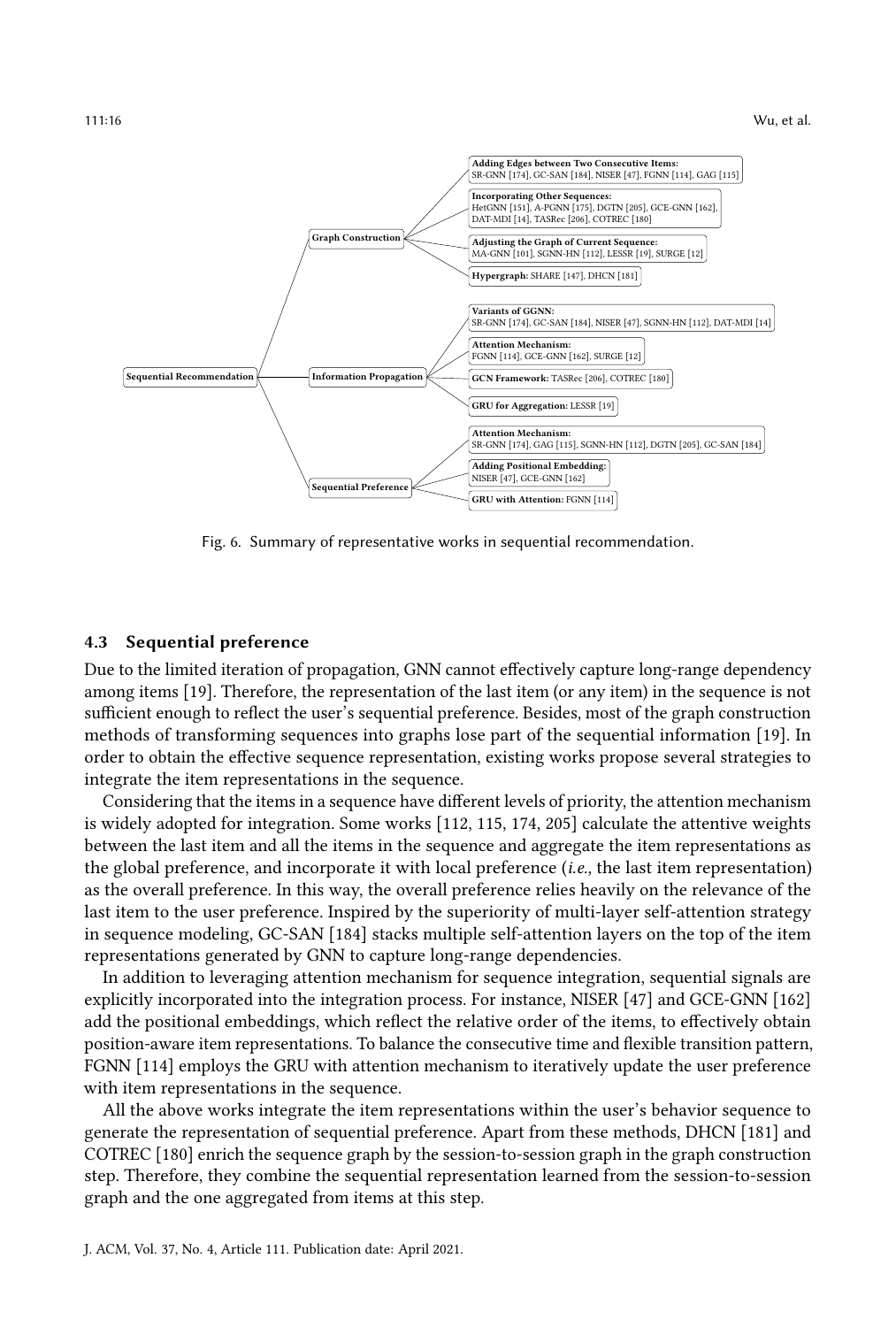Sequential Recommendation
- Graph Construction
  - **Adding Edges between Two Consecutive Items:** SR-GNN [174], GC-SAN [184], NISER [47], FGNN [114], GAG [115]
  - **Incorporating Other Sequences:** HetGNN [151], A-PGNN [175], DGTN [205], GCE-GNN [162], DAT-MDI [14], TASRec [206], COTREC [180]
  - **Adjusting the Graph of Current Sequence:** MA-GNN [101], SGNN-HN [112], LESSR [19], SURGE [12]
  - **Hypergraph:** SHARE [147], DHCN [181]
- Information Propagation
  - **Variants of GGNN:** SR-GNN [174], GC-SAN [184], NISER [47], SGNN-HN [112], DAT-MDI [14]
  - **Attention Mechanism:** FGNN [114], GCE-GNN [162], SURGE [12]
  - **GCN Framework:** TASRec [206], COTREC [180]
  - **GRU for Aggregation:** LESSR [19]
- Sequential Preference
  - **Attention Mechanism:** SR-GNN [174], GAG [115], SGNN-HN [112], DGTN [205], GC-SAN [184]
  - **Adding Positional Embedding:** NISER [47], GCE-GNN [162]
  - **GRU with Attention:** FGNN [114]

Fig. 6. Summary of representative works in sequential recommendation.

### 4.3 Sequential preference

Due to the limited iteration of propagation, GNN cannot effectively capture long-range dependency among items [19]. Therefore, the representation of the last item (or any item) in the sequence is not sufficient enough to reflect the user's sequential preference. Besides, most of the graph construction methods of transforming sequences into graphs lose part of the sequential information [19]. In order to obtain the effective sequence representation, existing works propose several strategies to integrate the item representations in the sequence.

Considering that the items in a sequence have different levels of priority, the attention mechanism is widely adopted for integration. Some works [112, 115, 174, 205] calculate the attentive weights between the last item and all the items in the sequence and aggregate the item representations as the global preference, and incorporate it with local preference (*i.e.*, the last item representation) as the overall preference. In this way, the overall preference relies heavily on the relevance of the last item to the user preference. Inspired by the superiority of multi-layer self-attention strategy in sequence modeling, GC-SAN [184] stacks multiple self-attention layers on the top of the item representations generated by GNN to capture long-range dependencies.

In addition to leveraging attention mechanism for sequence integration, sequential signals are explicitly incorporated into the integration process. For instance, NISER [47] and GCE-GNN [162] add the positional embeddings, which reflect the relative order of the items, to effectively obtain position-aware item representations. To balance the consecutive time and flexible transition pattern, FGNN [114] employs the GRU with attention mechanism to iteratively update the user preference with item representations in the sequence.

All the above works integrate the item representations within the user's behavior sequence to generate the representation of sequential preference. Apart from these methods, DHCN [181] and COTREC [180] enrich the sequence graph by the session-to-session graph in the graph construction step. Therefore, they combine the sequential representation learned from the session-to-session graph and the one aggregated from items at this step.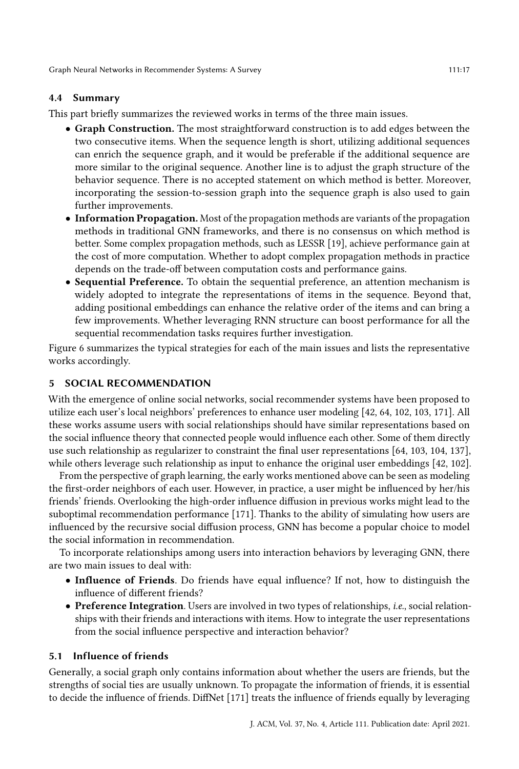### 4.4 Summary

This part briefly summarizes the reviewed works in terms of the three main issues.

- **Graph Construction.** The most straightforward construction is to add edges between the two consecutive items. When the sequence length is short, utilizing additional sequences can enrich the sequence graph, and it would be preferable if the additional sequence are more similar to the original sequence. Another line is to adjust the graph structure of the behavior sequence. There is no accepted statement on which method is better. Moreover, incorporating the session-to-session graph into the sequence graph is also used to gain further improvements.
- **Information Propagation.** Most of the propagation methods are variants of the propagation methods in traditional GNN frameworks, and there is no consensus on which method is better. Some complex propagation methods, such as LESSR [19], achieve performance gain at the cost of more computation. Whether to adopt complex propagation methods in practice depends on the trade-off between computation costs and performance gains.
- **Sequential Preference.** To obtain the sequential preference, an attention mechanism is widely adopted to integrate the representations of items in the sequence. Beyond that, adding positional embeddings can enhance the relative order of the items and can bring a few improvements. Whether leveraging RNN structure can boost performance for all the sequential recommendation tasks requires further investigation.

Figure 6 summarizes the typical strategies for each of the main issues and lists the representative works accordingly.

## 5 SOCIAL RECOMMENDATION

With the emergence of online social networks, social recommender systems have been proposed to utilize each user's local neighbors' preferences to enhance user modeling [42, 64, 102, 103, 171]. All these works assume users with social relationships should have similar representations based on the social influence theory that connected people would influence each other. Some of them directly use such relationship as regularizer to constraint the final user representations [64, 103, 104, 137], while others leverage such relationship as input to enhance the original user embeddings [42, 102].

From the perspective of graph learning, the early works mentioned above can be seen as modeling the first-order neighbors of each user. However, in practice, a user might be influenced by her/his friends' friends. Overlooking the high-order influence diffusion in previous works might lead to the suboptimal recommendation performance [171]. Thanks to the ability of simulating how users are influenced by the recursive social diffusion process, GNN has become a popular choice to model the social information in recommendation.

To incorporate relationships among users into interaction behaviors by leveraging GNN, there are two main issues to deal with:

- **Influence of Friends**. Do friends have equal influence? If not, how to distinguish the influence of different friends?
- **Preference Integration**. Users are involved in two types of relationships, *i.e.*, social relationships with their friends and interactions with items. How to integrate the user representations from the social influence perspective and interaction behavior?

### 5.1 Influence of friends

Generally, a social graph only contains information about whether the users are friends, but the strengths of social ties are usually unknown. To propagate the information of friends, it is essential to decide the influence of friends. DiffNet [171] treats the influence of friends equally by leveraging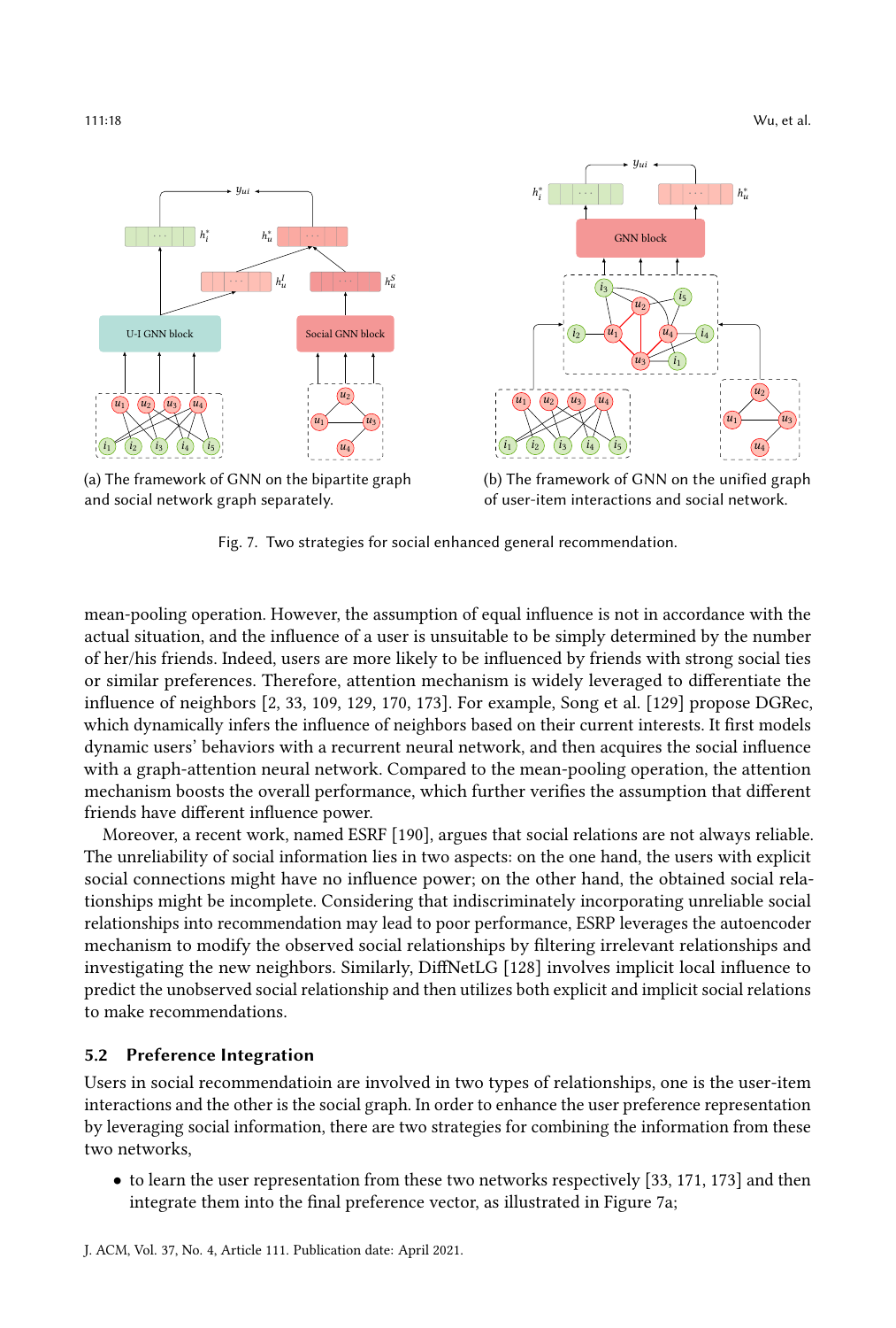(a) The framework of GNN on the bipartite graph and social network graph separately.

(b) The framework of GNN on the unified graph of user-item interactions and social network.

Fig. 7. Two strategies for social enhanced general recommendation.

mean-pooling operation. However, the assumption of equal influence is not in accordance with the actual situation, and the influence of a user is unsuitable to be simply determined by the number of her/his friends. Indeed, users are more likely to be influenced by friends with strong social ties or similar preferences. Therefore, attention mechanism is widely leveraged to differentiate the influence of neighbors [2, 33, 109, 129, 170, 173]. For example, Song et al. [129] propose DGRec, which dynamically infers the influence of neighbors based on their current interests. It first models dynamic users' behaviors with a recurrent neural network, and then acquires the social influence with a graph-attention neural network. Compared to the mean-pooling operation, the attention mechanism boosts the overall performance, which further verifies the assumption that different friends have different influence power.

Moreover, a recent work, named ESRF [190], argues that social relations are not always reliable. The unreliability of social information lies in two aspects: on the one hand, the users with explicit social connections might have no influence power; on the other hand, the obtained social relationships might be incomplete. Considering that indiscriminately incorporating unreliable social relationships into recommendation may lead to poor performance, ESRP leverages the autoencoder mechanism to modify the observed social relationships by filtering irrelevant relationships and investigating the new neighbors. Similarly, DiffNetLG [128] involves implicit local influence to predict the unobserved social relationship and then utilizes both explicit and implicit social relations to make recommendations.

### 5.2 Preference Integration

Users in social recommendatioin are involved in two types of relationships, one is the user-item interactions and the other is the social graph. In order to enhance the user preference representation by leveraging social information, there are two strategies for combining the information from these two networks,

- to learn the user representation from these two networks respectively [33, 171, 173] and then integrate them into the final preference vector, as illustrated in Figure 7a;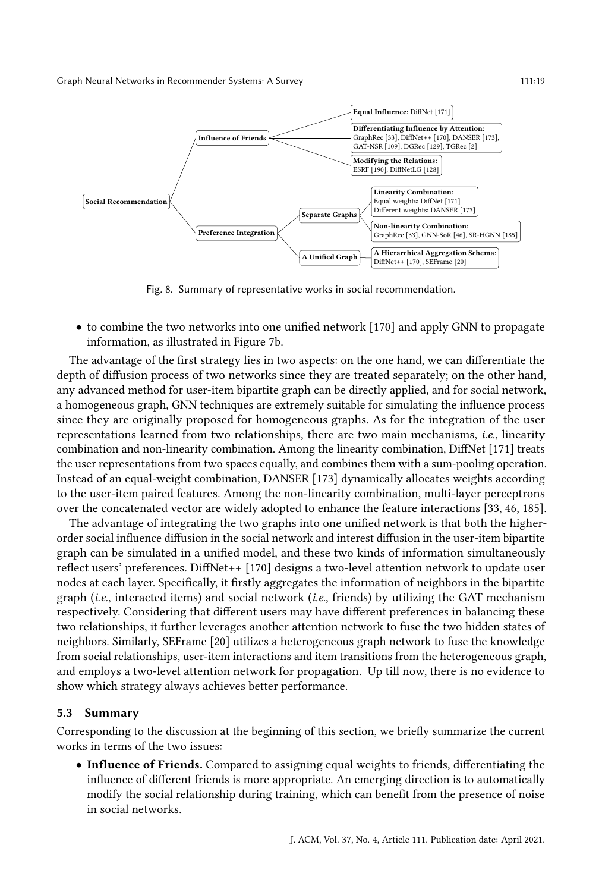- Social Recommendation
  - Influence of Friends
    - **Equal Influence:** DiffNet [171]
    - **Differentiating Influence by Attention:** GraphRec [33], DiffNet++ [170], DANSER [173], GAT-NSR [109], DGRec [129], TGRec [2]
    - **Modifying the Relations:** ESRF [190], DiffNetLG [128]
  - Preference Integration
    - Separate Graphs
      - **Linearity Combination**: Equal weights: DiffNet [171]; Different weights: DANSER [173]
      - **Non-linearity Combination**: GraphRec [33], GNN-SoR [46], SR-HGNN [185]
    - A Unified Graph
      - **A Hierarchical Aggregation Schema**: DiffNet++ [170], SEFrame [20]

Fig. 8. Summary of representative works in social recommendation.

- to combine the two networks into one unified network [170] and apply GNN to propagate information, as illustrated in Figure 7b.

The advantage of the first strategy lies in two aspects: on the one hand, we can differentiate the depth of diffusion process of two networks since they are treated separately; on the other hand, any advanced method for user-item bipartite graph can be directly applied, and for social network, a homogeneous graph, GNN techniques are extremely suitable for simulating the influence process since they are originally proposed for homogeneous graphs. As for the integration of the user representations learned from two relationships, there are two main mechanisms, *i.e.*, linearity combination and non-linearity combination. Among the linearity combination, DiffNet [171] treats the user representations from two spaces equally, and combines them with a sum-pooling operation. Instead of an equal-weight combination, DANSER [173] dynamically allocates weights according to the user-item paired features. Among the non-linearity combination, multi-layer perceptrons over the concatenated vector are widely adopted to enhance the feature interactions [33, 46, 185].

The advantage of integrating the two graphs into one unified network is that both the higher-order social influence diffusion in the social network and interest diffusion in the user-item bipartite graph can be simulated in a unified model, and these two kinds of information simultaneously reflect users' preferences. DiffNet++ [170] designs a two-level attention network to update user nodes at each layer. Specifically, it firstly aggregates the information of neighbors in the bipartite graph (*i.e.*, interacted items) and social network (*i.e.*, friends) by utilizing the GAT mechanism respectively. Considering that different users may have different preferences in balancing these two relationships, it further leverages another attention network to fuse the two hidden states of neighbors. Similarly, SEFrame [20] utilizes a heterogeneous graph network to fuse the knowledge from social relationships, user-item interactions and item transitions from the heterogeneous graph, and employs a two-level attention network for propagation. Up till now, there is no evidence to show which strategy always achieves better performance.

### 5.3 Summary

Corresponding to the discussion at the beginning of this section, we briefly summarize the current works in terms of the two issues:

- **Influence of Friends.** Compared to assigning equal weights to friends, differentiating the influence of different friends is more appropriate. An emerging direction is to automatically modify the social relationship during training, which can benefit from the presence of noise in social networks.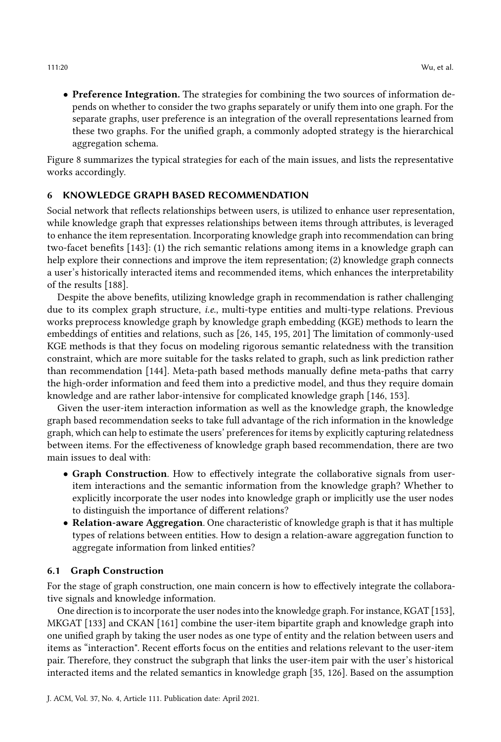- **Preference Integration.** The strategies for combining the two sources of information depends on whether to consider the two graphs separately or unify them into one graph. For the separate graphs, user preference is an integration of the overall representations learned from these two graphs. For the unified graph, a commonly adopted strategy is the hierarchical aggregation schema.

Figure 8 summarizes the typical strategies for each of the main issues, and lists the representative works accordingly.

## 6 KNOWLEDGE GRAPH BASED RECOMMENDATION

Social network that reflects relationships between users, is utilized to enhance user representation, while knowledge graph that expresses relationships between items through attributes, is leveraged to enhance the item representation. Incorporating knowledge graph into recommendation can bring two-facet benefits [143]: (1) the rich semantic relations among items in a knowledge graph can help explore their connections and improve the item representation; (2) knowledge graph connects a user's historically interacted items and recommended items, which enhances the interpretability of the results [188].

Despite the above benefits, utilizing knowledge graph in recommendation is rather challenging due to its complex graph structure, *i.e.*, multi-type entities and multi-type relations. Previous works preprocess knowledge graph by knowledge graph embedding (KGE) methods to learn the embeddings of entities and relations, such as [26, 145, 195, 201] The limitation of commonly-used KGE methods is that they focus on modeling rigorous semantic relatedness with the transition constraint, which are more suitable for the tasks related to graph, such as link prediction rather than recommendation [144]. Meta-path based methods manually define meta-paths that carry the high-order information and feed them into a predictive model, and thus they require domain knowledge and are rather labor-intensive for complicated knowledge graph [146, 153].

Given the user-item interaction information as well as the knowledge graph, the knowledge graph based recommendation seeks to take full advantage of the rich information in the knowledge graph, which can help to estimate the users' preferences for items by explicitly capturing relatedness between items. For the effectiveness of knowledge graph based recommendation, there are two main issues to deal with:

- **Graph Construction**. How to effectively integrate the collaborative signals from user-item interactions and the semantic information from the knowledge graph? Whether to explicitly incorporate the user nodes into knowledge graph or implicitly use the user nodes to distinguish the importance of different relations?
- **Relation-aware Aggregation**. One characteristic of knowledge graph is that it has multiple types of relations between entities. How to design a relation-aware aggregation function to aggregate information from linked entities?

### 6.1 Graph Construction

For the stage of graph construction, one main concern is how to effectively integrate the collaborative signals and knowledge information.

One direction is to incorporate the user nodes into the knowledge graph. For instance, KGAT [153], MKGAT [133] and CKAN [161] combine the user-item bipartite graph and knowledge graph into one unified graph by taking the user nodes as one type of entity and the relation between users and items as "interaction". Recent efforts focus on the entities and relations relevant to the user-item pair. Therefore, they construct the subgraph that links the user-item pair with the user's historical interacted items and the related semantics in knowledge graph [35, 126]. Based on the assumption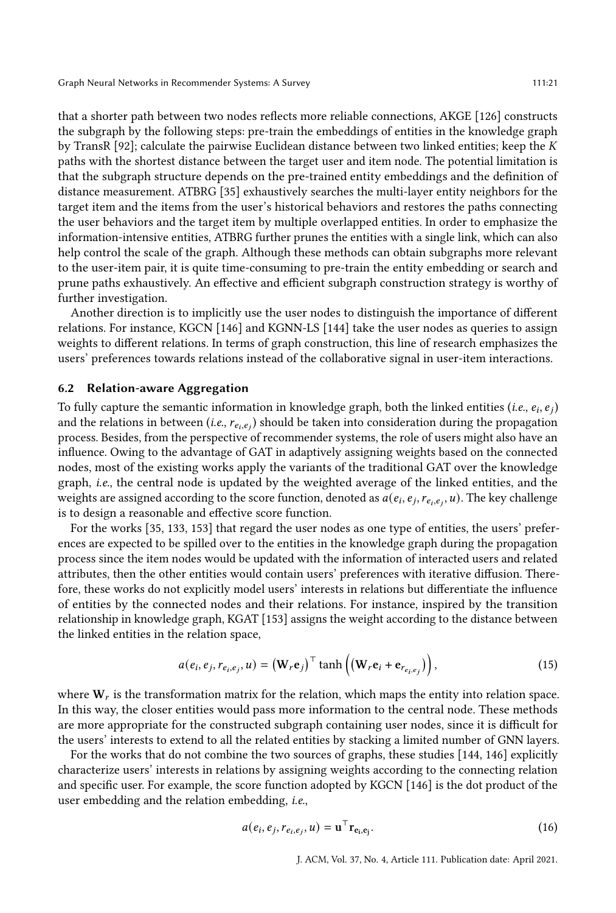that a shorter path between two nodes reflects more reliable connections, AKGE [126] constructs the subgraph by the following steps: pre-train the embeddings of entities in the knowledge graph by TransR [92]; calculate the pairwise Euclidean distance between two linked entities; keep the $K$ paths with the shortest distance between the target user and item node. The potential limitation is that the subgraph structure depends on the pre-trained entity embeddings and the definition of distance measurement. ATBRG [35] exhaustively searches the multi-layer entity neighbors for the target item and the items from the user's historical behaviors and restores the paths connecting the user behaviors and the target item by multiple overlapped entities. In order to emphasize the information-intensive entities, ATBRG further prunes the entities with a single link, which can also help control the scale of the graph. Although these methods can obtain subgraphs more relevant to the user-item pair, it is quite time-consuming to pre-train the entity embedding or search and prune paths exhaustively. An effective and efficient subgraph construction strategy is worthy of further investigation.

Another direction is to implicitly use the user nodes to distinguish the importance of different relations. For instance, KGCN [146] and KGNN-LS [144] take the user nodes as queries to assign weights to different relations. In terms of graph construction, this line of research emphasizes the users' preferences towards relations instead of the collaborative signal in user-item interactions.

### 6.2 Relation-aware Aggregation

To fully capture the semantic information in knowledge graph, both the linked entities (*i.e.*, $e_i, e_j$) and the relations in between (*i.e.*, $r_{e_i,e_j}$) should be taken into consideration during the propagation process. Besides, from the perspective of recommender systems, the role of users might also have an influence. Owing to the advantage of GAT in adaptively assigning weights based on the connected nodes, most of the existing works apply the variants of the traditional GAT over the knowledge graph, *i.e.*, the central node is updated by the weighted average of the linked entities, and the weights are assigned according to the score function, denoted as $a(e_i, e_j, r_{e_i,e_j}, u)$. The key challenge is to design a reasonable and effective score function.

For the works [35, 133, 153] that regard the user nodes as one type of entities, the users' preferences are expected to be spilled over to the entities in the knowledge graph during the propagation process since the item nodes would be updated with the information of interacted users and related attributes, then the other entities would contain users' preferences with iterative diffusion. Therefore, these works do not explicitly model users' interests in relations but differentiate the influence of entities by the connected nodes and their relations. For instance, inspired by the transition relationship in knowledge graph, KGAT [153] assigns the weight according to the distance between the linked entities in the relation space,

$$a(e_i, e_j, r_{e_i,e_j}, u) = \left(\mathbf{W}_r \mathbf{e}_j\right)^\top \tanh\left(\left(\mathbf{W}_r \mathbf{e}_i + \mathbf{e}_{r_{e_i,e_j}}\right)\right), \tag{15}$$

where $\mathbf{W}_r$ is the transformation matrix for the relation, which maps the entity into relation space. In this way, the closer entities would pass more information to the central node. These methods are more appropriate for the constructed subgraph containing user nodes, since it is difficult for the users' interests to extend to all the related entities by stacking a limited number of GNN layers.

For the works that do not combine the two sources of graphs, these studies [144, 146] explicitly characterize users' interests in relations by assigning weights according to the connecting relation and specific user. For example, the score function adopted by KGCN [146] is the dot product of the user embedding and the relation embedding, *i.e.*,

$$a(e_i, e_j, r_{e_i,e_j}, u) = \mathbf{u}^\top \mathbf{r}_{\mathbf{e_i},\mathbf{e_j}}. \tag{16}$$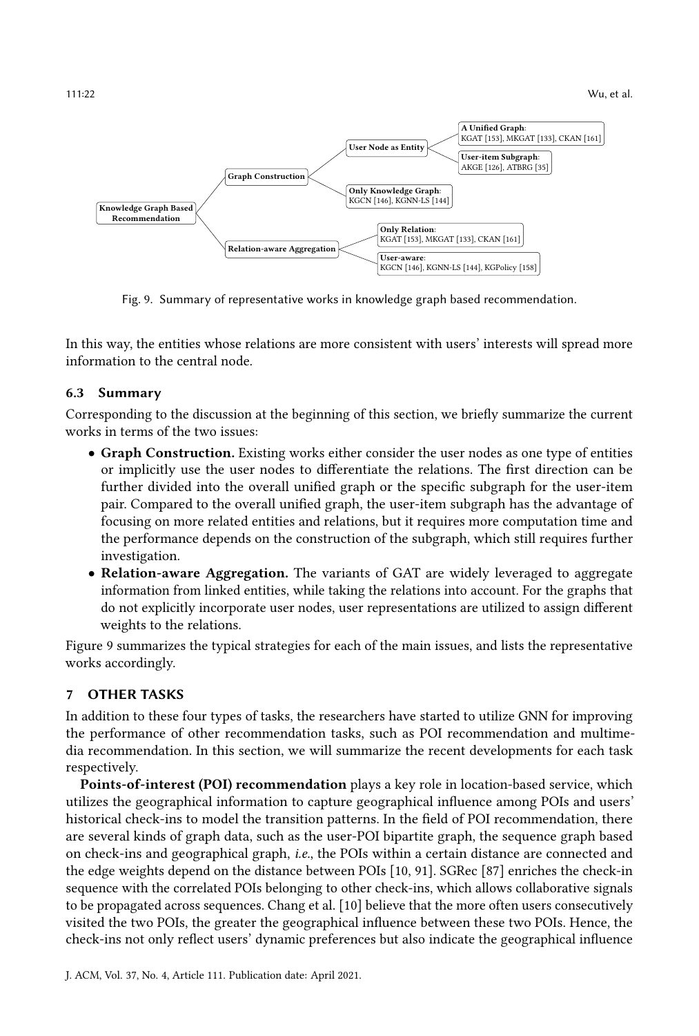Knowledge Graph Based Recommendation
- Graph Construction
  - User Node as Entity
    - **A Unified Graph**: KGAT [153], MKGAT [133], CKAN [161]
    - **User-item Subgraph**: AKGE [126], ATBRG [35]
  - **Only Knowledge Graph**: KGCN [146], KGNN-LS [144]
- Relation-aware Aggregation
  - **Only Relation**: KGAT [153], MKGAT [133], CKAN [161]
  - **User-aware**: KGCN [146], KGNN-LS [144], KGPolicy [158]

Fig. 9. Summary of representative works in knowledge graph based recommendation.

In this way, the entities whose relations are more consistent with users' interests will spread more information to the central node.

### 6.3 Summary

Corresponding to the discussion at the beginning of this section, we briefly summarize the current works in terms of the two issues:

- **Graph Construction.** Existing works either consider the user nodes as one type of entities or implicitly use the user nodes to differentiate the relations. The first direction can be further divided into the overall unified graph or the specific subgraph for the user-item pair. Compared to the overall unified graph, the user-item subgraph has the advantage of focusing on more related entities and relations, but it requires more computation time and the performance depends on the construction of the subgraph, which still requires further investigation.
- **Relation-aware Aggregation.** The variants of GAT are widely leveraged to aggregate information from linked entities, while taking the relations into account. For the graphs that do not explicitly incorporate user nodes, user representations are utilized to assign different weights to the relations.

Figure 9 summarizes the typical strategies for each of the main issues, and lists the representative works accordingly.

## 7 OTHER TASKS

In addition to these four types of tasks, the researchers have started to utilize GNN for improving the performance of other recommendation tasks, such as POI recommendation and multimedia recommendation. In this section, we will summarize the recent developments for each task respectively.

**Points-of-interest (POI) recommendation** plays a key role in location-based service, which utilizes the geographical information to capture geographical influence among POIs and users' historical check-ins to model the transition patterns. In the field of POI recommendation, there are several kinds of graph data, such as the user-POI bipartite graph, the sequence graph based on check-ins and geographical graph, *i.e.*, the POIs within a certain distance are connected and the edge weights depend on the distance between POIs [10, 91]. SGRec [87] enriches the check-in sequence with the correlated POIs belonging to other check-ins, which allows collaborative signals to be propagated across sequences. Chang et al. [10] believe that the more often users consecutively visited the two POIs, the greater the geographical influence between these two POIs. Hence, the check-ins not only reflect users' dynamic preferences but also indicate the geographical influence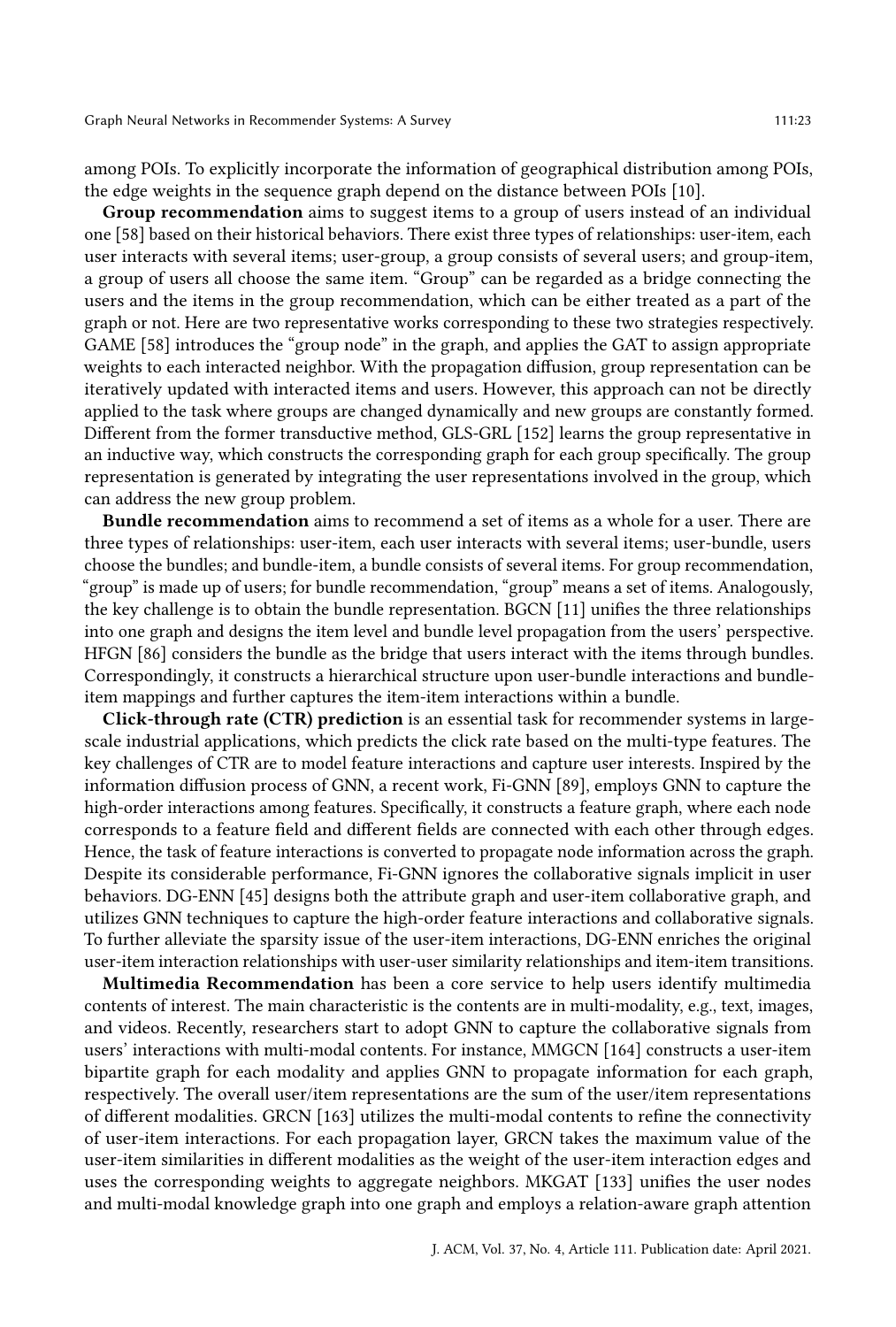among POIs. To explicitly incorporate the information of geographical distribution among POIs, the edge weights in the sequence graph depend on the distance between POIs [10].

**Group recommendation** aims to suggest items to a group of users instead of an individual one [58] based on their historical behaviors. There exist three types of relationships: user-item, each user interacts with several items; user-group, a group consists of several users; and group-item, a group of users all choose the same item. "Group" can be regarded as a bridge connecting the users and the items in the group recommendation, which can be either treated as a part of the graph or not. Here are two representative works corresponding to these two strategies respectively. GAME [58] introduces the "group node" in the graph, and applies the GAT to assign appropriate weights to each interacted neighbor. With the propagation diffusion, group representation can be iteratively updated with interacted items and users. However, this approach can not be directly applied to the task where groups are changed dynamically and new groups are constantly formed. Different from the former transductive method, GLS-GRL [152] learns the group representative in an inductive way, which constructs the corresponding graph for each group specifically. The group representation is generated by integrating the user representations involved in the group, which can address the new group problem.

**Bundle recommendation** aims to recommend a set of items as a whole for a user. There are three types of relationships: user-item, each user interacts with several items; user-bundle, users choose the bundles; and bundle-item, a bundle consists of several items. For group recommendation, "group" is made up of users; for bundle recommendation, "group" means a set of items. Analogously, the key challenge is to obtain the bundle representation. BGCN [11] unifies the three relationships into one graph and designs the item level and bundle level propagation from the users' perspective. HFGN [86] considers the bundle as the bridge that users interact with the items through bundles. Correspondingly, it constructs a hierarchical structure upon user-bundle interactions and bundle-item mappings and further captures the item-item interactions within a bundle.

**Click-through rate (CTR) prediction** is an essential task for recommender systems in large-scale industrial applications, which predicts the click rate based on the multi-type features. The key challenges of CTR are to model feature interactions and capture user interests. Inspired by the information diffusion process of GNN, a recent work, Fi-GNN [89], employs GNN to capture the high-order interactions among features. Specifically, it constructs a feature graph, where each node corresponds to a feature field and different fields are connected with each other through edges. Hence, the task of feature interactions is converted to propagate node information across the graph. Despite its considerable performance, Fi-GNN ignores the collaborative signals implicit in user behaviors. DG-ENN [45] designs both the attribute graph and user-item collaborative graph, and utilizes GNN techniques to capture the high-order feature interactions and collaborative signals. To further alleviate the sparsity issue of the user-item interactions, DG-ENN enriches the original user-item interaction relationships with user-user similarity relationships and item-item transitions.

**Multimedia Recommendation** has been a core service to help users identify multimedia contents of interest. The main characteristic is the contents are in multi-modality, e.g., text, images, and videos. Recently, researchers start to adopt GNN to capture the collaborative signals from users' interactions with multi-modal contents. For instance, MMGCN [164] constructs a user-item bipartite graph for each modality and applies GNN to propagate information for each graph, respectively. The overall user/item representations are the sum of the user/item representations of different modalities. GRCN [163] utilizes the multi-modal contents to refine the connectivity of user-item interactions. For each propagation layer, GRCN takes the maximum value of the user-item similarities in different modalities as the weight of the user-item interaction edges and uses the corresponding weights to aggregate neighbors. MKGAT [133] unifies the user nodes and multi-modal knowledge graph into one graph and employs a relation-aware graph attention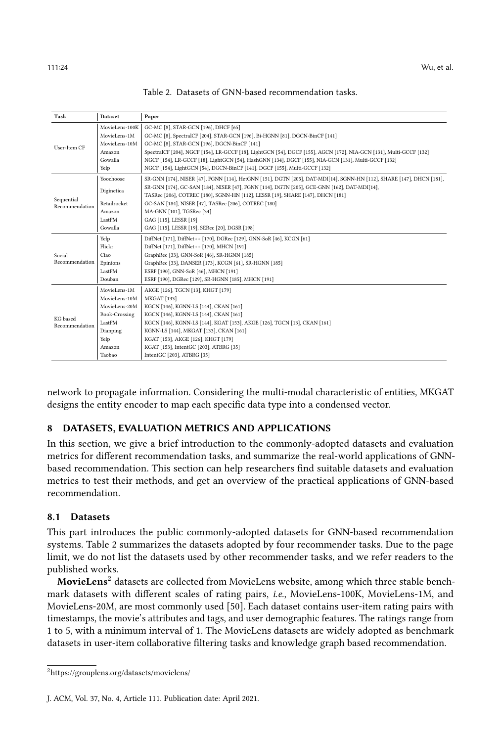Table 2. Datasets of GNN-based recommendation tasks.

| Task | Dataset | Paper |
|---|---|---|
| User-Item CF | MovieLens-100K | GC-MC [8], STAR-GCN [196], DHCF [65] |
| | MovieLens-1M | GC-MC [8], SpectralCF [204], STAR-GCN [196], Bi-HGNN [81], DGCN-BinCF [141] |
| | MovieLens-10M | GC-MC [8], STAR-GCN [196], DGCN-BinCF [141] |
| | Amazon | SpectralCF [204], NGCF [154], LR-GCCF [18], LightGCN [54], DGCF [155], AGCN [172], NIA-GCN [131], Multi-GCCF [132] |
| | Gowalla | NGCF [154], LR-GCCF [18], LightGCN [54], HashGNN [134], DGCF [155], NIA-GCN [131], Multi-GCCF [132] |
| | Yelp | NGCF [154], LightGCN [54], DGCN-BinCF [141], DGCF [155], Multi-GCCF [132] |
| Sequential Recommendation | Yoochoose | SR-GNN [174], NISER [47], FGNN [114], HetGNN [151], DGTN [205], DAT-MDI[14], SGNN-HN [112], SHARE [147], DHCN [181], |
| | Diginetica | SR-GNN [174], GC-SAN [184], NISER [47], FGNN [114], DGTN [205], GCE-GNN [162], DAT-MDI[14], TASRec [206], COTREC [180], SGNN-HN [112], LESSR [19], SHARE [147], DHCN [181] |
| | Retailrocket | GC-SAN [184], NISER [47], TASRec [206], COTREC [180] |
| | Amazon | MA-GNN [101], TGSRec [34] |
| | LastFM | GAG [115], LESSR [19] |
| | Gowalla | GAG [115], LESSR [19], SERec [20], DGSR [198] |
| Social Recommendation | Yelp | DiffNet [171], DiffNet++ [170], DGRec [129], GNN-SoR [46], KCGN [61] |
| | Flickr | DiffNet [171], DiffNet++ [170], MHCN [191] |
| | Ciao | GraphRec [33], GNN-SoR [46], SR-HGNN [185] |
| | Epinions | GraphRec [33], DANSER [173], KCGN [61], SR-HGNN [185] |
| | LastFM | ESRF [190], GNN-SoR [46], MHCN [191] |
| | Douban | ESRF [190], DGRec [129], SR-HGNN [185], MHCN [191] |
| KG based Recommendation | MovieLens-1M | AKGE [126], TGCN [13], KHGT [179] |
| | MovieLens-10M | MKGAT [133] |
| | MovieLens-20M | KGCN [146], KGNN-LS [144], CKAN [161] |
| | Book-Crossing | KGCN [146], KGNN-LS [144], CKAN [161] |
| | LastFM | KGCN [146], KGNN-LS [144], KGAT [153], AKGE [126], TGCN [13], CKAN [161] |
| | Dianping | KGNN-LS [144], MKGAT [133], CKAN [161] |
| | Yelp | KGAT [153], AKGE [126], KHGT [179] |
| | Amazon | KGAT [153], IntentGC [203], ATBRG [35] |
| | Taobao | IntentGC [203], ATBRG [35] |

network to propagate information. Considering the multi-modal characteristic of entities, MKGAT designs the entity encoder to map each specific data type into a condensed vector.

## 8 DATASETS, EVALUATION METRICS AND APPLICATIONS

In this section, we give a brief introduction to the commonly-adopted datasets and evaluation metrics for different recommendation tasks, and summarize the real-world applications of GNN-based recommendation. This section can help researchers find suitable datasets and evaluation metrics to test their methods, and get an overview of the practical applications of GNN-based recommendation.

### 8.1 Datasets

This part introduces the public commonly-adopted datasets for GNN-based recommendation systems. Table 2 summarizes the datasets adopted by four recommender tasks. Due to the page limit, we do not list the datasets used by other recommender tasks, and we refer readers to the published works.

**MovieLens**[2] datasets are collected from MovieLens website, among which three stable benchmark datasets with different scales of rating pairs, *i.e.*, MovieLens-100K, MovieLens-1M, and MovieLens-20M, are most commonly used [50]. Each dataset contains user-item rating pairs with timestamps, the movie's attributes and tags, and user demographic features. The ratings range from 1 to 5, with a minimum interval of 1. The MovieLens datasets are widely adopted as benchmark datasets in user-item collaborative filtering tasks and knowledge graph based recommendation.

[2] https://grouplens.org/datasets/movielens/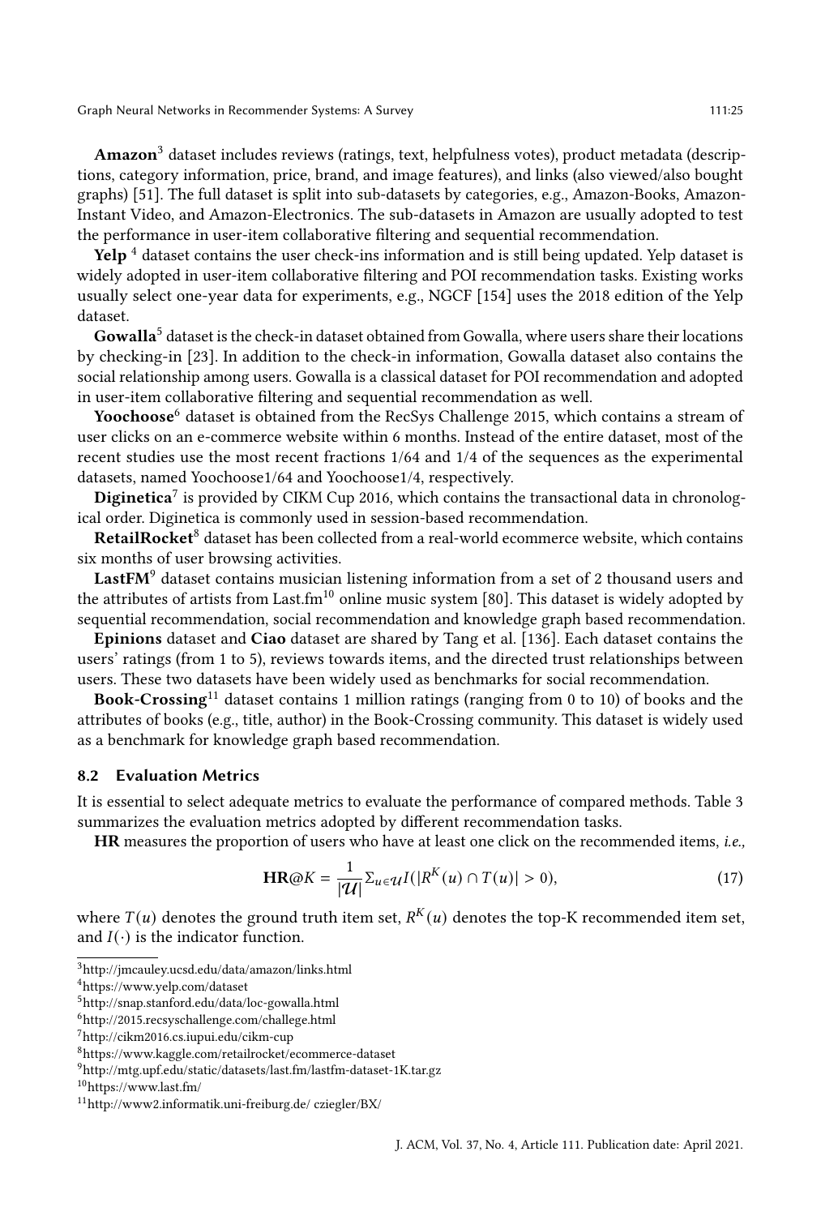**Amazon**[3] dataset includes reviews (ratings, text, helpfulness votes), product metadata (descriptions, category information, price, brand, and image features), and links (also viewed/also bought graphs) [51]. The full dataset is split into sub-datasets by categories, e.g., Amazon-Books, Amazon-Instant Video, and Amazon-Electronics. The sub-datasets in Amazon are usually adopted to test the performance in user-item collaborative filtering and sequential recommendation.

**Yelp** [4] dataset contains the user check-ins information and is still being updated. Yelp dataset is widely adopted in user-item collaborative filtering and POI recommendation tasks. Existing works usually select one-year data for experiments, e.g., NGCF [154] uses the 2018 edition of the Yelp dataset.

**Gowalla**[5] dataset is the check-in dataset obtained from Gowalla, where users share their locations by checking-in [23]. In addition to the check-in information, Gowalla dataset also contains the social relationship among users. Gowalla is a classical dataset for POI recommendation and adopted in user-item collaborative filtering and sequential recommendation as well.

**Yoochoose**[6] dataset is obtained from the RecSys Challenge 2015, which contains a stream of user clicks on an e-commerce website within 6 months. Instead of the entire dataset, most of the recent studies use the most recent fractions 1/64 and 1/4 of the sequences as the experimental datasets, named Yoochoose1/64 and Yoochoose1/4, respectively.

**Diginetica**[7] is provided by CIKM Cup 2016, which contains the transactional data in chronological order. Diginetica is commonly used in session-based recommendation.

**RetailRocket**[8] dataset has been collected from a real-world ecommerce website, which contains six months of user browsing activities.

**LastFM**[9] dataset contains musician listening information from a set of 2 thousand users and the attributes of artists from Last.fm[10] online music system [80]. This dataset is widely adopted by sequential recommendation, social recommendation and knowledge graph based recommendation.

**Epinions** dataset and **Ciao** dataset are shared by Tang et al. [136]. Each dataset contains the users' ratings (from 1 to 5), reviews towards items, and the directed trust relationships between users. These two datasets have been widely used as benchmarks for social recommendation.

**Book-Crossing**[11] dataset contains 1 million ratings (ranging from 0 to 10) of books and the attributes of books (e.g., title, author) in the Book-Crossing community. This dataset is widely used as a benchmark for knowledge graph based recommendation.

### 8.2 Evaluation Metrics

It is essential to select adequate metrics to evaluate the performance of compared methods. Table 3 summarizes the evaluation metrics adopted by different recommendation tasks.

**HR** measures the proportion of users who have at least one click on the recommended items, *i.e.,*

$$\mathbf{HR}@K = \frac{1}{|\mathcal{U}|}\Sigma_{u \in \mathcal{U}} I(|R^K(u) \cap T(u)| > 0), \tag{17}$$

where $T(u)$ denotes the ground truth item set, $R^K(u)$ denotes the top-K recommended item set, and $I(\cdot)$ is the indicator function.

---

[3] http://jmcauley.ucsd.edu/data/amazon/links.html
[4] https://www.yelp.com/dataset
[5] http://snap.stanford.edu/data/loc-gowalla.html
[6] http://2015.recsyschallenge.com/challege.html
[7] http://cikm2016.cs.iupui.edu/cikm-cup
[8] https://www.kaggle.com/retailrocket/ecommerce-dataset
[9] http://mtg.upf.edu/static/datasets/last.fm/lastfm-dataset-1K.tar.gz
[10] https://www.last.fm/
[11] http://www2.informatik.uni-freiburg.de/ cziegler/BX/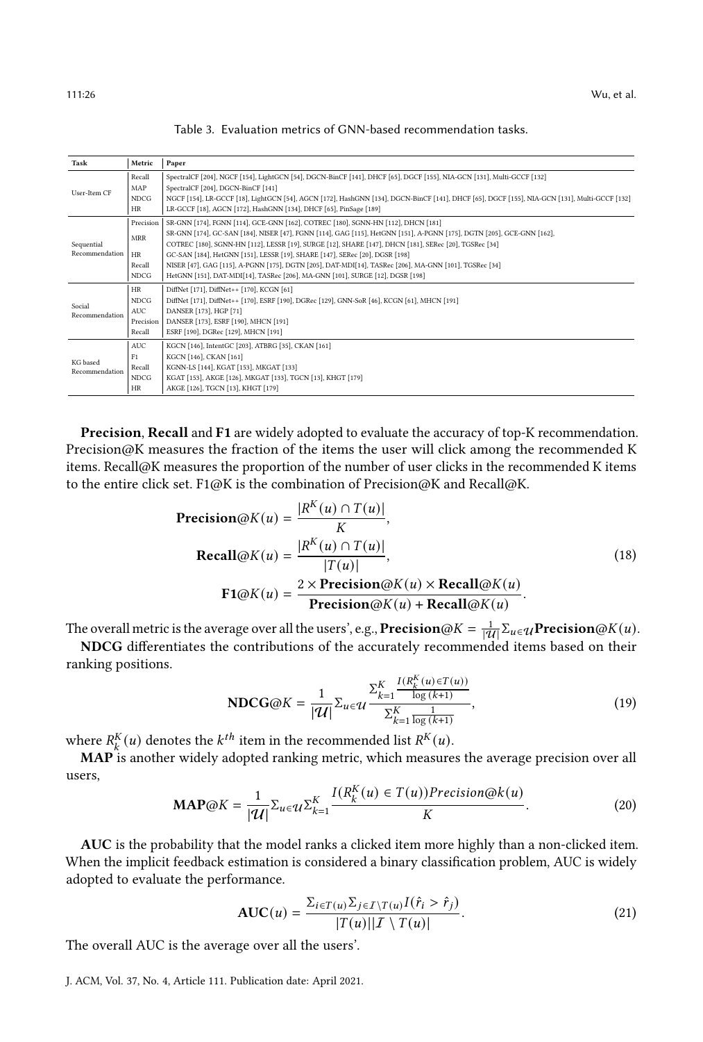Table 3. Evaluation metrics of GNN-based recommendation tasks.

| Task | Metric | Paper |
|---|---|---|
| User-Item CF | Recall | SpectralCF [204], NGCF [154], LightGCN [54], DGCN-BinCF [141], DHCF [65], DGCF [155], NIA-GCN [131], Multi-GCCF [132] |
| | MAP | SpectralCF [204], DGCN-BinCF [141] |
| | NDCG | NGCF [154], LR-GCCF [18], LightGCN [54], AGCN [172], HashGNN [134], DGCN-BinCF [141], DHCF [65], DGCF [155], NIA-GCN [131], Multi-GCCF [132] |
| | HR | LR-GCCF [18], AGCN [172], HashGNN [134], DHCF [65], PinSage [189] |
| Sequential Recommendation | Precision | SR-GNN [174], FGNN [114], GCE-GNN [162], COTREC [180], SGNN-HN [112], DHCN [181] |
| | MRR | SR-GNN [174], GC-SAN [184], NISER [47], FGNN [114], GAG [115], HetGNN [151], A-PGNN [175], DGTN [205], GCE-GNN [162], COTREC [180], SGNN-HN [112], LESSR [19], SURGE [12], SHARE [147], DHCN [181], SERec [20], TGSRec [34] |
| | HR | GC-SAN [184], HetGNN [151], LESSR [19], SHARE [147], SERec [20], DGSR [198] |
| | Recall | NISER [47], GAG [115], A-PGNN [175], DGTN [205], DAT-MDI[14], TASRec [206], MA-GNN [101], TGSRec [34] |
| | NDCG | HetGNN [151], DAT-MDI[14], TASRec [206], MA-GNN [101], SURGE [12], DGSR [198] |
| Social Recommendation | HR | DiffNet [171], DiffNet++ [170], KCGN [61] |
| | NDCG | DiffNet [171], DiffNet++ [170], ESRF [190], DGRec [129], GNN-SoR [46], KCGN [61], MHCN [191] |
| | AUC | DANSER [173], HGP [71] |
| | Precision | DANSER [173], ESRF [190], MHCN [191] |
| | Recall | ESRF [190], DGRec [129], MHCN [191] |
| KG based Recommendation | AUC | KGCN [146], IntentGC [203], ATBRG [35], CKAN [161] |
| | F1 | KGCN [146], CKAN [161] |
| | Recall | KGNN-LS [144], KGAT [153], MKGAT [133] |
| | NDCG | KGAT [153], AKGE [126], MKGAT [133], TGCN [13], KHGT [179] |
| | HR | AKGE [126], TGCN [13], KHGT [179] |

**Precision**, **Recall** and **F1** are widely adopted to evaluate the accuracy of top-K recommendation. Precision@K measures the fraction of the items the user will click among the recommended K items. Recall@K measures the proportion of the number of user clicks in the recommended K items to the entire click set. F1@K is the combination of Precision@K and Recall@K.

$$
\begin{aligned}
\mathbf{Precision}@K(u) &= \frac{|R^K(u) \cap T(u)|}{K}, \\
\mathbf{Recall}@K(u) &= \frac{|R^K(u) \cap T(u)|}{|T(u)|}, \\
\mathbf{F1}@K(u) &= \frac{2 \times \mathbf{Precision}@K(u) \times \mathbf{Recall}@K(u)}{\mathbf{Precision}@K(u) + \mathbf{Recall}@K(u)}.
\end{aligned}
\tag{18}
$$

The overall metric is the average over all the users', e.g., $\mathbf{Precision}@K = \frac{1}{|\mathcal{U}|}\Sigma_{u\in\mathcal{U}}\mathbf{Precision}@K(u)$.

**NDCG** differentiates the contributions of the accurately recommended items based on their ranking positions.

$$
\mathbf{NDCG}@K = \frac{1}{|\mathcal{U}|}\Sigma_{u\in\mathcal{U}}\frac{\Sigma_{k=1}^{K}\frac{I(R_k^K(u)\in T(u))}{\log(k+1)}}{\Sigma_{k=1}^{K}\frac{1}{\log(k+1)}},
\tag{19}
$$

where $R_k^K(u)$ denotes the $k^{th}$ item in the recommended list $R^K(u)$.

**MAP** is another widely adopted ranking metric, which measures the average precision over all users,

$$
\mathbf{MAP}@K = \frac{1}{|\mathcal{U}|}\Sigma_{u\in\mathcal{U}}\Sigma_{k=1}^{K}\frac{I(R_k^K(u)\in T(u))Precision@k(u)}{K}.
\tag{20}
$$

**AUC** is the probability that the model ranks a clicked item more highly than a non-clicked item. When the implicit feedback estimation is considered a binary classification problem, AUC is widely adopted to evaluate the performance.

$$
\mathbf{AUC}(u) = \frac{\Sigma_{i\in T(u)}\Sigma_{j\in\mathcal{I}\setminus T(u)}I(\hat{r}_i > \hat{r}_j)}{|T(u)||\mathcal{I}\setminus T(u)|}.
\tag{21}
$$

The overall AUC is the average over all the users'.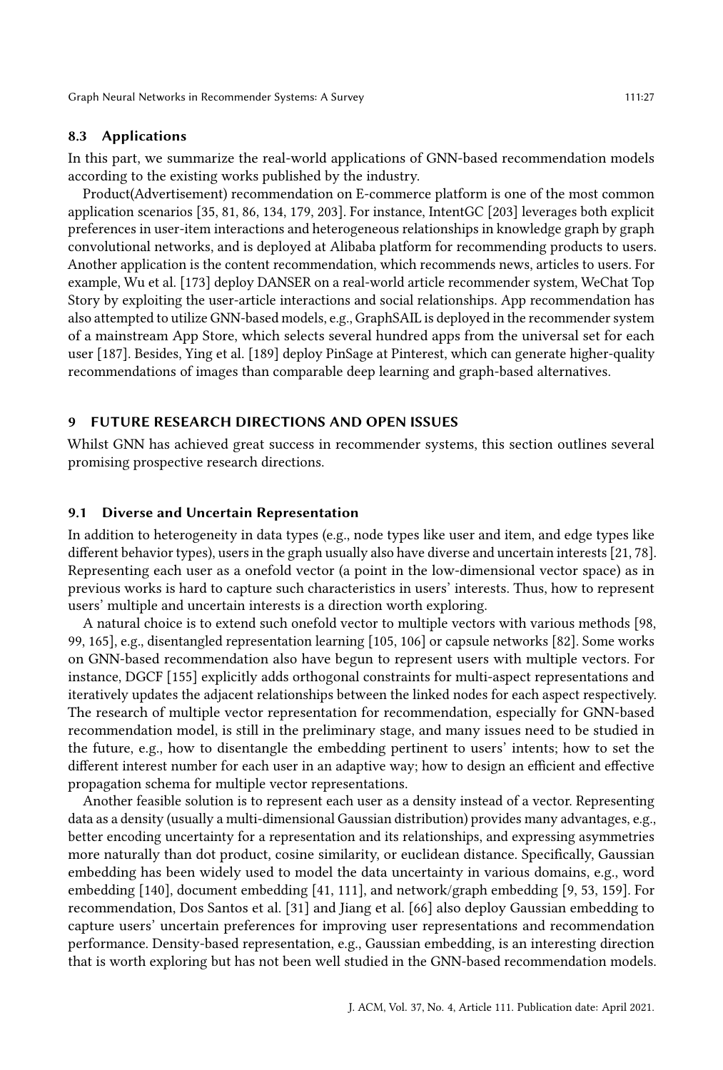### 8.3 Applications

In this part, we summarize the real-world applications of GNN-based recommendation models according to the existing works published by the industry.

Product(Advertisement) recommendation on E-commerce platform is one of the most common application scenarios [35, 81, 86, 134, 179, 203]. For instance, IntentGC [203] leverages both explicit preferences in user-item interactions and heterogeneous relationships in knowledge graph by graph convolutional networks, and is deployed at Alibaba platform for recommending products to users. Another application is the content recommendation, which recommends news, articles to users. For example, Wu et al. [173] deploy DANSER on a real-world article recommender system, WeChat Top Story by exploiting the user-article interactions and social relationships. App recommendation has also attempted to utilize GNN-based models, e.g., GraphSAIL is deployed in the recommender system of a mainstream App Store, which selects several hundred apps from the universal set for each user [187]. Besides, Ying et al. [189] deploy PinSage at Pinterest, which can generate higher-quality recommendations of images than comparable deep learning and graph-based alternatives.

## 9 FUTURE RESEARCH DIRECTIONS AND OPEN ISSUES

Whilst GNN has achieved great success in recommender systems, this section outlines several promising prospective research directions.

### 9.1 Diverse and Uncertain Representation

In addition to heterogeneity in data types (e.g., node types like user and item, and edge types like different behavior types), users in the graph usually also have diverse and uncertain interests [21, 78]. Representing each user as a onefold vector (a point in the low-dimensional vector space) as in previous works is hard to capture such characteristics in users' interests. Thus, how to represent users' multiple and uncertain interests is a direction worth exploring.

A natural choice is to extend such onefold vector to multiple vectors with various methods [98, 99, 165], e.g., disentangled representation learning [105, 106] or capsule networks [82]. Some works on GNN-based recommendation also have begun to represent users with multiple vectors. For instance, DGCF [155] explicitly adds orthogonal constraints for multi-aspect representations and iteratively updates the adjacent relationships between the linked nodes for each aspect respectively. The research of multiple vector representation for recommendation, especially for GNN-based recommendation model, is still in the preliminary stage, and many issues need to be studied in the future, e.g., how to disentangle the embedding pertinent to users' intents; how to set the different interest number for each user in an adaptive way; how to design an efficient and effective propagation schema for multiple vector representations.

Another feasible solution is to represent each user as a density instead of a vector. Representing data as a density (usually a multi-dimensional Gaussian distribution) provides many advantages, e.g., better encoding uncertainty for a representation and its relationships, and expressing asymmetries more naturally than dot product, cosine similarity, or euclidean distance. Specifically, Gaussian embedding has been widely used to model the data uncertainty in various domains, e.g., word embedding [140], document embedding [41, 111], and network/graph embedding [9, 53, 159]. For recommendation, Dos Santos et al. [31] and Jiang et al. [66] also deploy Gaussian embedding to capture users' uncertain preferences for improving user representations and recommendation performance. Density-based representation, e.g., Gaussian embedding, is an interesting direction that is worth exploring but has not been well studied in the GNN-based recommendation models.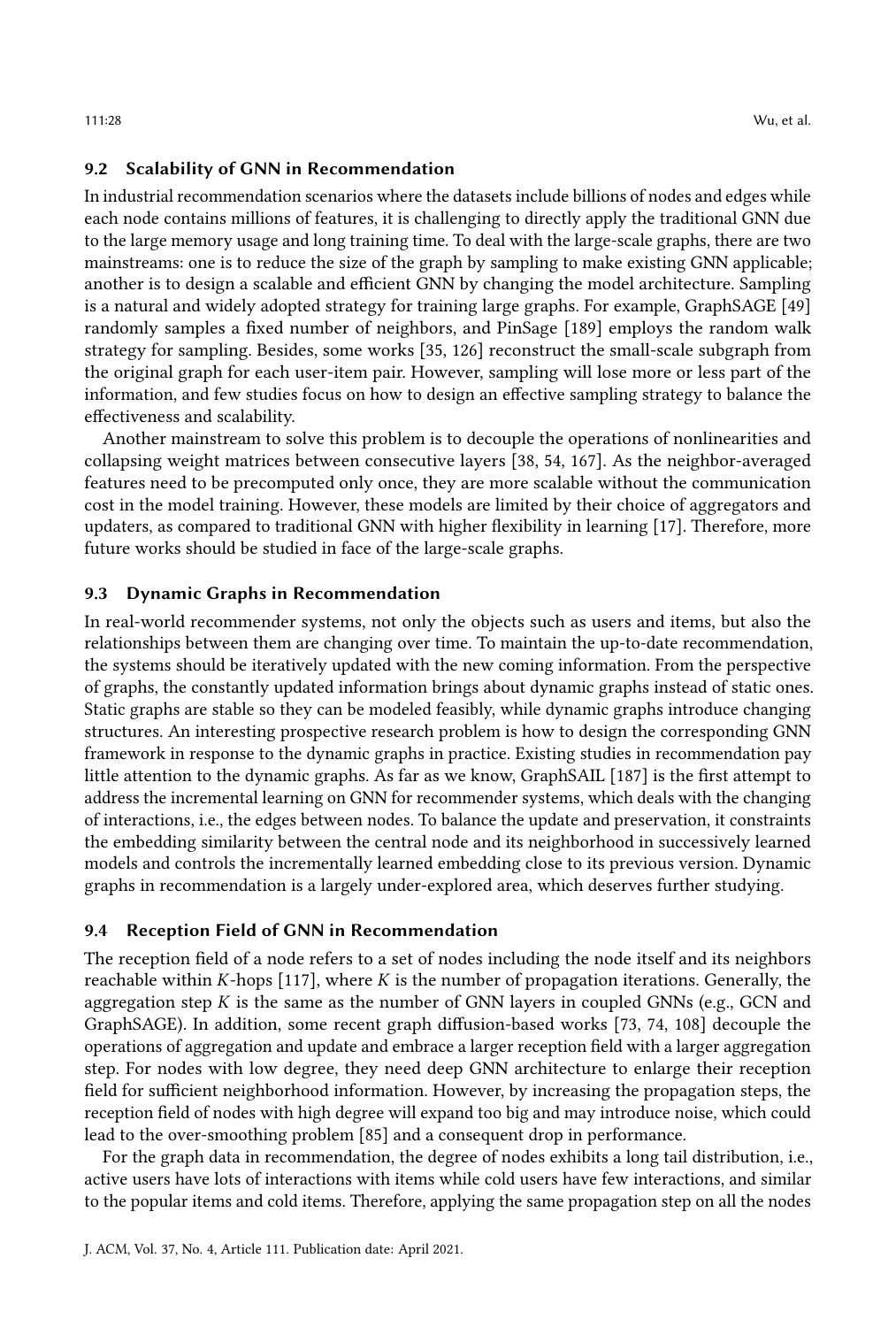### 9.2 Scalability of GNN in Recommendation

In industrial recommendation scenarios where the datasets include billions of nodes and edges while each node contains millions of features, it is challenging to directly apply the traditional GNN due to the large memory usage and long training time. To deal with the large-scale graphs, there are two mainstreams: one is to reduce the size of the graph by sampling to make existing GNN applicable; another is to design a scalable and efficient GNN by changing the model architecture. Sampling is a natural and widely adopted strategy for training large graphs. For example, GraphSAGE [49] randomly samples a fixed number of neighbors, and PinSage [189] employs the random walk strategy for sampling. Besides, some works [35, 126] reconstruct the small-scale subgraph from the original graph for each user-item pair. However, sampling will lose more or less part of the information, and few studies focus on how to design an effective sampling strategy to balance the effectiveness and scalability.

Another mainstream to solve this problem is to decouple the operations of nonlinearities and collapsing weight matrices between consecutive layers [38, 54, 167]. As the neighbor-averaged features need to be precomputed only once, they are more scalable without the communication cost in the model training. However, these models are limited by their choice of aggregators and updaters, as compared to traditional GNN with higher flexibility in learning [17]. Therefore, more future works should be studied in face of the large-scale graphs.

### 9.3 Dynamic Graphs in Recommendation

In real-world recommender systems, not only the objects such as users and items, but also the relationships between them are changing over time. To maintain the up-to-date recommendation, the systems should be iteratively updated with the new coming information. From the perspective of graphs, the constantly updated information brings about dynamic graphs instead of static ones. Static graphs are stable so they can be modeled feasibly, while dynamic graphs introduce changing structures. An interesting prospective research problem is how to design the corresponding GNN framework in response to the dynamic graphs in practice. Existing studies in recommendation pay little attention to the dynamic graphs. As far as we know, GraphSAIL [187] is the first attempt to address the incremental learning on GNN for recommender systems, which deals with the changing of interactions, i.e., the edges between nodes. To balance the update and preservation, it constraints the embedding similarity between the central node and its neighborhood in successively learned models and controls the incrementally learned embedding close to its previous version. Dynamic graphs in recommendation is a largely under-explored area, which deserves further studying.

### 9.4 Reception Field of GNN in Recommendation

The reception field of a node refers to a set of nodes including the node itself and its neighbors reachable within $K$-hops [117], where $K$ is the number of propagation iterations. Generally, the aggregation step $K$ is the same as the number of GNN layers in coupled GNNs (e.g., GCN and GraphSAGE). In addition, some recent graph diffusion-based works [73, 74, 108] decouple the operations of aggregation and update and embrace a larger reception field with a larger aggregation step. For nodes with low degree, they need deep GNN architecture to enlarge their reception field for sufficient neighborhood information. However, by increasing the propagation steps, the reception field of nodes with high degree will expand too big and may introduce noise, which could lead to the over-smoothing problem [85] and a consequent drop in performance.

For the graph data in recommendation, the degree of nodes exhibits a long tail distribution, i.e., active users have lots of interactions with items while cold users have few interactions, and similar to the popular items and cold items. Therefore, applying the same propagation step on all the nodes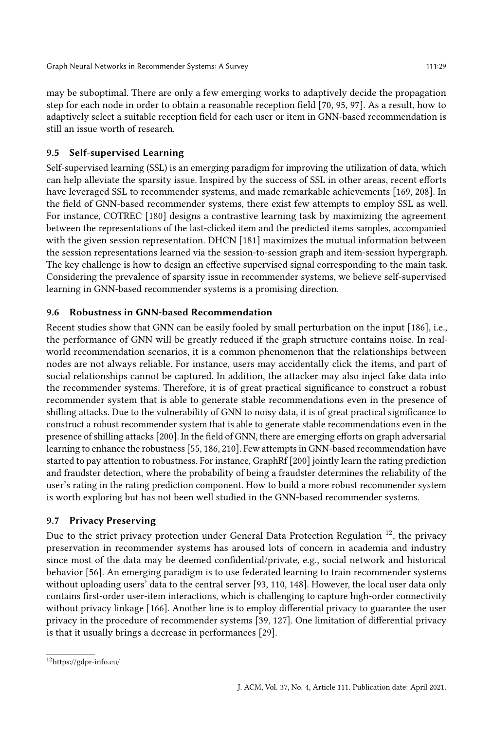may be suboptimal. There are only a few emerging works to adaptively decide the propagation step for each node in order to obtain a reasonable reception field [70, 95, 97]. As a result, how to adaptively select a suitable reception field for each user or item in GNN-based recommendation is still an issue worth of research.

### 9.5 Self-supervised Learning

Self-supervised learning (SSL) is an emerging paradigm for improving the utilization of data, which can help alleviate the sparsity issue. Inspired by the success of SSL in other areas, recent efforts have leveraged SSL to recommender systems, and made remarkable achievements [169, 208]. In the field of GNN-based recommender systems, there exist few attempts to employ SSL as well. For instance, COTREC [180] designs a contrastive learning task by maximizing the agreement between the representations of the last-clicked item and the predicted items samples, accompanied with the given session representation. DHCN [181] maximizes the mutual information between the session representations learned via the session-to-session graph and item-session hypergraph. The key challenge is how to design an effective supervised signal corresponding to the main task. Considering the prevalence of sparsity issue in recommender systems, we believe self-supervised learning in GNN-based recommender systems is a promising direction.

### 9.6 Robustness in GNN-based Recommendation

Recent studies show that GNN can be easily fooled by small perturbation on the input [186], i.e., the performance of GNN will be greatly reduced if the graph structure contains noise. In real-world recommendation scenarios, it is a common phenomenon that the relationships between nodes are not always reliable. For instance, users may accidentally click the items, and part of social relationships cannot be captured. In addition, the attacker may also inject fake data into the recommender systems. Therefore, it is of great practical significance to construct a robust recommender system that is able to generate stable recommendations even in the presence of shilling attacks. Due to the vulnerability of GNN to noisy data, it is of great practical significance to construct a robust recommender system that is able to generate stable recommendations even in the presence of shilling attacks [200]. In the field of GNN, there are emerging efforts on graph adversarial learning to enhance the robustness [55, 186, 210]. Few attempts in GNN-based recommendation have started to pay attention to robustness. For instance, GraphRf [200] jointly learn the rating prediction and fraudster detection, where the probability of being a fraudster determines the reliability of the user's rating in the rating prediction component. How to build a more robust recommender system is worth exploring but has not been well studied in the GNN-based recommender systems.

### 9.7 Privacy Preserving

Due to the strict privacy protection under General Data Protection Regulation [12], the privacy preservation in recommender systems has aroused lots of concern in academia and industry since most of the data may be deemed confidential/private, e.g., social network and historical behavior [56]. An emerging paradigm is to use federated learning to train recommender systems without uploading users' data to the central server [93, 110, 148]. However, the local user data only contains first-order user-item interactions, which is challenging to capture high-order connectivity without privacy linkage [166]. Another line is to employ differential privacy to guarantee the user privacy in the procedure of recommender systems [39, 127]. One limitation of differential privacy is that it usually brings a decrease in performances [29].

---

[12] https://gdpr-info.eu/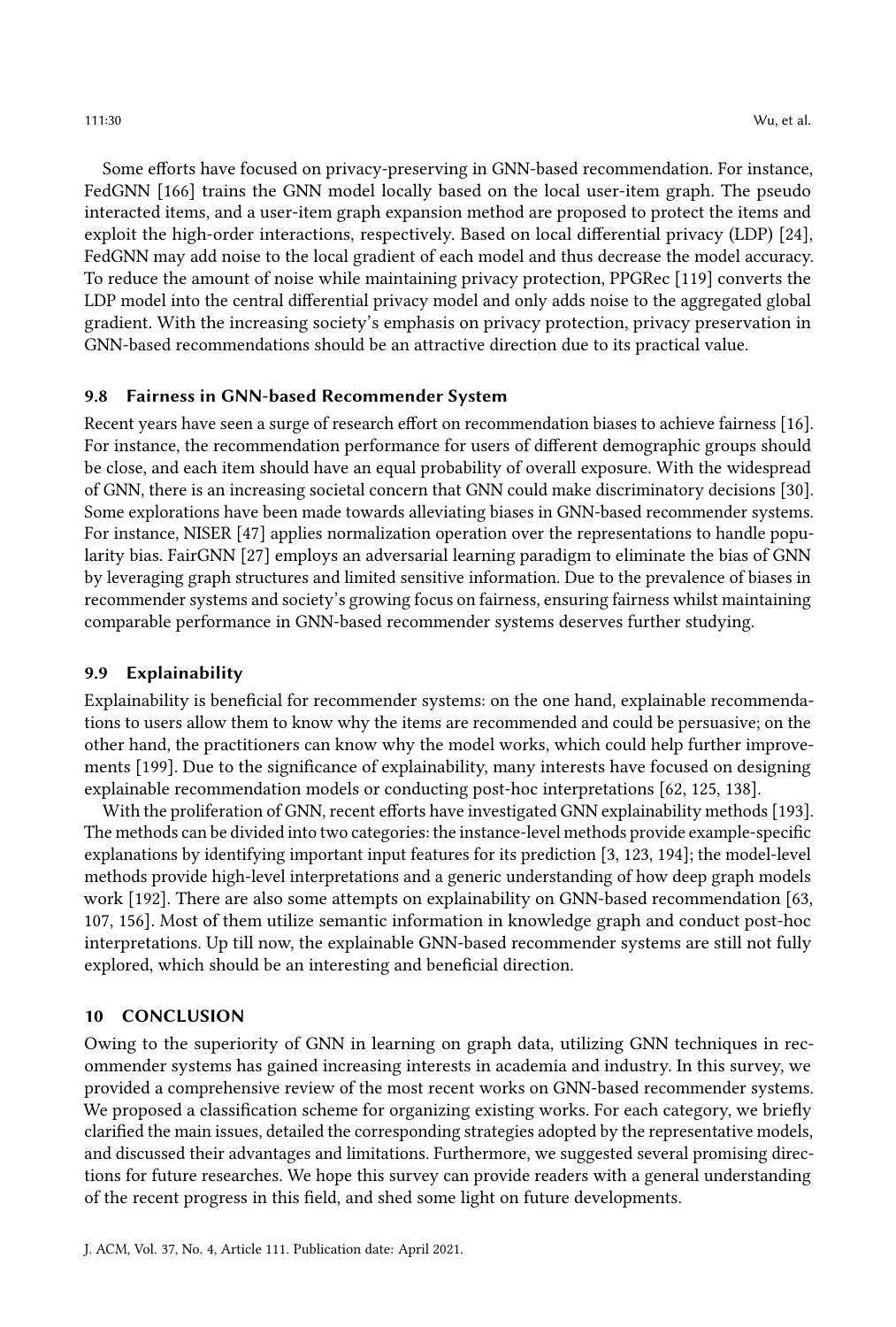Some efforts have focused on privacy-preserving in GNN-based recommendation. For instance, FedGNN [166] trains the GNN model locally based on the local user-item graph. The pseudo interacted items, and a user-item graph expansion method are proposed to protect the items and exploit the high-order interactions, respectively. Based on local differential privacy (LDP) [24], FedGNN may add noise to the local gradient of each model and thus decrease the model accuracy. To reduce the amount of noise while maintaining privacy protection, PPGRec [119] converts the LDP model into the central differential privacy model and only adds noise to the aggregated global gradient. With the increasing society's emphasis on privacy protection, privacy preservation in GNN-based recommendations should be an attractive direction due to its practical value.

### 9.8 Fairness in GNN-based Recommender System

Recent years have seen a surge of research effort on recommendation biases to achieve fairness [16]. For instance, the recommendation performance for users of different demographic groups should be close, and each item should have an equal probability of overall exposure. With the widespread of GNN, there is an increasing societal concern that GNN could make discriminatory decisions [30]. Some explorations have been made towards alleviating biases in GNN-based recommender systems. For instance, NISER [47] applies normalization operation over the representations to handle popularity bias. FairGNN [27] employs an adversarial learning paradigm to eliminate the bias of GNN by leveraging graph structures and limited sensitive information. Due to the prevalence of biases in recommender systems and society's growing focus on fairness, ensuring fairness whilst maintaining comparable performance in GNN-based recommender systems deserves further studying.

### 9.9 Explainability

Explainability is beneficial for recommender systems: on the one hand, explainable recommendations to users allow them to know why the items are recommended and could be persuasive; on the other hand, the practitioners can know why the model works, which could help further improvements [199]. Due to the significance of explainability, many interests have focused on designing explainable recommendation models or conducting post-hoc interpretations [62, 125, 138].

With the proliferation of GNN, recent efforts have investigated GNN explainability methods [193]. The methods can be divided into two categories: the instance-level methods provide example-specific explanations by identifying important input features for its prediction [3, 123, 194]; the model-level methods provide high-level interpretations and a generic understanding of how deep graph models work [192]. There are also some attempts on explainability on GNN-based recommendation [63, 107, 156]. Most of them utilize semantic information in knowledge graph and conduct post-hoc interpretations. Up till now, the explainable GNN-based recommender systems are still not fully explored, which should be an interesting and beneficial direction.

## 10 CONCLUSION

Owing to the superiority of GNN in learning on graph data, utilizing GNN techniques in recommender systems has gained increasing interests in academia and industry. In this survey, we provided a comprehensive review of the most recent works on GNN-based recommender systems. We proposed a classification scheme for organizing existing works. For each category, we briefly clarified the main issues, detailed the corresponding strategies adopted by the representative models, and discussed their advantages and limitations. Furthermore, we suggested several promising directions for future researches. We hope this survey can provide readers with a general understanding of the recent progress in this field, and shed some light on future developments.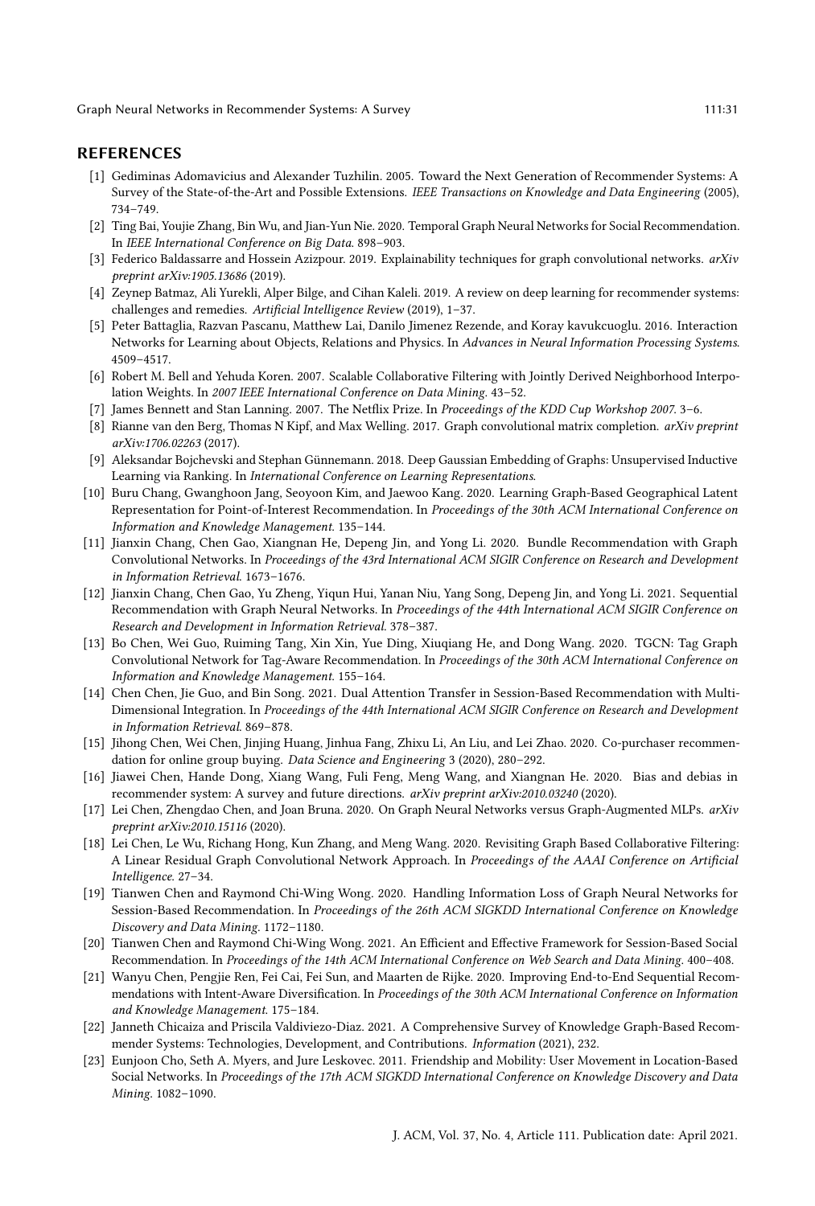## REFERENCES

[1] Gediminas Adomavicius and Alexander Tuzhilin. 2005. Toward the Next Generation of Recommender Systems: A Survey of the State-of-the-Art and Possible Extensions. *IEEE Transactions on Knowledge and Data Engineering* (2005), 734–749.

[2] Ting Bai, Youjie Zhang, Bin Wu, and Jian-Yun Nie. 2020. Temporal Graph Neural Networks for Social Recommendation. In *IEEE International Conference on Big Data*. 898–903.

[3] Federico Baldassarre and Hossein Azizpour. 2019. Explainability techniques for graph convolutional networks. *arXiv preprint arXiv:1905.13686* (2019).

[4] Zeynep Batmaz, Ali Yurekli, Alper Bilge, and Cihan Kaleli. 2019. A review on deep learning for recommender systems: challenges and remedies. *Artificial Intelligence Review* (2019), 1–37.

[5] Peter Battaglia, Razvan Pascanu, Matthew Lai, Danilo Jimenez Rezende, and Koray kavukcuoglu. 2016. Interaction Networks for Learning about Objects, Relations and Physics. In *Advances in Neural Information Processing Systems*. 4509–4517.

[6] Robert M. Bell and Yehuda Koren. 2007. Scalable Collaborative Filtering with Jointly Derived Neighborhood Interpolation Weights. In *2007 IEEE International Conference on Data Mining*. 43–52.

[7] James Bennett and Stan Lanning. 2007. The Netflix Prize. In *Proceedings of the KDD Cup Workshop 2007*. 3–6.

[8] Rianne van den Berg, Thomas N Kipf, and Max Welling. 2017. Graph convolutional matrix completion. *arXiv preprint arXiv:1706.02263* (2017).

[9] Aleksandar Bojchevski and Stephan Günnemann. 2018. Deep Gaussian Embedding of Graphs: Unsupervised Inductive Learning via Ranking. In *International Conference on Learning Representations*.

[10] Buru Chang, Gwanghoon Jang, Seoyoon Kim, and Jaewoo Kang. 2020. Learning Graph-Based Geographical Latent Representation for Point-of-Interest Recommendation. In *Proceedings of the 30th ACM International Conference on Information and Knowledge Management*. 135–144.

[11] Jianxin Chang, Chen Gao, Xiangnan He, Depeng Jin, and Yong Li. 2020. Bundle Recommendation with Graph Convolutional Networks. In *Proceedings of the 43rd International ACM SIGIR Conference on Research and Development in Information Retrieval*. 1673–1676.

[12] Jianxin Chang, Chen Gao, Yu Zheng, Yiqun Hui, Yanan Niu, Yang Song, Depeng Jin, and Yong Li. 2021. Sequential Recommendation with Graph Neural Networks. In *Proceedings of the 44th International ACM SIGIR Conference on Research and Development in Information Retrieval*. 378–387.

[13] Bo Chen, Wei Guo, Ruiming Tang, Xin Xin, Yue Ding, Xiuqiang He, and Dong Wang. 2020. TGCN: Tag Graph Convolutional Network for Tag-Aware Recommendation. In *Proceedings of the 30th ACM International Conference on Information and Knowledge Management*. 155–164.

[14] Chen Chen, Jie Guo, and Bin Song. 2021. Dual Attention Transfer in Session-Based Recommendation with Multi-Dimensional Integration. In *Proceedings of the 44th International ACM SIGIR Conference on Research and Development in Information Retrieval*. 869–878.

[15] Jihong Chen, Wei Chen, Jinjing Huang, Jinhua Fang, Zhixu Li, An Liu, and Lei Zhao. 2020. Co-purchaser recommendation for online group buying. *Data Science and Engineering* 3 (2020), 280–292.

[16] Jiawei Chen, Hande Dong, Xiang Wang, Fuli Feng, Meng Wang, and Xiangnan He. 2020. Bias and debias in recommender system: A survey and future directions. *arXiv preprint arXiv:2010.03240* (2020).

[17] Lei Chen, Zhengdao Chen, and Joan Bruna. 2020. On Graph Neural Networks versus Graph-Augmented MLPs. *arXiv preprint arXiv:2010.15116* (2020).

[18] Lei Chen, Le Wu, Richang Hong, Kun Zhang, and Meng Wang. 2020. Revisiting Graph Based Collaborative Filtering: A Linear Residual Graph Convolutional Network Approach. In *Proceedings of the AAAI Conference on Artificial Intelligence*. 27–34.

[19] Tianwen Chen and Raymond Chi-Wing Wong. 2020. Handling Information Loss of Graph Neural Networks for Session-Based Recommendation. In *Proceedings of the 26th ACM SIGKDD International Conference on Knowledge Discovery and Data Mining*. 1172–1180.

[20] Tianwen Chen and Raymond Chi-Wing Wong. 2021. An Efficient and Effective Framework for Session-Based Social Recommendation. In *Proceedings of the 14th ACM International Conference on Web Search and Data Mining*. 400–408.

[21] Wanyu Chen, Pengjie Ren, Fei Cai, Fei Sun, and Maarten de Rijke. 2020. Improving End-to-End Sequential Recommendations with Intent-Aware Diversification. In *Proceedings of the 30th ACM International Conference on Information and Knowledge Management*. 175–184.

[22] Janneth Chicaiza and Priscila Valdiviezo-Diaz. 2021. A Comprehensive Survey of Knowledge Graph-Based Recommender Systems: Technologies, Development, and Contributions. *Information* (2021), 232.

[23] Eunjoon Cho, Seth A. Myers, and Jure Leskovec. 2011. Friendship and Mobility: User Movement in Location-Based Social Networks. In *Proceedings of the 17th ACM SIGKDD International Conference on Knowledge Discovery and Data Mining*. 1082–1090.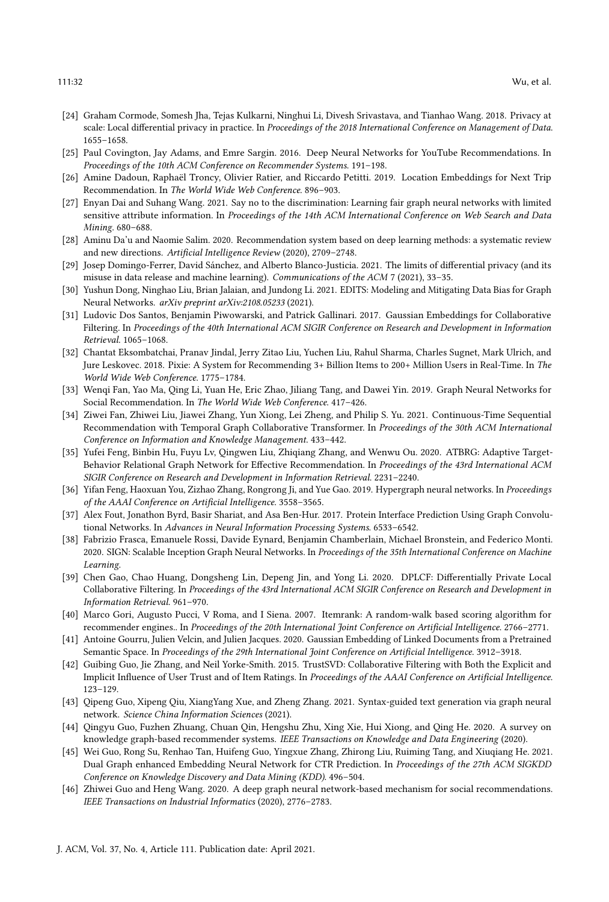- [24] Graham Cormode, Somesh Jha, Tejas Kulkarni, Ninghui Li, Divesh Srivastava, and Tianhao Wang. 2018. Privacy at scale: Local differential privacy in practice. In *Proceedings of the 2018 International Conference on Management of Data*. 1655–1658.
- [25] Paul Covington, Jay Adams, and Emre Sargin. 2016. Deep Neural Networks for YouTube Recommendations. In *Proceedings of the 10th ACM Conference on Recommender Systems*. 191–198.
- [26] Amine Dadoun, Raphaël Troncy, Olivier Ratier, and Riccardo Petitti. 2019. Location Embeddings for Next Trip Recommendation. In *The World Wide Web Conference*. 896–903.
- [27] Enyan Dai and Suhang Wang. 2021. Say no to the discrimination: Learning fair graph neural networks with limited sensitive attribute information. In *Proceedings of the 14th ACM International Conference on Web Search and Data Mining*. 680–688.
- [28] Aminu Da'u and Naomie Salim. 2020. Recommendation system based on deep learning methods: a systematic review and new directions. *Artificial Intelligence Review* (2020), 2709–2748.
- [29] Josep Domingo-Ferrer, David Sánchez, and Alberto Blanco-Justicia. 2021. The limits of differential privacy (and its misuse in data release and machine learning). *Communications of the ACM* 7 (2021), 33–35.
- [30] Yushun Dong, Ninghao Liu, Brian Jalaian, and Jundong Li. 2021. EDITS: Modeling and Mitigating Data Bias for Graph Neural Networks. *arXiv preprint arXiv:2108.05233* (2021).
- [31] Ludovic Dos Santos, Benjamin Piwowarski, and Patrick Gallinari. 2017. Gaussian Embeddings for Collaborative Filtering. In *Proceedings of the 40th International ACM SIGIR Conference on Research and Development in Information Retrieval*. 1065–1068.
- [32] Chantat Eksombatchai, Pranav Jindal, Jerry Zitao Liu, Yuchen Liu, Rahul Sharma, Charles Sugnet, Mark Ulrich, and Jure Leskovec. 2018. Pixie: A System for Recommending 3+ Billion Items to 200+ Million Users in Real-Time. In *The World Wide Web Conference*. 1775–1784.
- [33] Wenqi Fan, Yao Ma, Qing Li, Yuan He, Eric Zhao, Jiliang Tang, and Dawei Yin. 2019. Graph Neural Networks for Social Recommendation. In *The World Wide Web Conference*. 417–426.
- [34] Ziwei Fan, Zhiwei Liu, Jiawei Zhang, Yun Xiong, Lei Zheng, and Philip S. Yu. 2021. Continuous-Time Sequential Recommendation with Temporal Graph Collaborative Transformer. In *Proceedings of the 30th ACM International Conference on Information and Knowledge Management*. 433–442.
- [35] Yufei Feng, Binbin Hu, Fuyu Lv, Qingwen Liu, Zhiqiang Zhang, and Wenwu Ou. 2020. ATBRG: Adaptive Target-Behavior Relational Graph Network for Effective Recommendation. In *Proceedings of the 43rd International ACM SIGIR Conference on Research and Development in Information Retrieval*. 2231–2240.
- [36] Yifan Feng, Haoxuan You, Zizhao Zhang, Rongrong Ji, and Yue Gao. 2019. Hypergraph neural networks. In *Proceedings of the AAAI Conference on Artificial Intelligence*. 3558–3565.
- [37] Alex Fout, Jonathon Byrd, Basir Shariat, and Asa Ben-Hur. 2017. Protein Interface Prediction Using Graph Convolutional Networks. In *Advances in Neural Information Processing Systems*. 6533–6542.
- [38] Fabrizio Frasca, Emanuele Rossi, Davide Eynard, Benjamin Chamberlain, Michael Bronstein, and Federico Monti. 2020. SIGN: Scalable Inception Graph Neural Networks. In *Proceedings of the 35th International Conference on Machine Learning*.
- [39] Chen Gao, Chao Huang, Dongsheng Lin, Depeng Jin, and Yong Li. 2020. DPLCF: Differentially Private Local Collaborative Filtering. In *Proceedings of the 43rd International ACM SIGIR Conference on Research and Development in Information Retrieval*. 961–970.
- [40] Marco Gori, Augusto Pucci, V Roma, and I Siena. 2007. Itemrank: A random-walk based scoring algorithm for recommender engines.. In *Proceedings of the 20th International Joint Conference on Artificial Intelligence*. 2766–2771.
- [41] Antoine Gourru, Julien Velcin, and Julien Jacques. 2020. Gaussian Embedding of Linked Documents from a Pretrained Semantic Space. In *Proceedings of the 29th International Joint Conference on Artificial Intelligence*. 3912–3918.
- [42] Guibing Guo, Jie Zhang, and Neil Yorke-Smith. 2015. TrustSVD: Collaborative Filtering with Both the Explicit and Implicit Influence of User Trust and of Item Ratings. In *Proceedings of the AAAI Conference on Artificial Intelligence*. 123–129.
- [43] Qipeng Guo, Xipeng Qiu, XiangYang Xue, and Zheng Zhang. 2021. Syntax-guided text generation via graph neural network. *Science China Information Sciences* (2021).
- [44] Qingyu Guo, Fuzhen Zhuang, Chuan Qin, Hengshu Zhu, Xing Xie, Hui Xiong, and Qing He. 2020. A survey on knowledge graph-based recommender systems. *IEEE Transactions on Knowledge and Data Engineering* (2020).
- [45] Wei Guo, Rong Su, Renhao Tan, Huifeng Guo, Yingxue Zhang, Zhirong Liu, Ruiming Tang, and Xiuqiang He. 2021. Dual Graph enhanced Embedding Neural Network for CTR Prediction. In *Proceedings of the 27th ACM SIGKDD Conference on Knowledge Discovery and Data Mining (KDD)*. 496–504.
- [46] Zhiwei Guo and Heng Wang. 2020. A deep graph neural network-based mechanism for social recommendations. *IEEE Transactions on Industrial Informatics* (2020), 2776–2783.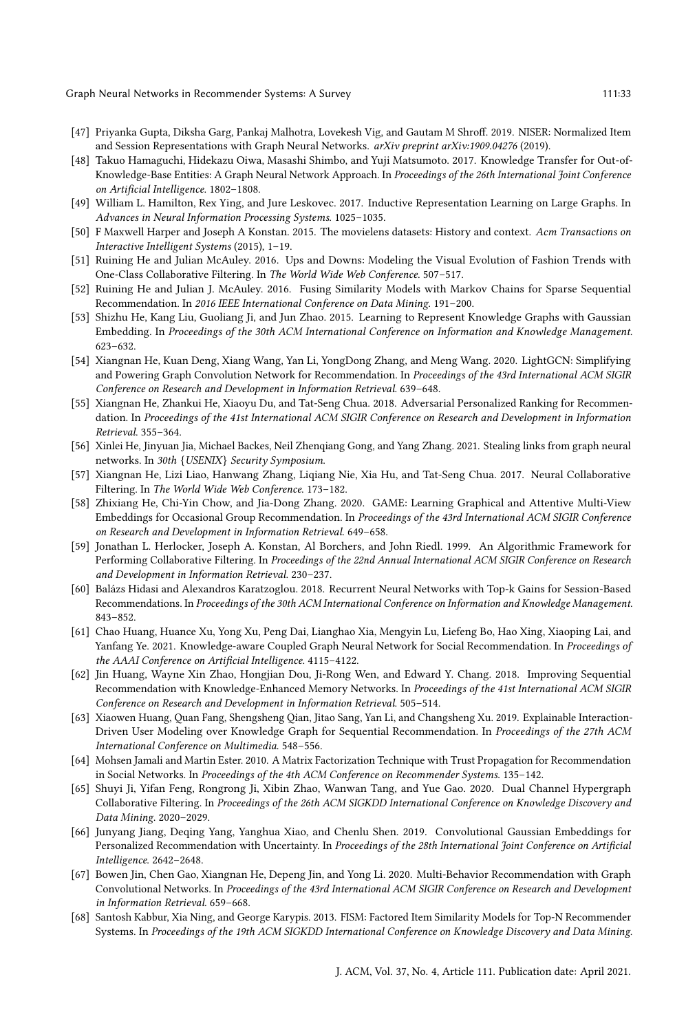- [47] Priyanka Gupta, Diksha Garg, Pankaj Malhotra, Lovekesh Vig, and Gautam M Shroff. 2019. NISER: Normalized Item and Session Representations with Graph Neural Networks. *arXiv preprint arXiv:1909.04276* (2019).
- [48] Takuo Hamaguchi, Hidekazu Oiwa, Masashi Shimbo, and Yuji Matsumoto. 2017. Knowledge Transfer for Out-of-Knowledge-Base Entities: A Graph Neural Network Approach. In *Proceedings of the 26th International Joint Conference on Artificial Intelligence*. 1802–1808.
- [49] William L. Hamilton, Rex Ying, and Jure Leskovec. 2017. Inductive Representation Learning on Large Graphs. In *Advances in Neural Information Processing Systems*. 1025–1035.
- [50] F Maxwell Harper and Joseph A Konstan. 2015. The movielens datasets: History and context. *Acm Transactions on Interactive Intelligent Systems* (2015), 1–19.
- [51] Ruining He and Julian McAuley. 2016. Ups and Downs: Modeling the Visual Evolution of Fashion Trends with One-Class Collaborative Filtering. In *The World Wide Web Conference*. 507–517.
- [52] Ruining He and Julian J. McAuley. 2016. Fusing Similarity Models with Markov Chains for Sparse Sequential Recommendation. In *2016 IEEE International Conference on Data Mining*. 191–200.
- [53] Shizhu He, Kang Liu, Guoliang Ji, and Jun Zhao. 2015. Learning to Represent Knowledge Graphs with Gaussian Embedding. In *Proceedings of the 30th ACM International Conference on Information and Knowledge Management*. 623–632.
- [54] Xiangnan He, Kuan Deng, Xiang Wang, Yan Li, YongDong Zhang, and Meng Wang. 2020. LightGCN: Simplifying and Powering Graph Convolution Network for Recommendation. In *Proceedings of the 43rd International ACM SIGIR Conference on Research and Development in Information Retrieval*. 639–648.
- [55] Xiangnan He, Zhankui He, Xiaoyu Du, and Tat-Seng Chua. 2018. Adversarial Personalized Ranking for Recommendation. In *Proceedings of the 41st International ACM SIGIR Conference on Research and Development in Information Retrieval*. 355–364.
- [56] Xinlei He, Jinyuan Jia, Michael Backes, Neil Zhenqiang Gong, and Yang Zhang. 2021. Stealing links from graph neural networks. In *30th {USENIX} Security Symposium*.
- [57] Xiangnan He, Lizi Liao, Hanwang Zhang, Liqiang Nie, Xia Hu, and Tat-Seng Chua. 2017. Neural Collaborative Filtering. In *The World Wide Web Conference*. 173–182.
- [58] Zhixiang He, Chi-Yin Chow, and Jia-Dong Zhang. 2020. GAME: Learning Graphical and Attentive Multi-View Embeddings for Occasional Group Recommendation. In *Proceedings of the 43rd International ACM SIGIR Conference on Research and Development in Information Retrieval*. 649–658.
- [59] Jonathan L. Herlocker, Joseph A. Konstan, Al Borchers, and John Riedl. 1999. An Algorithmic Framework for Performing Collaborative Filtering. In *Proceedings of the 22nd Annual International ACM SIGIR Conference on Research and Development in Information Retrieval*. 230–237.
- [60] Balázs Hidasi and Alexandros Karatzoglou. 2018. Recurrent Neural Networks with Top-k Gains for Session-Based Recommendations. In *Proceedings of the 30th ACM International Conference on Information and Knowledge Management*. 843–852.
- [61] Chao Huang, Huance Xu, Yong Xu, Peng Dai, Lianghao Xia, Mengyin Lu, Liefeng Bo, Hao Xing, Xiaoping Lai, and Yanfang Ye. 2021. Knowledge-aware Coupled Graph Neural Network for Social Recommendation. In *Proceedings of the AAAI Conference on Artificial Intelligence*. 4115–4122.
- [62] Jin Huang, Wayne Xin Zhao, Hongjian Dou, Ji-Rong Wen, and Edward Y. Chang. 2018. Improving Sequential Recommendation with Knowledge-Enhanced Memory Networks. In *Proceedings of the 41st International ACM SIGIR Conference on Research and Development in Information Retrieval*. 505–514.
- [63] Xiaowen Huang, Quan Fang, Shengsheng Qian, Jitao Sang, Yan Li, and Changsheng Xu. 2019. Explainable Interaction-Driven User Modeling over Knowledge Graph for Sequential Recommendation. In *Proceedings of the 27th ACM International Conference on Multimedia*. 548–556.
- [64] Mohsen Jamali and Martin Ester. 2010. A Matrix Factorization Technique with Trust Propagation for Recommendation in Social Networks. In *Proceedings of the 4th ACM Conference on Recommender Systems*. 135–142.
- [65] Shuyi Ji, Yifan Feng, Rongrong Ji, Xibin Zhao, Wanwan Tang, and Yue Gao. 2020. Dual Channel Hypergraph Collaborative Filtering. In *Proceedings of the 26th ACM SIGKDD International Conference on Knowledge Discovery and Data Mining*. 2020–2029.
- [66] Junyang Jiang, Deqing Yang, Yanghua Xiao, and Chenlu Shen. 2019. Convolutional Gaussian Embeddings for Personalized Recommendation with Uncertainty. In *Proceedings of the 28th International Joint Conference on Artificial Intelligence*. 2642–2648.
- [67] Bowen Jin, Chen Gao, Xiangnan He, Depeng Jin, and Yong Li. 2020. Multi-Behavior Recommendation with Graph Convolutional Networks. In *Proceedings of the 43rd International ACM SIGIR Conference on Research and Development in Information Retrieval*. 659–668.
- [68] Santosh Kabbur, Xia Ning, and George Karypis. 2013. FISM: Factored Item Similarity Models for Top-N Recommender Systems. In *Proceedings of the 19th ACM SIGKDD International Conference on Knowledge Discovery and Data Mining*.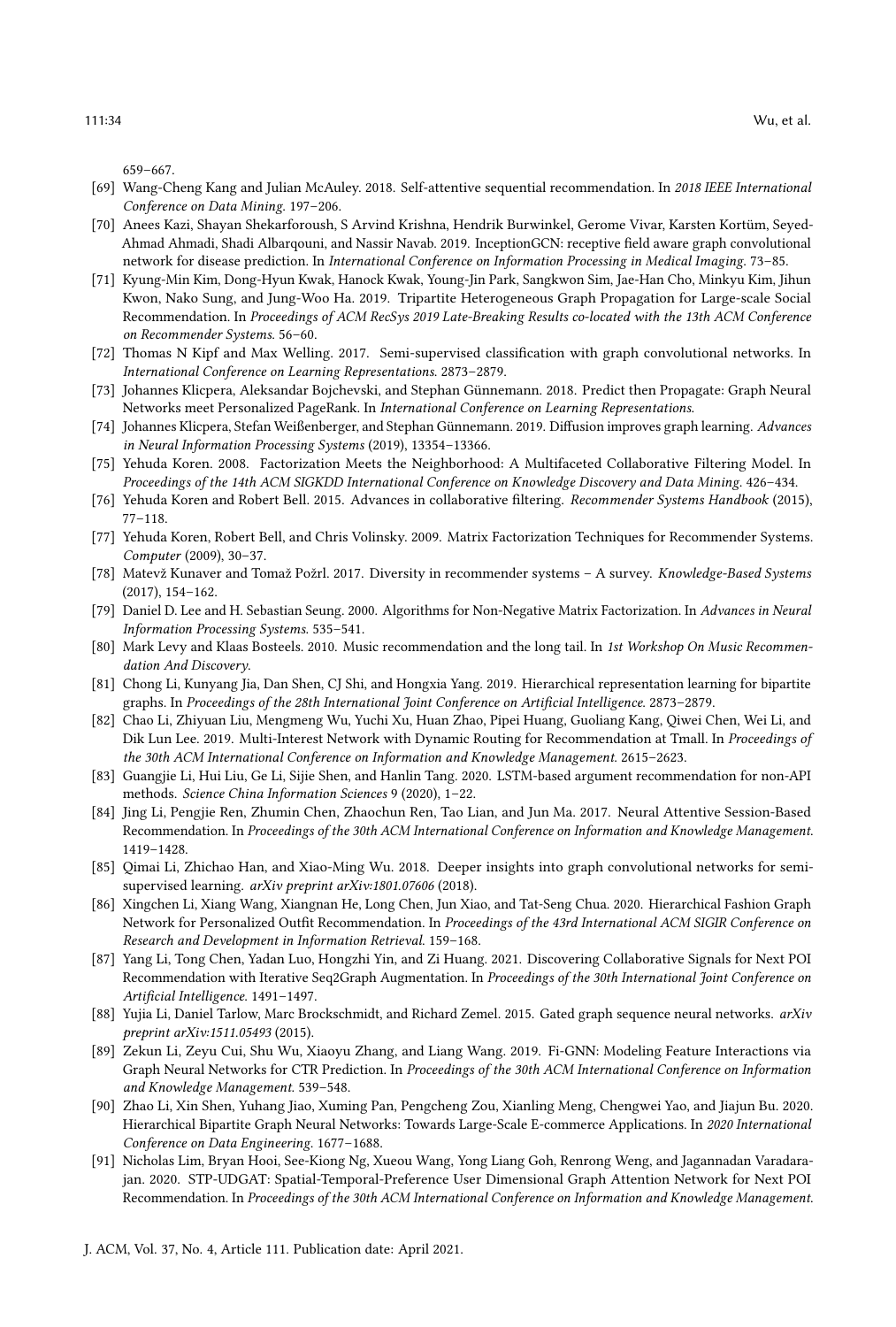659–667.

[69] Wang-Cheng Kang and Julian McAuley. 2018. Self-attentive sequential recommendation. In *2018 IEEE International Conference on Data Mining*. 197–206.

[70] Anees Kazi, Shayan Shekarforoush, S Arvind Krishna, Hendrik Burwinkel, Gerome Vivar, Karsten Kortüm, Seyed-Ahmad Ahmadi, Shadi Albarqouni, and Nassir Navab. 2019. InceptionGCN: receptive field aware graph convolutional network for disease prediction. In *International Conference on Information Processing in Medical Imaging*. 73–85.

[71] Kyung-Min Kim, Dong-Hyun Kwak, Hanock Kwak, Young-Jin Park, Sangkwon Sim, Jae-Han Cho, Minkyu Kim, Jihun Kwon, Nako Sung, and Jung-Woo Ha. 2019. Tripartite Heterogeneous Graph Propagation for Large-scale Social Recommendation. In *Proceedings of ACM RecSys 2019 Late-Breaking Results co-located with the 13th ACM Conference on Recommender Systems*. 56–60.

[72] Thomas N Kipf and Max Welling. 2017. Semi-supervised classification with graph convolutional networks. In *International Conference on Learning Representations*. 2873–2879.

[73] Johannes Klicpera, Aleksandar Bojchevski, and Stephan Günnemann. 2018. Predict then Propagate: Graph Neural Networks meet Personalized PageRank. In *International Conference on Learning Representations*.

[74] Johannes Klicpera, Stefan Weißenberger, and Stephan Günnemann. 2019. Diffusion improves graph learning. *Advances in Neural Information Processing Systems* (2019), 13354–13366.

[75] Yehuda Koren. 2008. Factorization Meets the Neighborhood: A Multifaceted Collaborative Filtering Model. In *Proceedings of the 14th ACM SIGKDD International Conference on Knowledge Discovery and Data Mining*. 426–434.

[76] Yehuda Koren and Robert Bell. 2015. Advances in collaborative filtering. *Recommender Systems Handbook* (2015), 77–118.

[77] Yehuda Koren, Robert Bell, and Chris Volinsky. 2009. Matrix Factorization Techniques for Recommender Systems. *Computer* (2009), 30–37.

[78] Matevž Kunaver and Tomaž Požrl. 2017. Diversity in recommender systems – A survey. *Knowledge-Based Systems* (2017), 154–162.

[79] Daniel D. Lee and H. Sebastian Seung. 2000. Algorithms for Non-Negative Matrix Factorization. In *Advances in Neural Information Processing Systems*. 535–541.

[80] Mark Levy and Klaas Bosteels. 2010. Music recommendation and the long tail. In *1st Workshop On Music Recommendation And Discovery*.

[81] Chong Li, Kunyang Jia, Dan Shen, CJ Shi, and Hongxia Yang. 2019. Hierarchical representation learning for bipartite graphs. In *Proceedings of the 28th International Joint Conference on Artificial Intelligence*. 2873–2879.

[82] Chao Li, Zhiyuan Liu, Mengmeng Wu, Yuchi Xu, Huan Zhao, Pipei Huang, Guoliang Kang, Qiwei Chen, Wei Li, and Dik Lun Lee. 2019. Multi-Interest Network with Dynamic Routing for Recommendation at Tmall. In *Proceedings of the 30th ACM International Conference on Information and Knowledge Management*. 2615–2623.

[83] Guangjie Li, Hui Liu, Ge Li, Sijie Shen, and Hanlin Tang. 2020. LSTM-based argument recommendation for non-API methods. *Science China Information Sciences* 9 (2020), 1–22.

[84] Jing Li, Pengjie Ren, Zhumin Chen, Zhaochun Ren, Tao Lian, and Jun Ma. 2017. Neural Attentive Session-Based Recommendation. In *Proceedings of the 30th ACM International Conference on Information and Knowledge Management*. 1419–1428.

[85] Qimai Li, Zhichao Han, and Xiao-Ming Wu. 2018. Deeper insights into graph convolutional networks for semi-supervised learning. *arXiv preprint arXiv:1801.07606* (2018).

[86] Xingchen Li, Xiang Wang, Xiangnan He, Long Chen, Jun Xiao, and Tat-Seng Chua. 2020. Hierarchical Fashion Graph Network for Personalized Outfit Recommendation. In *Proceedings of the 43rd International ACM SIGIR Conference on Research and Development in Information Retrieval*. 159–168.

[87] Yang Li, Tong Chen, Yadan Luo, Hongzhi Yin, and Zi Huang. 2021. Discovering Collaborative Signals for Next POI Recommendation with Iterative Seq2Graph Augmentation. In *Proceedings of the 30th International Joint Conference on Artificial Intelligence*. 1491–1497.

[88] Yujia Li, Daniel Tarlow, Marc Brockschmidt, and Richard Zemel. 2015. Gated graph sequence neural networks. *arXiv preprint arXiv:1511.05493* (2015).

[89] Zekun Li, Zeyu Cui, Shu Wu, Xiaoyu Zhang, and Liang Wang. 2019. Fi-GNN: Modeling Feature Interactions via Graph Neural Networks for CTR Prediction. In *Proceedings of the 30th ACM International Conference on Information and Knowledge Management*. 539–548.

[90] Zhao Li, Xin Shen, Yuhang Jiao, Xuming Pan, Pengcheng Zou, Xianling Meng, Chengwei Yao, and Jiajun Bu. 2020. Hierarchical Bipartite Graph Neural Networks: Towards Large-Scale E-commerce Applications. In *2020 International Conference on Data Engineering*. 1677–1688.

[91] Nicholas Lim, Bryan Hooi, See-Kiong Ng, Xueou Wang, Yong Liang Goh, Renrong Weng, and Jagannadan Varadarajan. 2020. STP-UDGAT: Spatial-Temporal-Preference User Dimensional Graph Attention Network for Next POI Recommendation. In *Proceedings of the 30th ACM International Conference on Information and Knowledge Management*.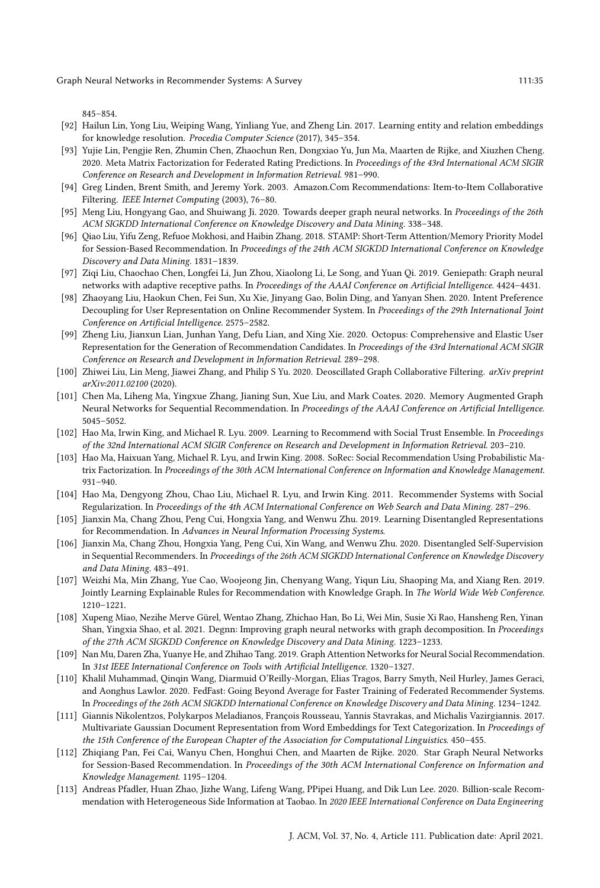845–854.

[92] Hailun Lin, Yong Liu, Weiping Wang, Yinliang Yue, and Zheng Lin. 2017. Learning entity and relation embeddings for knowledge resolution. *Procedia Computer Science* (2017), 345–354.

[93] Yujie Lin, Pengjie Ren, Zhumin Chen, Zhaochun Ren, Dongxiao Yu, Jun Ma, Maarten de Rijke, and Xiuzhen Cheng. 2020. Meta Matrix Factorization for Federated Rating Predictions. In *Proceedings of the 43rd International ACM SIGIR Conference on Research and Development in Information Retrieval*. 981–990.

[94] Greg Linden, Brent Smith, and Jeremy York. 2003. Amazon.Com Recommendations: Item-to-Item Collaborative Filtering. *IEEE Internet Computing* (2003), 76–80.

[95] Meng Liu, Hongyang Gao, and Shuiwang Ji. 2020. Towards deeper graph neural networks. In *Proceedings of the 26th ACM SIGKDD International Conference on Knowledge Discovery and Data Mining*. 338–348.

[96] Qiao Liu, Yifu Zeng, Refuoe Mokhosi, and Haibin Zhang. 2018. STAMP: Short-Term Attention/Memory Priority Model for Session-Based Recommendation. In *Proceedings of the 24th ACM SIGKDD International Conference on Knowledge Discovery and Data Mining*. 1831–1839.

[97] Ziqi Liu, Chaochao Chen, Longfei Li, Jun Zhou, Xiaolong Li, Le Song, and Yuan Qi. 2019. Geniepath: Graph neural networks with adaptive receptive paths. In *Proceedings of the AAAI Conference on Artificial Intelligence*. 4424–4431.

[98] Zhaoyang Liu, Haokun Chen, Fei Sun, Xu Xie, Jinyang Gao, Bolin Ding, and Yanyan Shen. 2020. Intent Preference Decoupling for User Representation on Online Recommender System. In *Proceedings of the 29th International Joint Conference on Artificial Intelligence*. 2575–2582.

[99] Zheng Liu, Jianxun Lian, Junhan Yang, Defu Lian, and Xing Xie. 2020. Octopus: Comprehensive and Elastic User Representation for the Generation of Recommendation Candidates. In *Proceedings of the 43rd International ACM SIGIR Conference on Research and Development in Information Retrieval*. 289–298.

[100] Zhiwei Liu, Lin Meng, Jiawei Zhang, and Philip S Yu. 2020. Deoscillated Graph Collaborative Filtering. *arXiv preprint arXiv:2011.02100* (2020).

[101] Chen Ma, Liheng Ma, Yingxue Zhang, Jianing Sun, Xue Liu, and Mark Coates. 2020. Memory Augmented Graph Neural Networks for Sequential Recommendation. In *Proceedings of the AAAI Conference on Artificial Intelligence*. 5045–5052.

[102] Hao Ma, Irwin King, and Michael R. Lyu. 2009. Learning to Recommend with Social Trust Ensemble. In *Proceedings of the 32nd International ACM SIGIR Conference on Research and Development in Information Retrieval*. 203–210.

[103] Hao Ma, Haixuan Yang, Michael R. Lyu, and Irwin King. 2008. SoRec: Social Recommendation Using Probabilistic Matrix Factorization. In *Proceedings of the 30th ACM International Conference on Information and Knowledge Management*. 931–940.

[104] Hao Ma, Dengyong Zhou, Chao Liu, Michael R. Lyu, and Irwin King. 2011. Recommender Systems with Social Regularization. In *Proceedings of the 4th ACM International Conference on Web Search and Data Mining*. 287–296.

[105] Jianxin Ma, Chang Zhou, Peng Cui, Hongxia Yang, and Wenwu Zhu. 2019. Learning Disentangled Representations for Recommendation. In *Advances in Neural Information Processing Systems*.

[106] Jianxin Ma, Chang Zhou, Hongxia Yang, Peng Cui, Xin Wang, and Wenwu Zhu. 2020. Disentangled Self-Supervision in Sequential Recommenders. In *Proceedings of the 26th ACM SIGKDD International Conference on Knowledge Discovery and Data Mining*. 483–491.

[107] Weizhi Ma, Min Zhang, Yue Cao, Woojeong Jin, Chenyang Wang, Yiqun Liu, Shaoping Ma, and Xiang Ren. 2019. Jointly Learning Explainable Rules for Recommendation with Knowledge Graph. In *The World Wide Web Conference*. 1210–1221.

[108] Xupeng Miao, Nezihe Merve Gürel, Wentao Zhang, Zhichao Han, Bo Li, Wei Min, Susie Xi Rao, Hansheng Ren, Yinan Shan, Yingxia Shao, et al. 2021. Degnn: Improving graph neural networks with graph decomposition. In *Proceedings of the 27th ACM SIGKDD Conference on Knowledge Discovery and Data Mining*. 1223–1233.

[109] Nan Mu, Daren Zha, Yuanye He, and Zhihao Tang. 2019. Graph Attention Networks for Neural Social Recommendation. In *31st IEEE International Conference on Tools with Artificial Intelligence*. 1320–1327.

[110] Khalil Muhammad, Qinqin Wang, Diarmuid O'Reilly-Morgan, Elias Tragos, Barry Smyth, Neil Hurley, James Geraci, and Aonghus Lawlor. 2020. FedFast: Going Beyond Average for Faster Training of Federated Recommender Systems. In *Proceedings of the 26th ACM SIGKDD International Conference on Knowledge Discovery and Data Mining*. 1234–1242.

[111] Giannis Nikolentzos, Polykarpos Meladianos, François Rousseau, Yannis Stavrakas, and Michalis Vazirgiannis. 2017. Multivariate Gaussian Document Representation from Word Embeddings for Text Categorization. In *Proceedings of the 15th Conference of the European Chapter of the Association for Computational Linguistics*. 450–455.

[112] Zhiqiang Pan, Fei Cai, Wanyu Chen, Honghui Chen, and Maarten de Rijke. 2020. Star Graph Neural Networks for Session-Based Recommendation. In *Proceedings of the 30th ACM International Conference on Information and Knowledge Management*. 1195–1204.

[113] Andreas Pfadler, Huan Zhao, Jizhe Wang, Lifeng Wang, PPipei Huang, and Dik Lun Lee. 2020. Billion-scale Recommendation with Heterogeneous Side Information at Taobao. In *2020 IEEE International Conference on Data Engineering*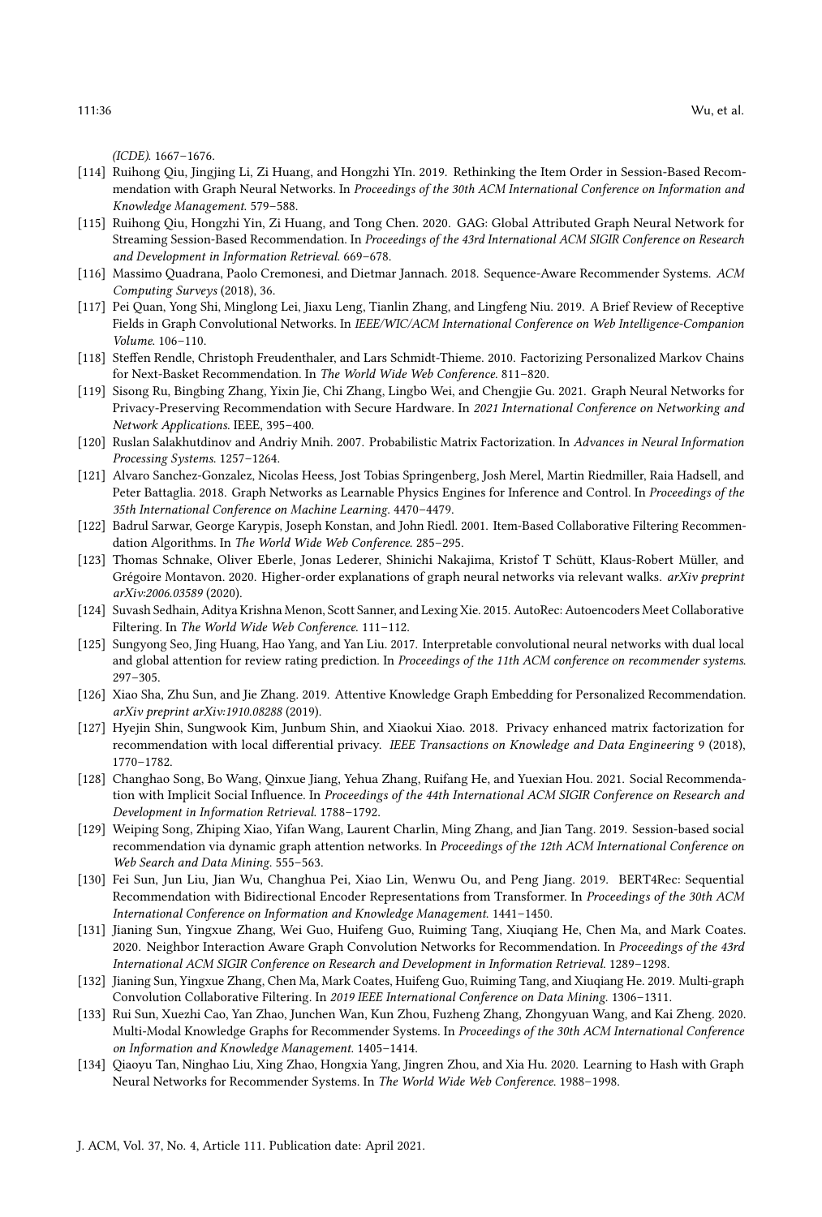(ICDE). 1667–1676.

- [114] Ruihong Qiu, Jingjing Li, Zi Huang, and Hongzhi YIn. 2019. Rethinking the Item Order in Session-Based Recommendation with Graph Neural Networks. In *Proceedings of the 30th ACM International Conference on Information and Knowledge Management*. 579–588.
- [115] Ruihong Qiu, Hongzhi Yin, Zi Huang, and Tong Chen. 2020. GAG: Global Attributed Graph Neural Network for Streaming Session-Based Recommendation. In *Proceedings of the 43rd International ACM SIGIR Conference on Research and Development in Information Retrieval*. 669–678.
- [116] Massimo Quadrana, Paolo Cremonesi, and Dietmar Jannach. 2018. Sequence-Aware Recommender Systems. *ACM Computing Surveys* (2018), 36.
- [117] Pei Quan, Yong Shi, Minglong Lei, Jiaxu Leng, Tianlin Zhang, and Lingfeng Niu. 2019. A Brief Review of Receptive Fields in Graph Convolutional Networks. In *IEEE/WIC/ACM International Conference on Web Intelligence-Companion Volume*. 106–110.
- [118] Steffen Rendle, Christoph Freudenthaler, and Lars Schmidt-Thieme. 2010. Factorizing Personalized Markov Chains for Next-Basket Recommendation. In *The World Wide Web Conference*. 811–820.
- [119] Sisong Ru, Bingbing Zhang, Yixin Jie, Chi Zhang, Lingbo Wei, and Chengjie Gu. 2021. Graph Neural Networks for Privacy-Preserving Recommendation with Secure Hardware. In *2021 International Conference on Networking and Network Applications*. IEEE, 395–400.
- [120] Ruslan Salakhutdinov and Andriy Mnih. 2007. Probabilistic Matrix Factorization. In *Advances in Neural Information Processing Systems*. 1257–1264.
- [121] Alvaro Sanchez-Gonzalez, Nicolas Heess, Jost Tobias Springenberg, Josh Merel, Martin Riedmiller, Raia Hadsell, and Peter Battaglia. 2018. Graph Networks as Learnable Physics Engines for Inference and Control. In *Proceedings of the 35th International Conference on Machine Learning*. 4470–4479.
- [122] Badrul Sarwar, George Karypis, Joseph Konstan, and John Riedl. 2001. Item-Based Collaborative Filtering Recommendation Algorithms. In *The World Wide Web Conference*. 285–295.
- [123] Thomas Schnake, Oliver Eberle, Jonas Lederer, Shinichi Nakajima, Kristof T Schütt, Klaus-Robert Müller, and Grégoire Montavon. 2020. Higher-order explanations of graph neural networks via relevant walks. *arXiv preprint arXiv:2006.03589* (2020).
- [124] Suvash Sedhain, Aditya Krishna Menon, Scott Sanner, and Lexing Xie. 2015. AutoRec: Autoencoders Meet Collaborative Filtering. In *The World Wide Web Conference*. 111–112.
- [125] Sungyong Seo, Jing Huang, Hao Yang, and Yan Liu. 2017. Interpretable convolutional neural networks with dual local and global attention for review rating prediction. In *Proceedings of the 11th ACM conference on recommender systems*. 297–305.
- [126] Xiao Sha, Zhu Sun, and Jie Zhang. 2019. Attentive Knowledge Graph Embedding for Personalized Recommendation. *arXiv preprint arXiv:1910.08288* (2019).
- [127] Hyejin Shin, Sungwook Kim, Junbum Shin, and Xiaokui Xiao. 2018. Privacy enhanced matrix factorization for recommendation with local differential privacy. *IEEE Transactions on Knowledge and Data Engineering* 9 (2018), 1770–1782.
- [128] Changhao Song, Bo Wang, Qinxue Jiang, Yehua Zhang, Ruifang He, and Yuexian Hou. 2021. Social Recommendation with Implicit Social Influence. In *Proceedings of the 44th International ACM SIGIR Conference on Research and Development in Information Retrieval*. 1788–1792.
- [129] Weiping Song, Zhiping Xiao, Yifan Wang, Laurent Charlin, Ming Zhang, and Jian Tang. 2019. Session-based social recommendation via dynamic graph attention networks. In *Proceedings of the 12th ACM International Conference on Web Search and Data Mining*. 555–563.
- [130] Fei Sun, Jun Liu, Jian Wu, Changhua Pei, Xiao Lin, Wenwu Ou, and Peng Jiang. 2019. BERT4Rec: Sequential Recommendation with Bidirectional Encoder Representations from Transformer. In *Proceedings of the 30th ACM International Conference on Information and Knowledge Management*. 1441–1450.
- [131] Jianing Sun, Yingxue Zhang, Wei Guo, Huifeng Guo, Ruiming Tang, Xiuqiang He, Chen Ma, and Mark Coates. 2020. Neighbor Interaction Aware Graph Convolution Networks for Recommendation. In *Proceedings of the 43rd International ACM SIGIR Conference on Research and Development in Information Retrieval*. 1289–1298.
- [132] Jianing Sun, Yingxue Zhang, Chen Ma, Mark Coates, Huifeng Guo, Ruiming Tang, and Xiuqiang He. 2019. Multi-graph Convolution Collaborative Filtering. In *2019 IEEE International Conference on Data Mining*. 1306–1311.
- [133] Rui Sun, Xuezhi Cao, Yan Zhao, Junchen Wan, Kun Zhou, Fuzheng Zhang, Zhongyuan Wang, and Kai Zheng. 2020. Multi-Modal Knowledge Graphs for Recommender Systems. In *Proceedings of the 30th ACM International Conference on Information and Knowledge Management*. 1405–1414.
- [134] Qiaoyu Tan, Ninghao Liu, Xing Zhao, Hongxia Yang, Jingren Zhou, and Xia Hu. 2020. Learning to Hash with Graph Neural Networks for Recommender Systems. In *The World Wide Web Conference*. 1988–1998.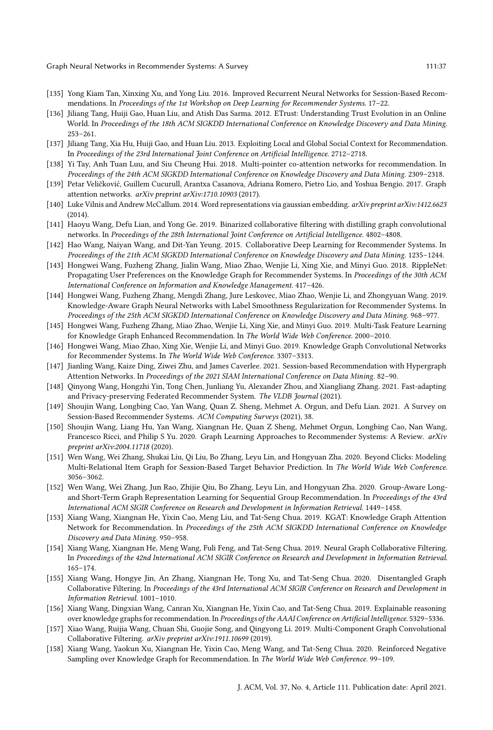[135] Yong Kiam Tan, Xinxing Xu, and Yong Liu. 2016. Improved Recurrent Neural Networks for Session-Based Recommendations. In *Proceedings of the 1st Workshop on Deep Learning for Recommender Systems*. 17–22.

[136] Jiliang Tang, Huiji Gao, Huan Liu, and Atish Das Sarma. 2012. ETrust: Understanding Trust Evolution in an Online World. In *Proceedings of the 18th ACM SIGKDD International Conference on Knowledge Discovery and Data Mining*. 253–261.

[137] Jiliang Tang, Xia Hu, Huiji Gao, and Huan Liu. 2013. Exploiting Local and Global Social Context for Recommendation. In *Proceedings of the 23rd International Joint Conference on Artificial Intelligence*. 2712–2718.

[138] Yi Tay, Anh Tuan Luu, and Siu Cheung Hui. 2018. Multi-pointer co-attention networks for recommendation. In *Proceedings of the 24th ACM SIGKDD International Conference on Knowledge Discovery and Data Mining*. 2309–2318.

[139] Petar Veličković, Guillem Cucurull, Arantxa Casanova, Adriana Romero, Pietro Lio, and Yoshua Bengio. 2017. Graph attention networks. *arXiv preprint arXiv:1710.10903* (2017).

[140] Luke Vilnis and Andrew McCallum. 2014. Word representations via gaussian embedding. *arXiv preprint arXiv:1412.6623* (2014).

[141] Haoyu Wang, Defu Lian, and Yong Ge. 2019. Binarized collaborative filtering with distilling graph convolutional networks. In *Proceedings of the 28th International Joint Conference on Artificial Intelligence*. 4802–4808.

[142] Hao Wang, Naiyan Wang, and Dit-Yan Yeung. 2015. Collaborative Deep Learning for Recommender Systems. In *Proceedings of the 21th ACM SIGKDD International Conference on Knowledge Discovery and Data Mining*. 1235–1244.

[143] Hongwei Wang, Fuzheng Zhang, Jialin Wang, Miao Zhao, Wenjie Li, Xing Xie, and Minyi Guo. 2018. RippleNet: Propagating User Preferences on the Knowledge Graph for Recommender Systems. In *Proceedings of the 30th ACM International Conference on Information and Knowledge Management*. 417–426.

[144] Hongwei Wang, Fuzheng Zhang, Mengdi Zhang, Jure Leskovec, Miao Zhao, Wenjie Li, and Zhongyuan Wang. 2019. Knowledge-Aware Graph Neural Networks with Label Smoothness Regularization for Recommender Systems. In *Proceedings of the 25th ACM SIGKDD International Conference on Knowledge Discovery and Data Mining*. 968–977.

[145] Hongwei Wang, Fuzheng Zhang, Miao Zhao, Wenjie Li, Xing Xie, and Minyi Guo. 2019. Multi-Task Feature Learning for Knowledge Graph Enhanced Recommendation. In *The World Wide Web Conference*. 2000–2010.

[146] Hongwei Wang, Miao Zhao, Xing Xie, Wenjie Li, and Minyi Guo. 2019. Knowledge Graph Convolutional Networks for Recommender Systems. In *The World Wide Web Conference*. 3307–3313.

[147] Jianling Wang, Kaize Ding, Ziwei Zhu, and James Caverlee. 2021. Session-based Recommendation with Hypergraph Attention Networks. In *Proceedings of the 2021 SIAM International Conference on Data Mining*. 82–90.

[148] Qinyong Wang, Hongzhi Yin, Tong Chen, Junliang Yu, Alexander Zhou, and Xiangliang Zhang. 2021. Fast-adapting and Privacy-preserving Federated Recommender System. *The VLDB Journal* (2021).

[149] Shoujin Wang, Longbing Cao, Yan Wang, Quan Z. Sheng, Mehmet A. Orgun, and Defu Lian. 2021. A Survey on Session-Based Recommender Systems. *ACM Computing Surveys* (2021), 38.

[150] Shoujin Wang, Liang Hu, Yan Wang, Xiangnan He, Quan Z Sheng, Mehmet Orgun, Longbing Cao, Nan Wang, Francesco Ricci, and Philip S Yu. 2020. Graph Learning Approaches to Recommender Systems: A Review. *arXiv preprint arXiv:2004.11718* (2020).

[151] Wen Wang, Wei Zhang, Shukai Liu, Qi Liu, Bo Zhang, Leyu Lin, and Hongyuan Zha. 2020. Beyond Clicks: Modeling Multi-Relational Item Graph for Session-Based Target Behavior Prediction. In *The World Wide Web Conference*. 3056–3062.

[152] Wen Wang, Wei Zhang, Jun Rao, Zhijie Qiu, Bo Zhang, Leyu Lin, and Hongyuan Zha. 2020. Group-Aware Long- and Short-Term Graph Representation Learning for Sequential Group Recommendation. In *Proceedings of the 43rd International ACM SIGIR Conference on Research and Development in Information Retrieval*. 1449–1458.

[153] Xiang Wang, Xiangnan He, Yixin Cao, Meng Liu, and Tat-Seng Chua. 2019. KGAT: Knowledge Graph Attention Network for Recommendation. In *Proceedings of the 25th ACM SIGKDD International Conference on Knowledge Discovery and Data Mining*. 950–958.

[154] Xiang Wang, Xiangnan He, Meng Wang, Fuli Feng, and Tat-Seng Chua. 2019. Neural Graph Collaborative Filtering. In *Proceedings of the 42nd International ACM SIGIR Conference on Research and Development in Information Retrieval*. 165–174.

[155] Xiang Wang, Hongye Jin, An Zhang, Xiangnan He, Tong Xu, and Tat-Seng Chua. 2020. Disentangled Graph Collaborative Filtering. In *Proceedings of the 43rd International ACM SIGIR Conference on Research and Development in Information Retrieval*. 1001–1010.

[156] Xiang Wang, Dingxian Wang, Canran Xu, Xiangnan He, Yixin Cao, and Tat-Seng Chua. 2019. Explainable reasoning over knowledge graphs for recommendation. In *Proceedings of the AAAI Conference on Artificial Intelligence*. 5329–5336.

[157] Xiao Wang, Ruijia Wang, Chuan Shi, Guojie Song, and Qingyong Li. 2019. Multi-Component Graph Convolutional Collaborative Filtering. *arXiv preprint arXiv:1911.10699* (2019).

[158] Xiang Wang, Yaokun Xu, Xiangnan He, Yixin Cao, Meng Wang, and Tat-Seng Chua. 2020. Reinforced Negative Sampling over Knowledge Graph for Recommendation. In *The World Wide Web Conference*. 99–109.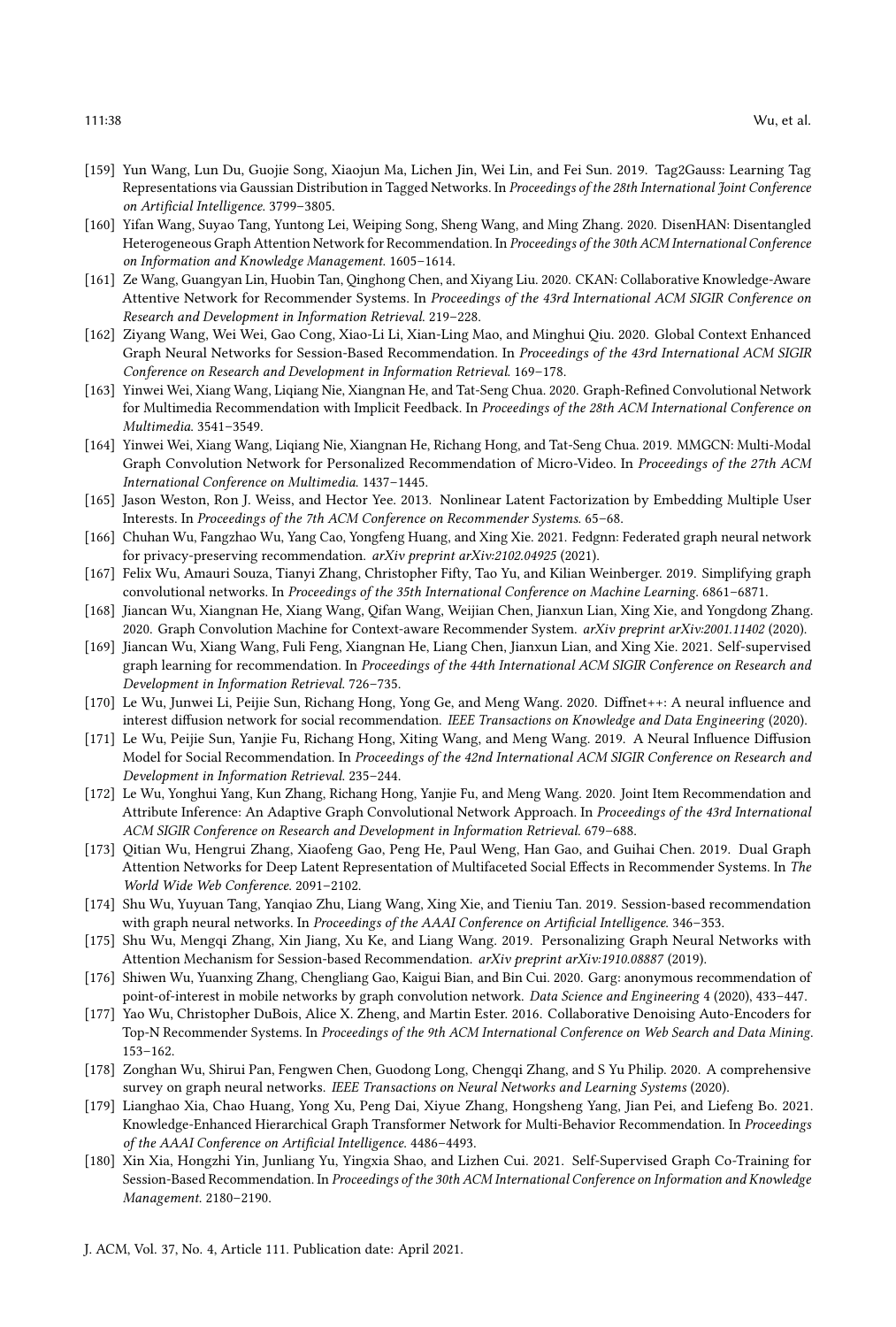[159] Yun Wang, Lun Du, Guojie Song, Xiaojun Ma, Lichen Jin, Wei Lin, and Fei Sun. 2019. Tag2Gauss: Learning Tag Representations via Gaussian Distribution in Tagged Networks. In *Proceedings of the 28th International Joint Conference on Artificial Intelligence*. 3799–3805.

[160] Yifan Wang, Suyao Tang, Yuntong Lei, Weiping Song, Sheng Wang, and Ming Zhang. 2020. DisenHAN: Disentangled Heterogeneous Graph Attention Network for Recommendation. In *Proceedings of the 30th ACM International Conference on Information and Knowledge Management*. 1605–1614.

[161] Ze Wang, Guangyan Lin, Huobin Tan, Qinghong Chen, and Xiyang Liu. 2020. CKAN: Collaborative Knowledge-Aware Attentive Network for Recommender Systems. In *Proceedings of the 43rd International ACM SIGIR Conference on Research and Development in Information Retrieval*. 219–228.

[162] Ziyang Wang, Wei Wei, Gao Cong, Xiao-Li Li, Xian-Ling Mao, and Minghui Qiu. 2020. Global Context Enhanced Graph Neural Networks for Session-Based Recommendation. In *Proceedings of the 43rd International ACM SIGIR Conference on Research and Development in Information Retrieval*. 169–178.

[163] Yinwei Wei, Xiang Wang, Liqiang Nie, Xiangnan He, and Tat-Seng Chua. 2020. Graph-Refined Convolutional Network for Multimedia Recommendation with Implicit Feedback. In *Proceedings of the 28th ACM International Conference on Multimedia*. 3541–3549.

[164] Yinwei Wei, Xiang Wang, Liqiang Nie, Xiangnan He, Richang Hong, and Tat-Seng Chua. 2019. MMGCN: Multi-Modal Graph Convolution Network for Personalized Recommendation of Micro-Video. In *Proceedings of the 27th ACM International Conference on Multimedia*. 1437–1445.

[165] Jason Weston, Ron J. Weiss, and Hector Yee. 2013. Nonlinear Latent Factorization by Embedding Multiple User Interests. In *Proceedings of the 7th ACM Conference on Recommender Systems*. 65–68.

[166] Chuhan Wu, Fangzhao Wu, Yang Cao, Yongfeng Huang, and Xing Xie. 2021. Fedgnn: Federated graph neural network for privacy-preserving recommendation. *arXiv preprint arXiv:2102.04925* (2021).

[167] Felix Wu, Amauri Souza, Tianyi Zhang, Christopher Fifty, Tao Yu, and Kilian Weinberger. 2019. Simplifying graph convolutional networks. In *Proceedings of the 35th International Conference on Machine Learning*. 6861–6871.

[168] Jiancan Wu, Xiangnan He, Xiang Wang, Qifan Wang, Weijian Chen, Jianxun Lian, Xing Xie, and Yongdong Zhang. 2020. Graph Convolution Machine for Context-aware Recommender System. *arXiv preprint arXiv:2001.11402* (2020).

[169] Jiancan Wu, Xiang Wang, Fuli Feng, Xiangnan He, Liang Chen, Jianxun Lian, and Xing Xie. 2021. Self-supervised graph learning for recommendation. In *Proceedings of the 44th International ACM SIGIR Conference on Research and Development in Information Retrieval*. 726–735.

[170] Le Wu, Junwei Li, Peijie Sun, Richang Hong, Yong Ge, and Meng Wang. 2020. Diffnet++: A neural influence and interest diffusion network for social recommendation. *IEEE Transactions on Knowledge and Data Engineering* (2020).

[171] Le Wu, Peijie Sun, Yanjie Fu, Richang Hong, Xiting Wang, and Meng Wang. 2019. A Neural Influence Diffusion Model for Social Recommendation. In *Proceedings of the 42nd International ACM SIGIR Conference on Research and Development in Information Retrieval*. 235–244.

[172] Le Wu, Yonghui Yang, Kun Zhang, Richang Hong, Yanjie Fu, and Meng Wang. 2020. Joint Item Recommendation and Attribute Inference: An Adaptive Graph Convolutional Network Approach. In *Proceedings of the 43rd International ACM SIGIR Conference on Research and Development in Information Retrieval*. 679–688.

[173] Qitian Wu, Hengrui Zhang, Xiaofeng Gao, Peng He, Paul Weng, Han Gao, and Guihai Chen. 2019. Dual Graph Attention Networks for Deep Latent Representation of Multifaceted Social Effects in Recommender Systems. In *The World Wide Web Conference*. 2091–2102.

[174] Shu Wu, Yuyuan Tang, Yanqiao Zhu, Liang Wang, Xing Xie, and Tieniu Tan. 2019. Session-based recommendation with graph neural networks. In *Proceedings of the AAAI Conference on Artificial Intelligence*. 346–353.

[175] Shu Wu, Mengqi Zhang, Xin Jiang, Xu Ke, and Liang Wang. 2019. Personalizing Graph Neural Networks with Attention Mechanism for Session-based Recommendation. *arXiv preprint arXiv:1910.08887* (2019).

[176] Shiwen Wu, Yuanxing Zhang, Chengliang Gao, Kaigui Bian, and Bin Cui. 2020. Garg: anonymous recommendation of point-of-interest in mobile networks by graph convolution network. *Data Science and Engineering* 4 (2020), 433–447.

[177] Yao Wu, Christopher DuBois, Alice X. Zheng, and Martin Ester. 2016. Collaborative Denoising Auto-Encoders for Top-N Recommender Systems. In *Proceedings of the 9th ACM International Conference on Web Search and Data Mining*. 153–162.

[178] Zonghan Wu, Shirui Pan, Fengwen Chen, Guodong Long, Chengqi Zhang, and S Yu Philip. 2020. A comprehensive survey on graph neural networks. *IEEE Transactions on Neural Networks and Learning Systems* (2020).

[179] Lianghao Xia, Chao Huang, Yong Xu, Peng Dai, Xiyue Zhang, Hongsheng Yang, Jian Pei, and Liefeng Bo. 2021. Knowledge-Enhanced Hierarchical Graph Transformer Network for Multi-Behavior Recommendation. In *Proceedings of the AAAI Conference on Artificial Intelligence*. 4486–4493.

[180] Xin Xia, Hongzhi Yin, Junliang Yu, Yingxia Shao, and Lizhen Cui. 2021. Self-Supervised Graph Co-Training for Session-Based Recommendation. In *Proceedings of the 30th ACM International Conference on Information and Knowledge Management*. 2180–2190.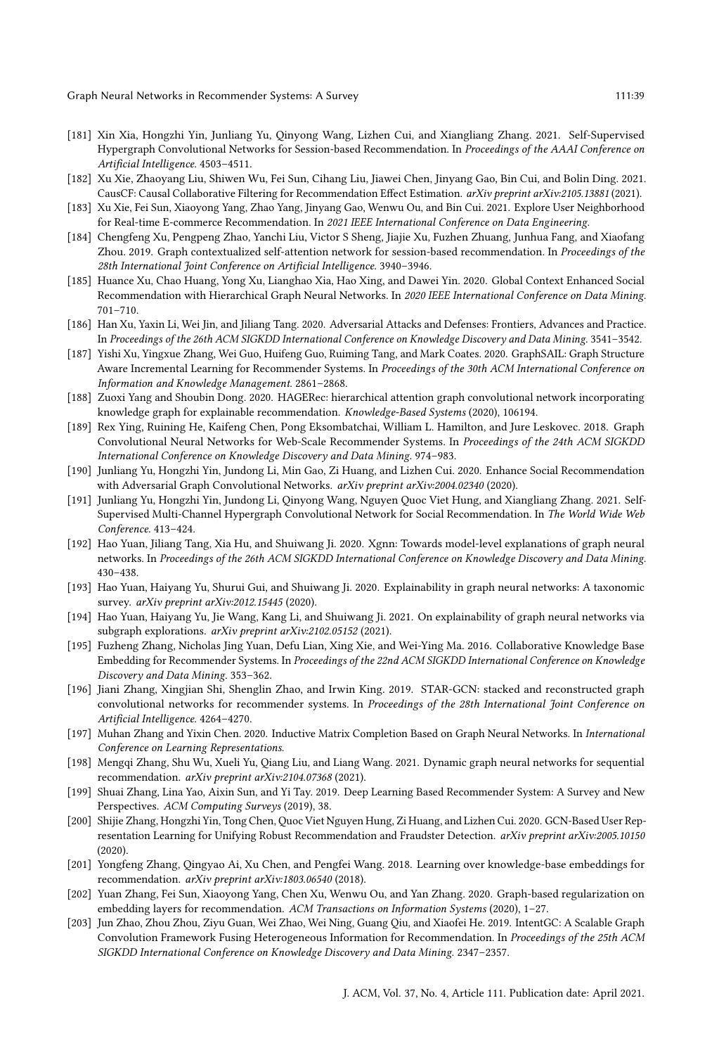[181] Xin Xia, Hongzhi Yin, Junliang Yu, Qinyong Wang, Lizhen Cui, and Xiangliang Zhang. 2021. Self-Supervised Hypergraph Convolutional Networks for Session-based Recommendation. In *Proceedings of the AAAI Conference on Artificial Intelligence*. 4503–4511.

[182] Xu Xie, Zhaoyang Liu, Shiwen Wu, Fei Sun, Cihang Liu, Jiawei Chen, Jinyang Gao, Bin Cui, and Bolin Ding. 2021. CausCF: Causal Collaborative Filtering for Recommendation Effect Estimation. *arXiv preprint arXiv:2105.13881* (2021).

[183] Xu Xie, Fei Sun, Xiaoyong Yang, Zhao Yang, Jinyang Gao, Wenwu Ou, and Bin Cui. 2021. Explore User Neighborhood for Real-time E-commerce Recommendation. In *2021 IEEE International Conference on Data Engineering*.

[184] Chengfeng Xu, Pengpeng Zhao, Yanchi Liu, Victor S Sheng, Jiajie Xu, Fuzhen Zhuang, Junhua Fang, and Xiaofang Zhou. 2019. Graph contextualized self-attention network for session-based recommendation. In *Proceedings of the 28th International Joint Conference on Artificial Intelligence*. 3940–3946.

[185] Huance Xu, Chao Huang, Yong Xu, Lianghao Xia, Hao Xing, and Dawei Yin. 2020. Global Context Enhanced Social Recommendation with Hierarchical Graph Neural Networks. In *2020 IEEE International Conference on Data Mining*. 701–710.

[186] Han Xu, Yaxin Li, Wei Jin, and Jiliang Tang. 2020. Adversarial Attacks and Defenses: Frontiers, Advances and Practice. In *Proceedings of the 26th ACM SIGKDD International Conference on Knowledge Discovery and Data Mining*. 3541–3542.

[187] Yishi Xu, Yingxue Zhang, Wei Guo, Huifeng Guo, Ruiming Tang, and Mark Coates. 2020. GraphSAIL: Graph Structure Aware Incremental Learning for Recommender Systems. In *Proceedings of the 30th ACM International Conference on Information and Knowledge Management*. 2861–2868.

[188] Zuoxi Yang and Shoubin Dong. 2020. HAGERec: hierarchical attention graph convolutional network incorporating knowledge graph for explainable recommendation. *Knowledge-Based Systems* (2020), 106194.

[189] Rex Ying, Ruining He, Kaifeng Chen, Pong Eksombatchai, William L. Hamilton, and Jure Leskovec. 2018. Graph Convolutional Neural Networks for Web-Scale Recommender Systems. In *Proceedings of the 24th ACM SIGKDD International Conference on Knowledge Discovery and Data Mining*. 974–983.

[190] Junliang Yu, Hongzhi Yin, Jundong Li, Min Gao, Zi Huang, and Lizhen Cui. 2020. Enhance Social Recommendation with Adversarial Graph Convolutional Networks. *arXiv preprint arXiv:2004.02340* (2020).

[191] Junliang Yu, Hongzhi Yin, Jundong Li, Qinyong Wang, Nguyen Quoc Viet Hung, and Xiangliang Zhang. 2021. Self-Supervised Multi-Channel Hypergraph Convolutional Network for Social Recommendation. In *The World Wide Web Conference*. 413–424.

[192] Hao Yuan, Jiliang Tang, Xia Hu, and Shuiwang Ji. 2020. Xgnn: Towards model-level explanations of graph neural networks. In *Proceedings of the 26th ACM SIGKDD International Conference on Knowledge Discovery and Data Mining*. 430–438.

[193] Hao Yuan, Haiyang Yu, Shurui Gui, and Shuiwang Ji. 2020. Explainability in graph neural networks: A taxonomic survey. *arXiv preprint arXiv:2012.15445* (2020).

[194] Hao Yuan, Haiyang Yu, Jie Wang, Kang Li, and Shuiwang Ji. 2021. On explainability of graph neural networks via subgraph explorations. *arXiv preprint arXiv:2102.05152* (2021).

[195] Fuzheng Zhang, Nicholas Jing Yuan, Defu Lian, Xing Xie, and Wei-Ying Ma. 2016. Collaborative Knowledge Base Embedding for Recommender Systems. In *Proceedings of the 22nd ACM SIGKDD International Conference on Knowledge Discovery and Data Mining*. 353–362.

[196] Jiani Zhang, Xingjian Shi, Shenglin Zhao, and Irwin King. 2019. STAR-GCN: stacked and reconstructed graph convolutional networks for recommender systems. In *Proceedings of the 28th International Joint Conference on Artificial Intelligence*. 4264–4270.

[197] Muhan Zhang and Yixin Chen. 2020. Inductive Matrix Completion Based on Graph Neural Networks. In *International Conference on Learning Representations*.

[198] Mengqi Zhang, Shu Wu, Xueli Yu, Qiang Liu, and Liang Wang. 2021. Dynamic graph neural networks for sequential recommendation. *arXiv preprint arXiv:2104.07368* (2021).

[199] Shuai Zhang, Lina Yao, Aixin Sun, and Yi Tay. 2019. Deep Learning Based Recommender System: A Survey and New Perspectives. *ACM Computing Surveys* (2019), 38.

[200] Shijie Zhang, Hongzhi Yin, Tong Chen, Quoc Viet Nguyen Hung, Zi Huang, and Lizhen Cui. 2020. GCN-Based User Representation Learning for Unifying Robust Recommendation and Fraudster Detection. *arXiv preprint arXiv:2005.10150* (2020).

[201] Yongfeng Zhang, Qingyao Ai, Xu Chen, and Pengfei Wang. 2018. Learning over knowledge-base embeddings for recommendation. *arXiv preprint arXiv:1803.06540* (2018).

[202] Yuan Zhang, Fei Sun, Xiaoyong Yang, Chen Xu, Wenwu Ou, and Yan Zhang. 2020. Graph-based regularization on embedding layers for recommendation. *ACM Transactions on Information Systems* (2020), 1–27.

[203] Jun Zhao, Zhou Zhou, Ziyu Guan, Wei Zhao, Wei Ning, Guang Qiu, and Xiaofei He. 2019. IntentGC: A Scalable Graph Convolution Framework Fusing Heterogeneous Information for Recommendation. In *Proceedings of the 25th ACM SIGKDD International Conference on Knowledge Discovery and Data Mining*. 2347–2357.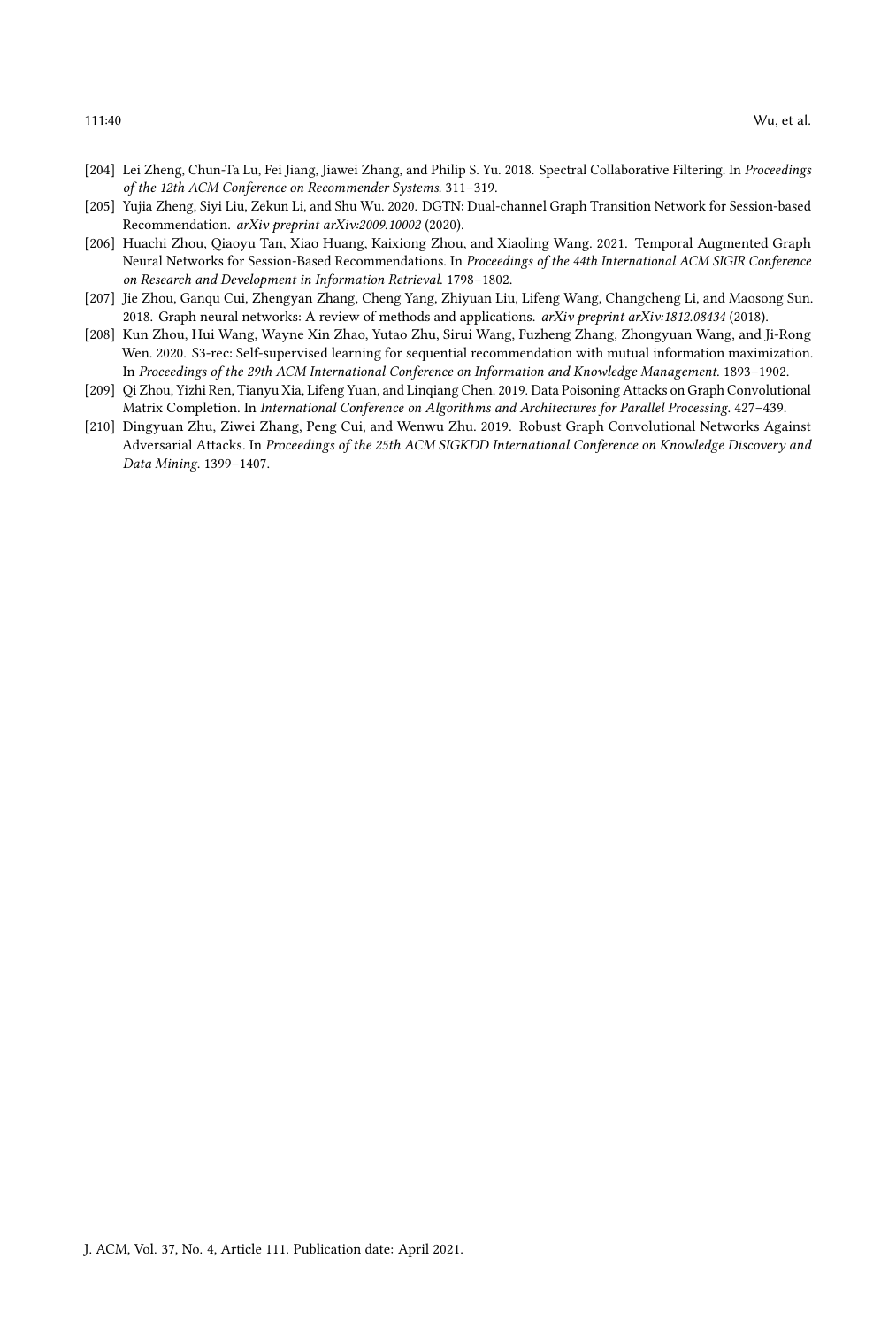[204] Lei Zheng, Chun-Ta Lu, Fei Jiang, Jiawei Zhang, and Philip S. Yu. 2018. Spectral Collaborative Filtering. In *Proceedings of the 12th ACM Conference on Recommender Systems*. 311–319.

[205] Yujia Zheng, Siyi Liu, Zekun Li, and Shu Wu. 2020. DGTN: Dual-channel Graph Transition Network for Session-based Recommendation. *arXiv preprint arXiv:2009.10002* (2020).

[206] Huachi Zhou, Qiaoyu Tan, Xiao Huang, Kaixiong Zhou, and Xiaoling Wang. 2021. Temporal Augmented Graph Neural Networks for Session-Based Recommendations. In *Proceedings of the 44th International ACM SIGIR Conference on Research and Development in Information Retrieval*. 1798–1802.

[207] Jie Zhou, Ganqu Cui, Zhengyan Zhang, Cheng Yang, Zhiyuan Liu, Lifeng Wang, Changcheng Li, and Maosong Sun. 2018. Graph neural networks: A review of methods and applications. *arXiv preprint arXiv:1812.08434* (2018).

[208] Kun Zhou, Hui Wang, Wayne Xin Zhao, Yutao Zhu, Sirui Wang, Fuzheng Zhang, Zhongyuan Wang, and Ji-Rong Wen. 2020. S3-rec: Self-supervised learning for sequential recommendation with mutual information maximization. In *Proceedings of the 29th ACM International Conference on Information and Knowledge Management*. 1893–1902.

[209] Qi Zhou, Yizhi Ren, Tianyu Xia, Lifeng Yuan, and Linqiang Chen. 2019. Data Poisoning Attacks on Graph Convolutional Matrix Completion. In *International Conference on Algorithms and Architectures for Parallel Processing*. 427–439.

[210] Dingyuan Zhu, Ziwei Zhang, Peng Cui, and Wenwu Zhu. 2019. Robust Graph Convolutional Networks Against Adversarial Attacks. In *Proceedings of the 25th ACM SIGKDD International Conference on Knowledge Discovery and Data Mining*. 1399–1407.